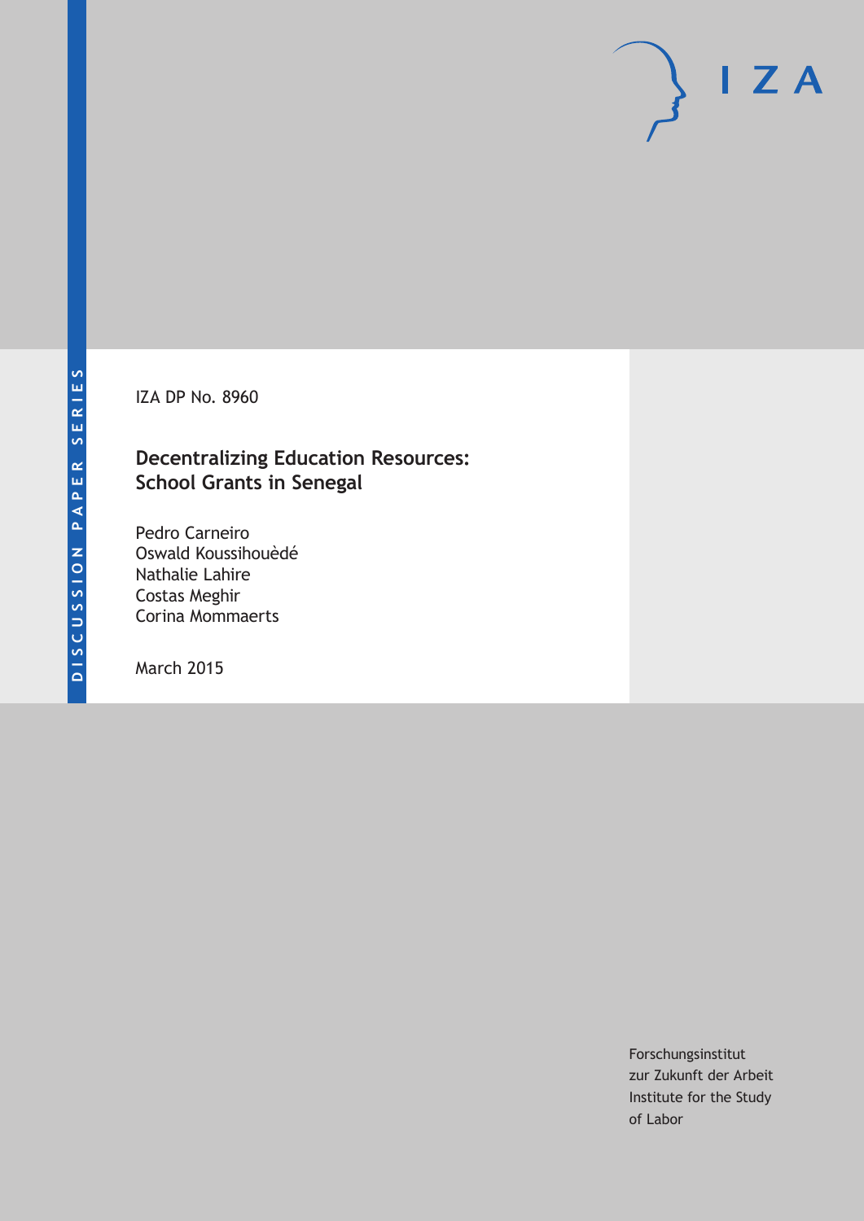DISCUSSION PAPER SERIES

IZA DP No. 8960

# Decentralizing Education Resources: School Grants in Senegal

Pedro Carneiro
Oswald Koussihouèdé
Nathalie Lahire
Costas Meghir
Corina Mommaerts

March 2015

Forschungsinstitut
zur Zukunft der Arbeit
Institute for the Study
of Labor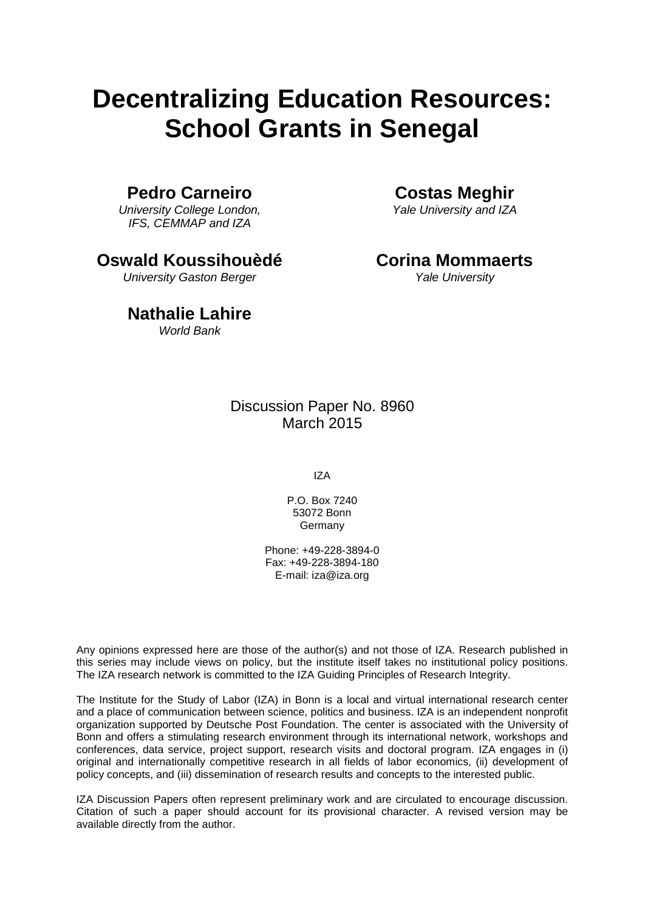# Decentralizing Education Resources: School Grants in Senegal

**Pedro Carneiro**
*University College London, IFS, CEMMAP and IZA*

**Costas Meghir**
*Yale University and IZA*

**Oswald Koussihouèdé**
*University Gaston Berger*

**Corina Mommaerts**
*Yale University*

**Nathalie Lahire**
*World Bank*

Discussion Paper No. 8960
March 2015

IZA

P.O. Box 7240
53072 Bonn
Germany

Phone: +49-228-3894-0
Fax: +49-228-3894-180
E-mail: iza@iza.org

Any opinions expressed here are those of the author(s) and not those of IZA. Research published in this series may include views on policy, but the institute itself takes no institutional policy positions. The IZA research network is committed to the IZA Guiding Principles of Research Integrity.

The Institute for the Study of Labor (IZA) in Bonn is a local and virtual international research center and a place of communication between science, politics and business. IZA is an independent nonprofit organization supported by Deutsche Post Foundation. The center is associated with the University of Bonn and offers a stimulating research environment through its international network, workshops and conferences, data service, project support, research visits and doctoral program. IZA engages in (i) original and internationally competitive research in all fields of labor economics, (ii) development of policy concepts, and (iii) dissemination of research results and concepts to the interested public.

IZA Discussion Papers often represent preliminary work and are circulated to encourage discussion. Citation of such a paper should account for its provisional character. A revised version may be available directly from the author.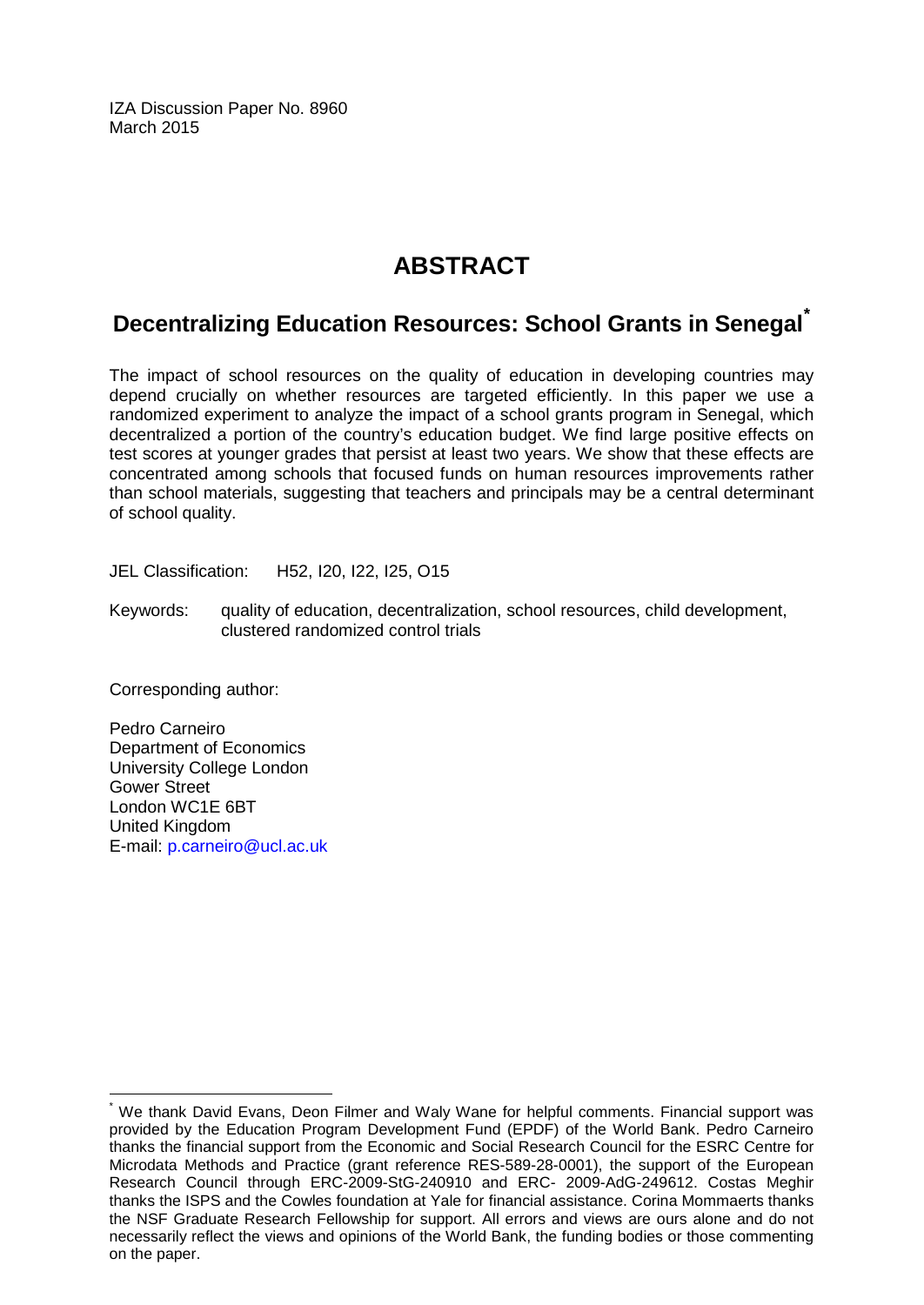IZA Discussion Paper No. 8960
March 2015

# ABSTRACT

## Decentralizing Education Resources: School Grants in Senegal*

The impact of school resources on the quality of education in developing countries may depend crucially on whether resources are targeted efficiently. In this paper we use a randomized experiment to analyze the impact of a school grants program in Senegal, which decentralized a portion of the country's education budget. We find large positive effects on test scores at younger grades that persist at least two years. We show that these effects are concentrated among schools that focused funds on human resources improvements rather than school materials, suggesting that teachers and principals may be a central determinant of school quality.

JEL Classification: H52, I20, I22, I25, O15

Keywords: quality of education, decentralization, school resources, child development, clustered randomized control trials

Corresponding author:

Pedro Carneiro
Department of Economics
University College London
Gower Street
London WC1E 6BT
United Kingdom
E-mail: p.carneiro@ucl.ac.uk

---

* We thank David Evans, Deon Filmer and Waly Wane for helpful comments. Financial support was provided by the Education Program Development Fund (EPDF) of the World Bank. Pedro Carneiro thanks the financial support from the Economic and Social Research Council for the ESRC Centre for Microdata Methods and Practice (grant reference RES-589-28-0001), the support of the European Research Council through ERC-2009-StG-240910 and ERC- 2009-AdG-249612. Costas Meghir thanks the ISPS and the Cowles foundation at Yale for financial assistance. Corina Mommaerts thanks the NSF Graduate Research Fellowship for support. All errors and views are ours alone and do not necessarily reflect the views and opinions of the World Bank, the funding bodies or those commenting on the paper.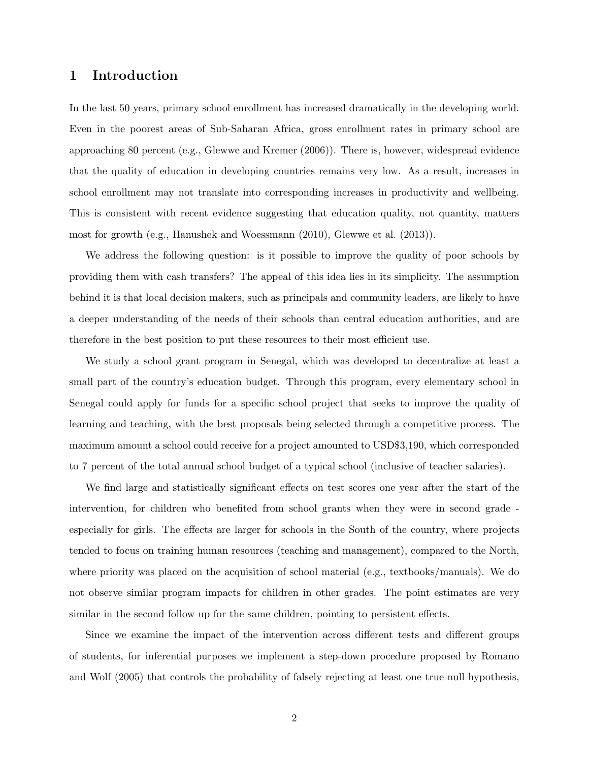# 1 Introduction

In the last 50 years, primary school enrollment has increased dramatically in the developing world. Even in the poorest areas of Sub-Saharan Africa, gross enrollment rates in primary school are approaching 80 percent (e.g., Glewwe and Kremer (2006)). There is, however, widespread evidence that the quality of education in developing countries remains very low. As a result, increases in school enrollment may not translate into corresponding increases in productivity and wellbeing. This is consistent with recent evidence suggesting that education quality, not quantity, matters most for growth (e.g., Hanushek and Woessmann (2010), Glewwe et al. (2013)).

We address the following question: is it possible to improve the quality of poor schools by providing them with cash transfers? The appeal of this idea lies in its simplicity. The assumption behind it is that local decision makers, such as principals and community leaders, are likely to have a deeper understanding of the needs of their schools than central education authorities, and are therefore in the best position to put these resources to their most efficient use.

We study a school grant program in Senegal, which was developed to decentralize at least a small part of the country's education budget. Through this program, every elementary school in Senegal could apply for funds for a specific school project that seeks to improve the quality of learning and teaching, with the best proposals being selected through a competitive process. The maximum amount a school could receive for a project amounted to USD$3,190, which corresponded to 7 percent of the total annual school budget of a typical school (inclusive of teacher salaries).

We find large and statistically significant effects on test scores one year after the start of the intervention, for children who benefited from school grants when they were in second grade - especially for girls. The effects are larger for schools in the South of the country, where projects tended to focus on training human resources (teaching and management), compared to the North, where priority was placed on the acquisition of school material (e.g., textbooks/manuals). We do not observe similar program impacts for children in other grades. The point estimates are very similar in the second follow up for the same children, pointing to persistent effects.

Since we examine the impact of the intervention across different tests and different groups of students, for inferential purposes we implement a step-down procedure proposed by Romano and Wolf (2005) that controls the probability of falsely rejecting at least one true null hypothesis,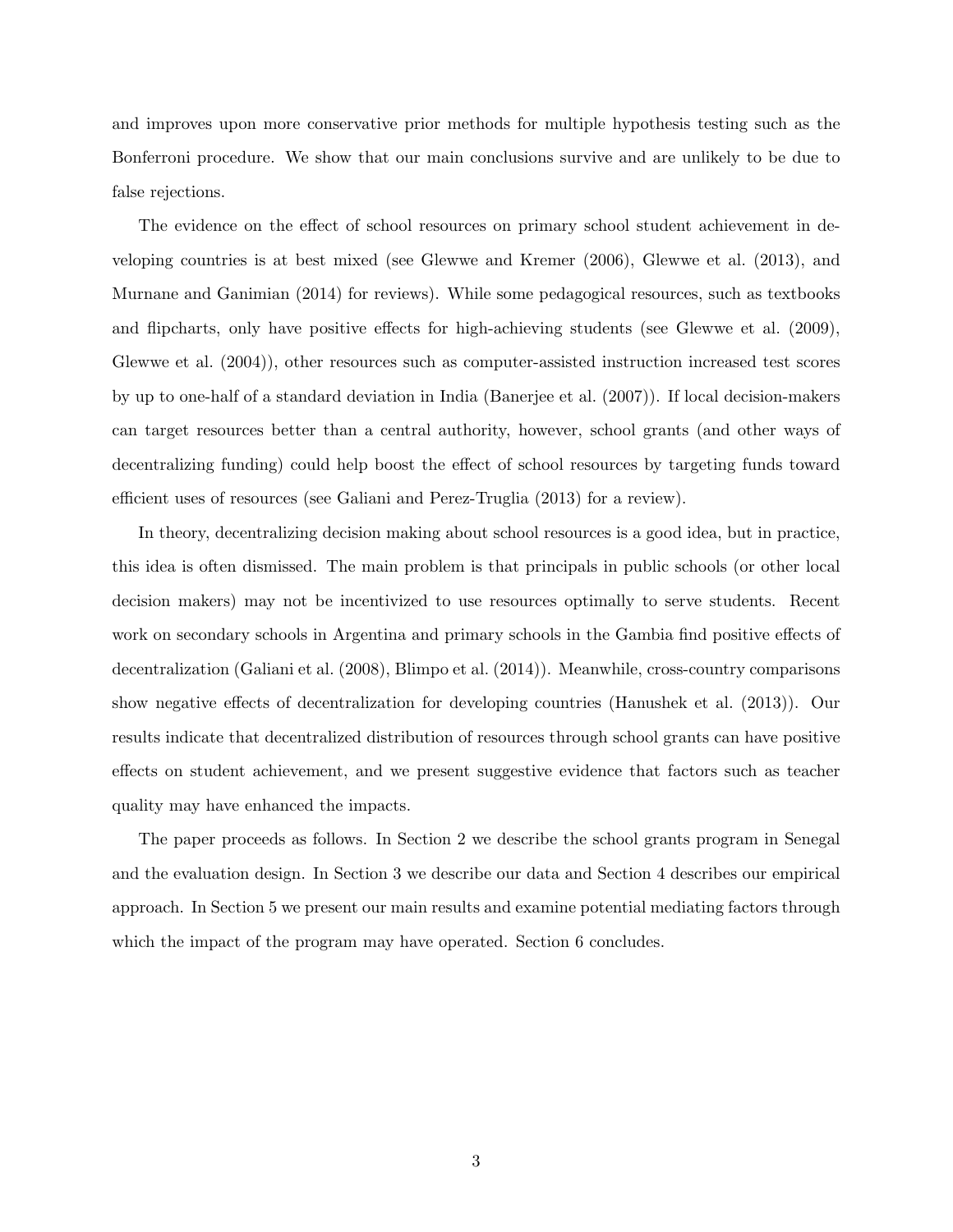and improves upon more conservative prior methods for multiple hypothesis testing such as the Bonferroni procedure. We show that our main conclusions survive and are unlikely to be due to false rejections.

The evidence on the effect of school resources on primary school student achievement in developing countries is at best mixed (see Glewwe and Kremer (2006), Glewwe et al. (2013), and Murnane and Ganimian (2014) for reviews). While some pedagogical resources, such as textbooks and flipcharts, only have positive effects for high-achieving students (see Glewwe et al. (2009), Glewwe et al. (2004)), other resources such as computer-assisted instruction increased test scores by up to one-half of a standard deviation in India (Banerjee et al. (2007)). If local decision-makers can target resources better than a central authority, however, school grants (and other ways of decentralizing funding) could help boost the effect of school resources by targeting funds toward efficient uses of resources (see Galiani and Perez-Truglia (2013) for a review).

In theory, decentralizing decision making about school resources is a good idea, but in practice, this idea is often dismissed. The main problem is that principals in public schools (or other local decision makers) may not be incentivized to use resources optimally to serve students. Recent work on secondary schools in Argentina and primary schools in the Gambia find positive effects of decentralization (Galiani et al. (2008), Blimpo et al. (2014)). Meanwhile, cross-country comparisons show negative effects of decentralization for developing countries (Hanushek et al. (2013)). Our results indicate that decentralized distribution of resources through school grants can have positive effects on student achievement, and we present suggestive evidence that factors such as teacher quality may have enhanced the impacts.

The paper proceeds as follows. In Section 2 we describe the school grants program in Senegal and the evaluation design. In Section 3 we describe our data and Section 4 describes our empirical approach. In Section 5 we present our main results and examine potential mediating factors through which the impact of the program may have operated. Section 6 concludes.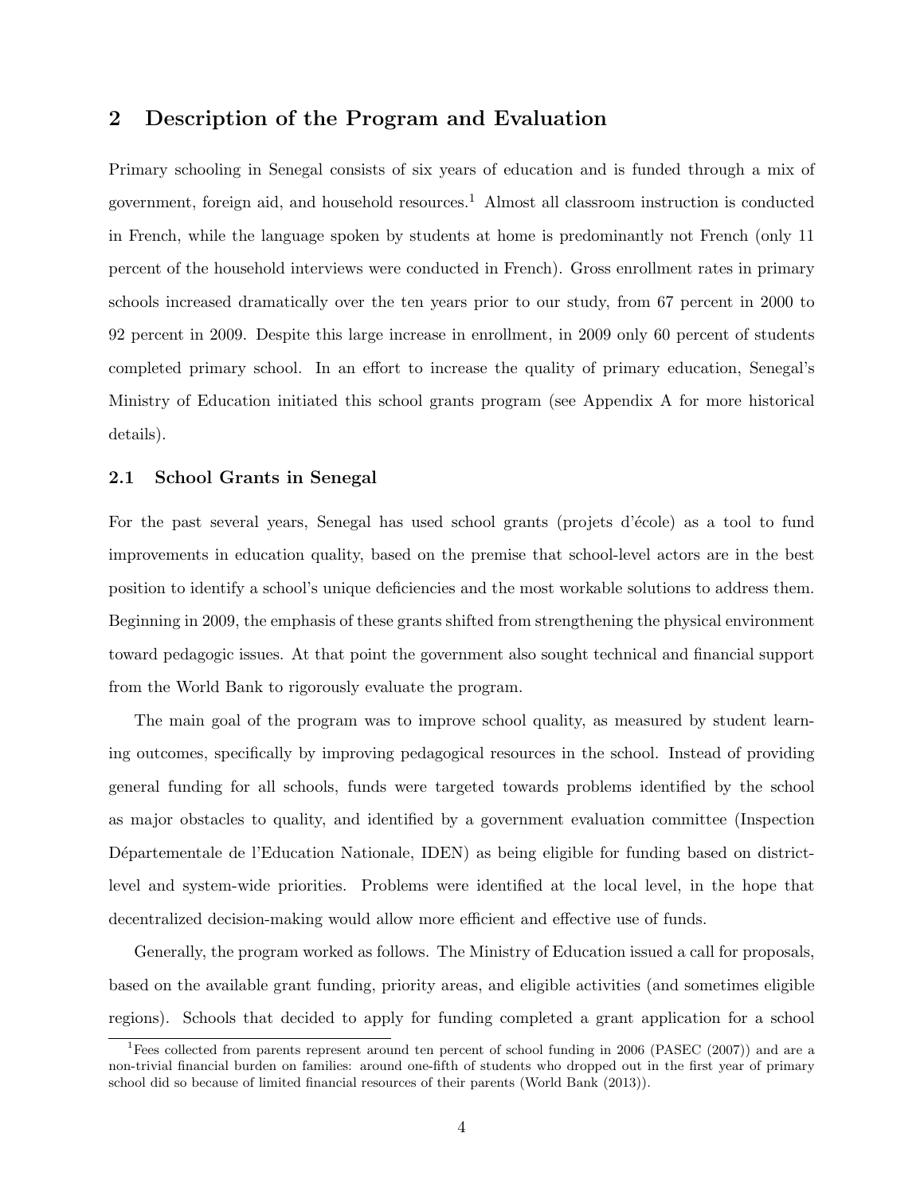## 2 Description of the Program and Evaluation

Primary schooling in Senegal consists of six years of education and is funded through a mix of government, foreign aid, and household resources.[1] Almost all classroom instruction is conducted in French, while the language spoken by students at home is predominantly not French (only 11 percent of the household interviews were conducted in French). Gross enrollment rates in primary schools increased dramatically over the ten years prior to our study, from 67 percent in 2000 to 92 percent in 2009. Despite this large increase in enrollment, in 2009 only 60 percent of students completed primary school. In an effort to increase the quality of primary education, Senegal's Ministry of Education initiated this school grants program (see Appendix A for more historical details).

### 2.1 School Grants in Senegal

For the past several years, Senegal has used school grants (projets d'école) as a tool to fund improvements in education quality, based on the premise that school-level actors are in the best position to identify a school's unique deficiencies and the most workable solutions to address them. Beginning in 2009, the emphasis of these grants shifted from strengthening the physical environment toward pedagogic issues. At that point the government also sought technical and financial support from the World Bank to rigorously evaluate the program.

The main goal of the program was to improve school quality, as measured by student learning outcomes, specifically by improving pedagogical resources in the school. Instead of providing general funding for all schools, funds were targeted towards problems identified by the school as major obstacles to quality, and identified by a government evaluation committee (Inspection Départementale de l'Education Nationale, IDEN) as being eligible for funding based on district-level and system-wide priorities. Problems were identified at the local level, in the hope that decentralized decision-making would allow more efficient and effective use of funds.

Generally, the program worked as follows. The Ministry of Education issued a call for proposals, based on the available grant funding, priority areas, and eligible activities (and sometimes eligible regions). Schools that decided to apply for funding completed a grant application for a school

[1] Fees collected from parents represent around ten percent of school funding in 2006 (PASEC (2007)) and are a non-trivial financial burden on families: around one-fifth of students who dropped out in the first year of primary school did so because of limited financial resources of their parents (World Bank (2013)).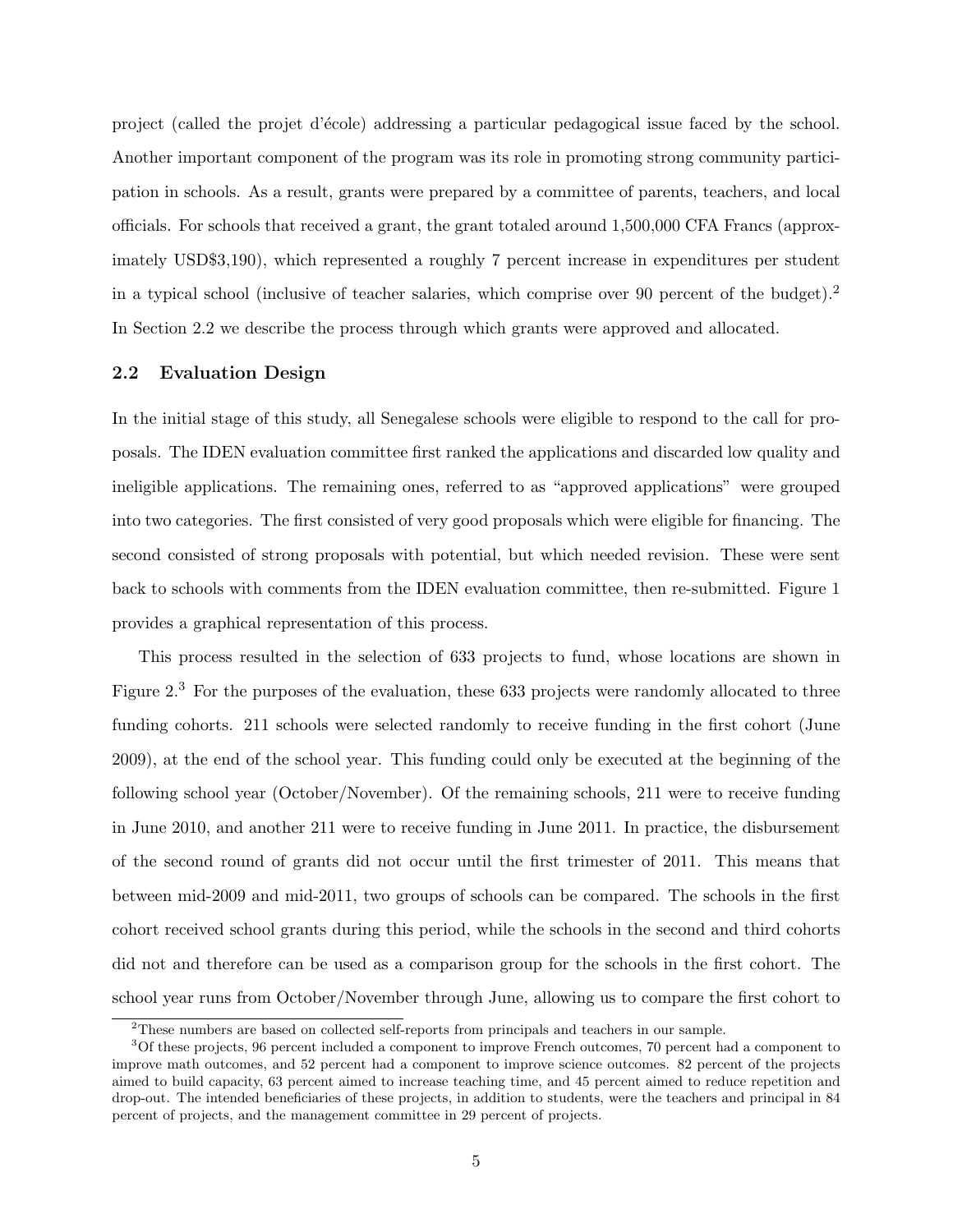project (called the projet d'école) addressing a particular pedagogical issue faced by the school. Another important component of the program was its role in promoting strong community participation in schools. As a result, grants were prepared by a committee of parents, teachers, and local officials. For schools that received a grant, the grant totaled around 1,500,000 CFA Francs (approximately USD$3,190), which represented a roughly 7 percent increase in expenditures per student in a typical school (inclusive of teacher salaries, which comprise over 90 percent of the budget).[2] In Section 2.2 we describe the process through which grants were approved and allocated.

### 2.2 Evaluation Design

In the initial stage of this study, all Senegalese schools were eligible to respond to the call for proposals. The IDEN evaluation committee first ranked the applications and discarded low quality and ineligible applications. The remaining ones, referred to as "approved applications" were grouped into two categories. The first consisted of very good proposals which were eligible for financing. The second consisted of strong proposals with potential, but which needed revision. These were sent back to schools with comments from the IDEN evaluation committee, then re-submitted. Figure 1 provides a graphical representation of this process.

This process resulted in the selection of 633 projects to fund, whose locations are shown in Figure 2.[3] For the purposes of the evaluation, these 633 projects were randomly allocated to three funding cohorts. 211 schools were selected randomly to receive funding in the first cohort (June 2009), at the end of the school year. This funding could only be executed at the beginning of the following school year (October/November). Of the remaining schools, 211 were to receive funding in June 2010, and another 211 were to receive funding in June 2011. In practice, the disbursement of the second round of grants did not occur until the first trimester of 2011. This means that between mid-2009 and mid-2011, two groups of schools can be compared. The schools in the first cohort received school grants during this period, while the schools in the second and third cohorts did not and therefore can be used as a comparison group for the schools in the first cohort. The school year runs from October/November through June, allowing us to compare the first cohort to

[2] These numbers are based on collected self-reports from principals and teachers in our sample.

[3] Of these projects, 96 percent included a component to improve French outcomes, 70 percent had a component to improve math outcomes, and 52 percent had a component to improve science outcomes. 82 percent of the projects aimed to build capacity, 63 percent aimed to increase teaching time, and 45 percent aimed to reduce repetition and drop-out. The intended beneficiaries of these projects, in addition to students, were the teachers and principal in 84 percent of projects, and the management committee in 29 percent of projects.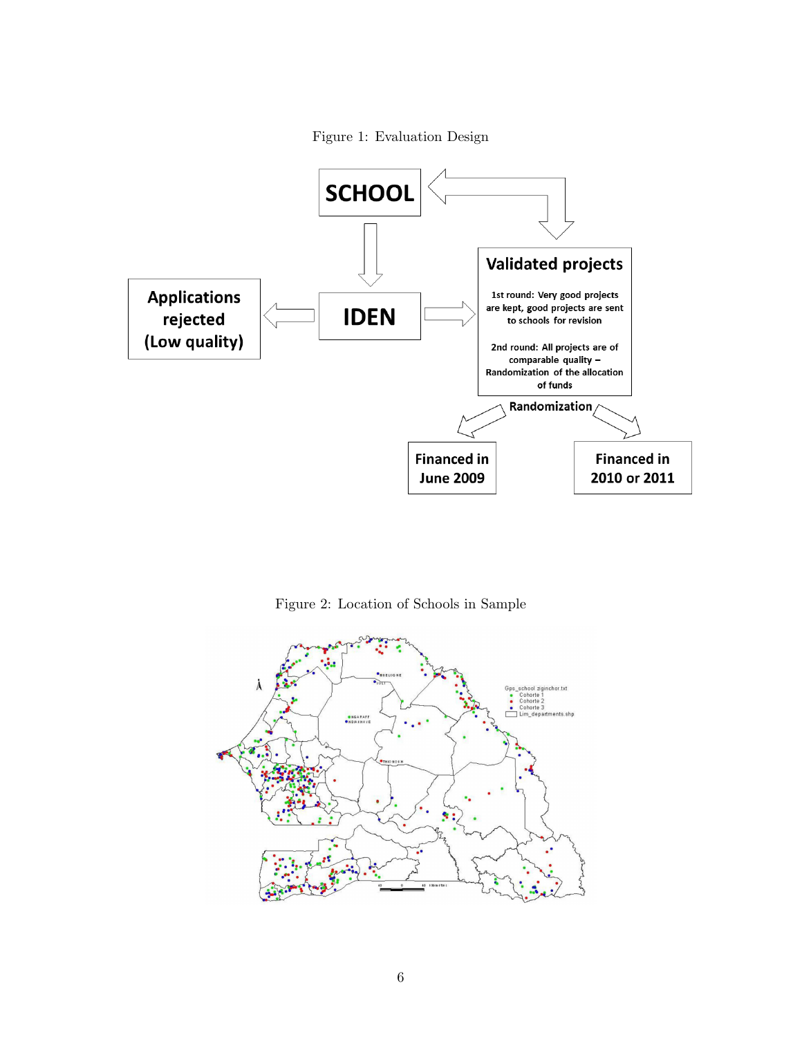Figure 1: Evaluation Design

Figure 2: Location of Schools in Sample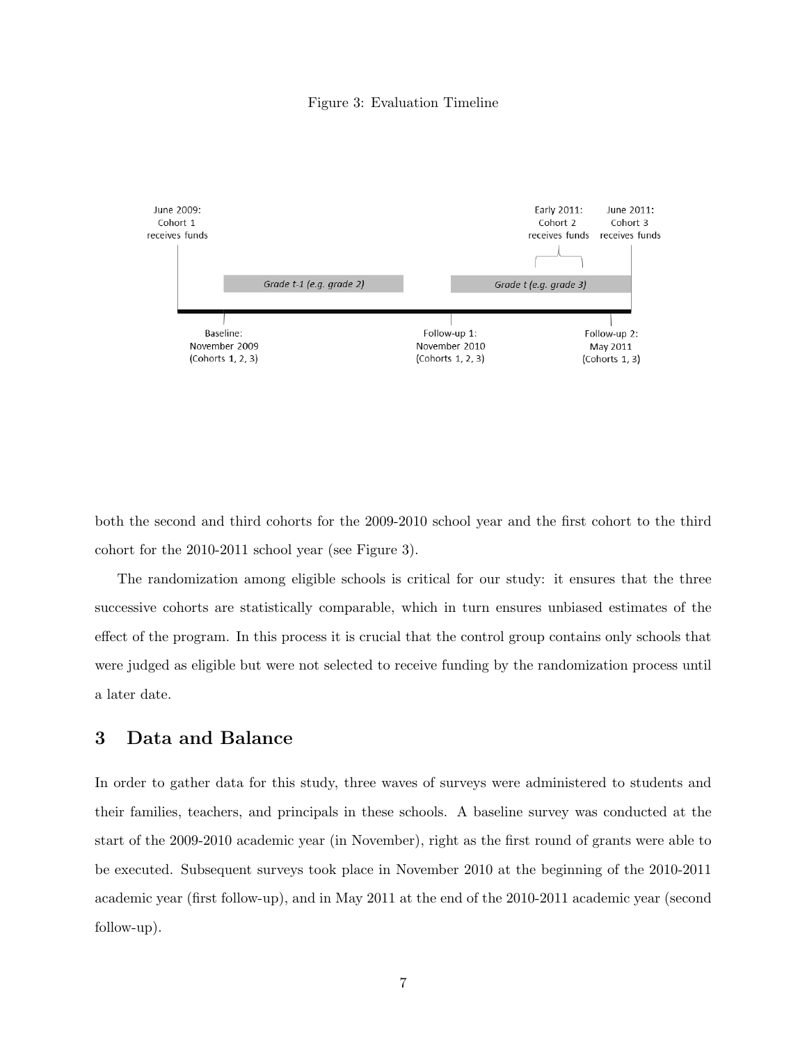Figure 3: Evaluation Timeline

June 2009: Cohort 1 receives funds

Early 2011: Cohort 2 receives funds

June 2011: Cohort 3 receives funds

*Grade t-1 (e.g. grade 2)*

*Grade t (e.g. grade 3)*

Baseline: November 2009 (Cohorts 1, 2, 3)

Follow-up 1: November 2010 (Cohorts 1, 2, 3)

Follow-up 2: May 2011 (Cohorts 1, 3)

both the second and third cohorts for the 2009-2010 school year and the first cohort to the third cohort for the 2010-2011 school year (see Figure 3).

The randomization among eligible schools is critical for our study: it ensures that the three successive cohorts are statistically comparable, which in turn ensures unbiased estimates of the effect of the program. In this process it is crucial that the control group contains only schools that were judged as eligible but were not selected to receive funding by the randomization process until a later date.

## 3 Data and Balance

In order to gather data for this study, three waves of surveys were administered to students and their families, teachers, and principals in these schools. A baseline survey was conducted at the start of the 2009-2010 academic year (in November), right as the first round of grants were able to be executed. Subsequent surveys took place in November 2010 at the beginning of the 2010-2011 academic year (first follow-up), and in May 2011 at the end of the 2010-2011 academic year (second follow-up).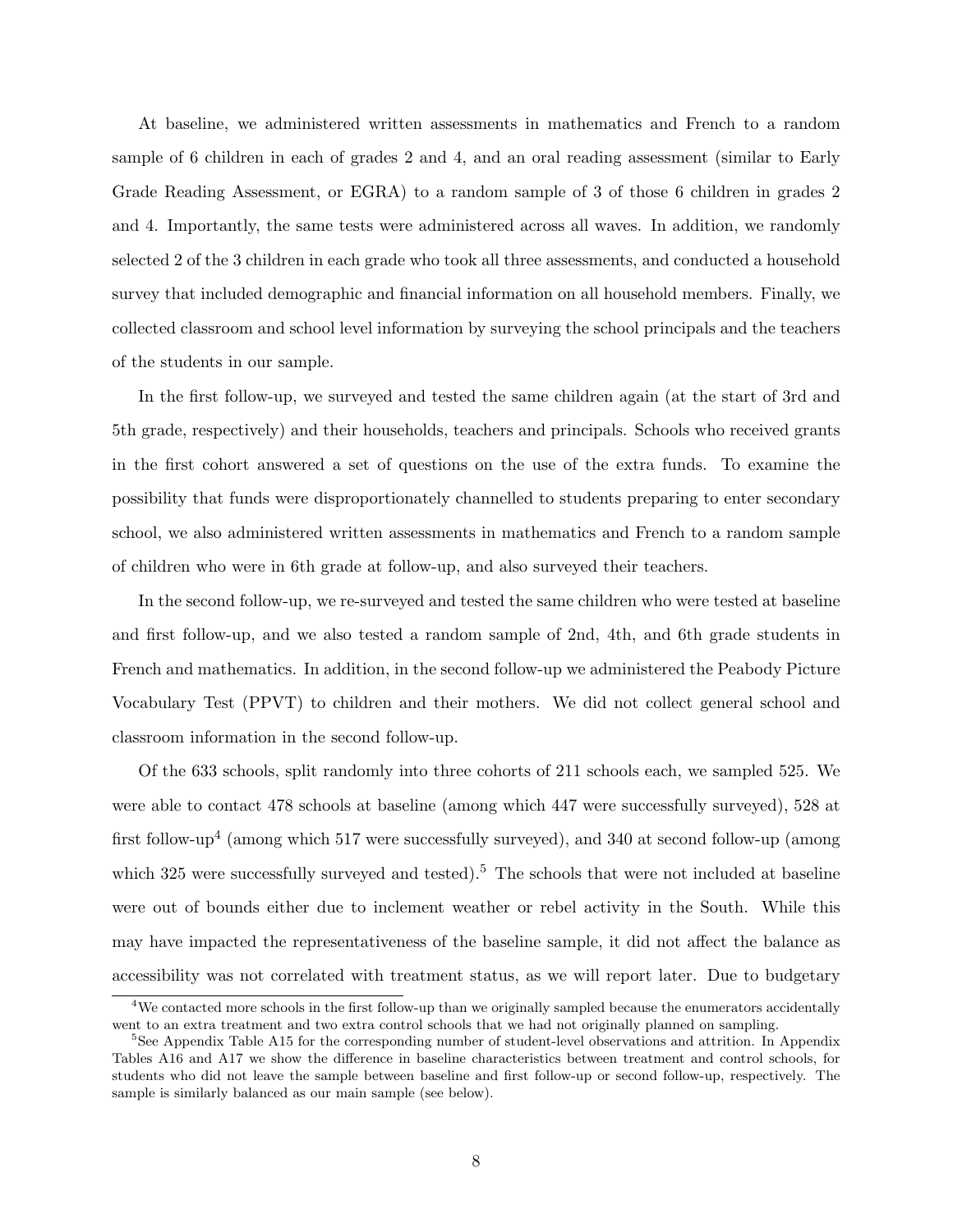At baseline, we administered written assessments in mathematics and French to a random sample of 6 children in each of grades 2 and 4, and an oral reading assessment (similar to Early Grade Reading Assessment, or EGRA) to a random sample of 3 of those 6 children in grades 2 and 4. Importantly, the same tests were administered across all waves. In addition, we randomly selected 2 of the 3 children in each grade who took all three assessments, and conducted a household survey that included demographic and financial information on all household members. Finally, we collected classroom and school level information by surveying the school principals and the teachers of the students in our sample.

In the first follow-up, we surveyed and tested the same children again (at the start of 3rd and 5th grade, respectively) and their households, teachers and principals. Schools who received grants in the first cohort answered a set of questions on the use of the extra funds. To examine the possibility that funds were disproportionately channelled to students preparing to enter secondary school, we also administered written assessments in mathematics and French to a random sample of children who were in 6th grade at follow-up, and also surveyed their teachers.

In the second follow-up, we re-surveyed and tested the same children who were tested at baseline and first follow-up, and we also tested a random sample of 2nd, 4th, and 6th grade students in French and mathematics. In addition, in the second follow-up we administered the Peabody Picture Vocabulary Test (PPVT) to children and their mothers. We did not collect general school and classroom information in the second follow-up.

Of the 633 schools, split randomly into three cohorts of 211 schools each, we sampled 525. We were able to contact 478 schools at baseline (among which 447 were successfully surveyed), 528 at first follow-up[4] (among which 517 were successfully surveyed), and 340 at second follow-up (among which 325 were successfully surveyed and tested).[5] The schools that were not included at baseline were out of bounds either due to inclement weather or rebel activity in the South. While this may have impacted the representativeness of the baseline sample, it did not affect the balance as accessibility was not correlated with treatment status, as we will report later. Due to budgetary

[4]We contacted more schools in the first follow-up than we originally sampled because the enumerators accidentally went to an extra treatment and two extra control schools that we had not originally planned on sampling.

[5]See Appendix Table A15 for the corresponding number of student-level observations and attrition. In Appendix Tables A16 and A17 we show the difference in baseline characteristics between treatment and control schools, for students who did not leave the sample between baseline and first follow-up or second follow-up, respectively. The sample is similarly balanced as our main sample (see below).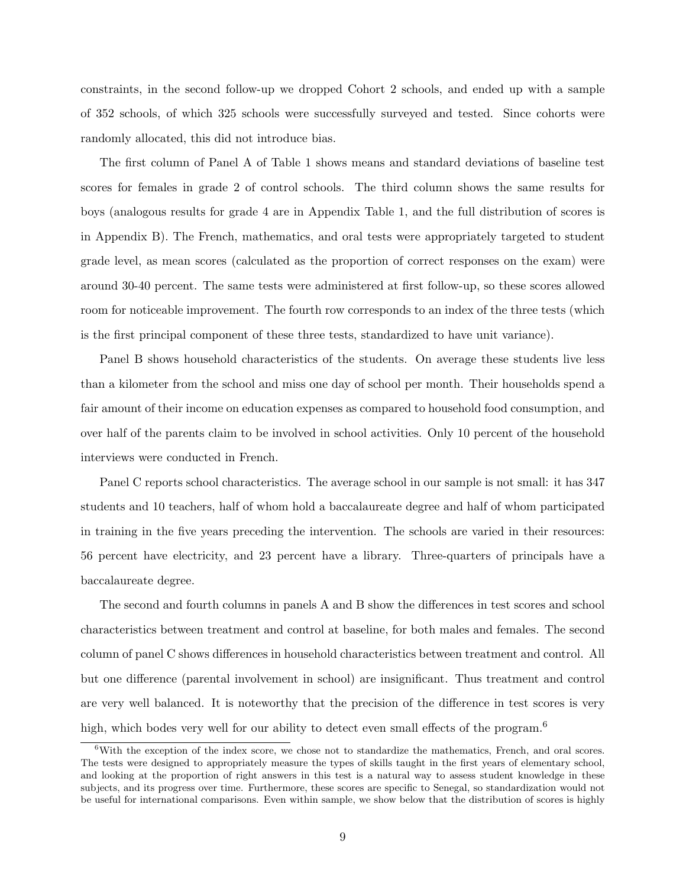constraints, in the second follow-up we dropped Cohort 2 schools, and ended up with a sample of 352 schools, of which 325 schools were successfully surveyed and tested. Since cohorts were randomly allocated, this did not introduce bias.

The first column of Panel A of Table 1 shows means and standard deviations of baseline test scores for females in grade 2 of control schools. The third column shows the same results for boys (analogous results for grade 4 are in Appendix Table 1, and the full distribution of scores is in Appendix B). The French, mathematics, and oral tests were appropriately targeted to student grade level, as mean scores (calculated as the proportion of correct responses on the exam) were around 30-40 percent. The same tests were administered at first follow-up, so these scores allowed room for noticeable improvement. The fourth row corresponds to an index of the three tests (which is the first principal component of these three tests, standardized to have unit variance).

Panel B shows household characteristics of the students. On average these students live less than a kilometer from the school and miss one day of school per month. Their households spend a fair amount of their income on education expenses as compared to household food consumption, and over half of the parents claim to be involved in school activities. Only 10 percent of the household interviews were conducted in French.

Panel C reports school characteristics. The average school in our sample is not small: it has 347 students and 10 teachers, half of whom hold a baccalaureate degree and half of whom participated in training in the five years preceding the intervention. The schools are varied in their resources: 56 percent have electricity, and 23 percent have a library. Three-quarters of principals have a baccalaureate degree.

The second and fourth columns in panels A and B show the differences in test scores and school characteristics between treatment and control at baseline, for both males and females. The second column of panel C shows differences in household characteristics between treatment and control. All but one difference (parental involvement in school) are insignificant. Thus treatment and control are very well balanced. It is noteworthy that the precision of the difference in test scores is very high, which bodes very well for our ability to detect even small effects of the program.[6]

[6]With the exception of the index score, we chose not to standardize the mathematics, French, and oral scores. The tests were designed to appropriately measure the types of skills taught in the first years of elementary school, and looking at the proportion of right answers in this test is a natural way to assess student knowledge in these subjects, and its progress over time. Furthermore, these scores are specific to Senegal, so standardization would not be useful for international comparisons. Even within sample, we show below that the distribution of scores is highly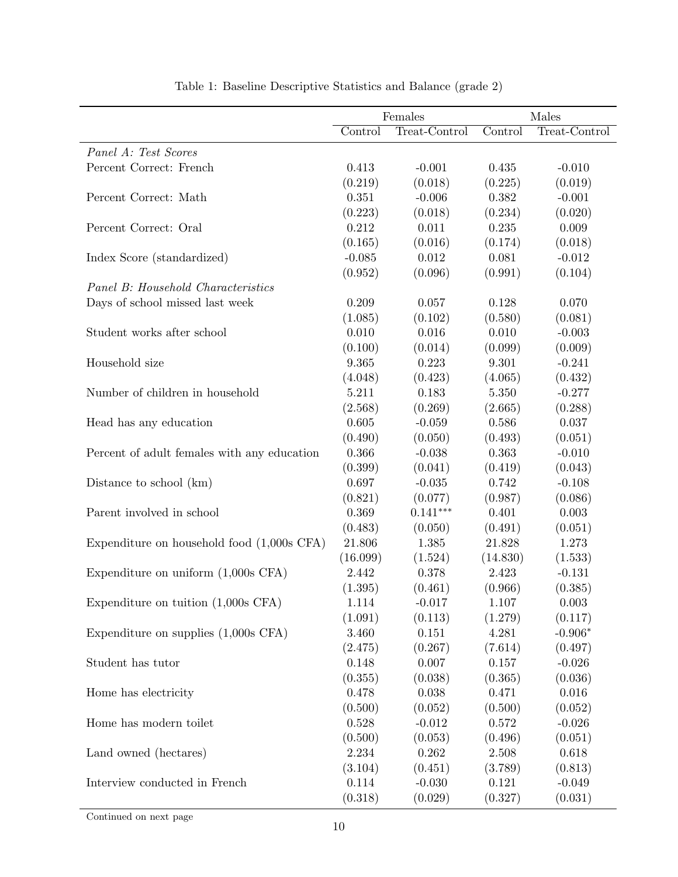Table 1: Baseline Descriptive Statistics and Balance (grade 2)

| | Females | | Males | |
|---|---|---|---|---|
| | Control | Treat-Control | Control | Treat-Control |
| *Panel A: Test Scores* | | | | |
| Percent Correct: French | 0.413 | -0.001 | 0.435 | -0.010 |
| | (0.219) | (0.018) | (0.225) | (0.019) |
| Percent Correct: Math | 0.351 | -0.006 | 0.382 | -0.001 |
| | (0.223) | (0.018) | (0.234) | (0.020) |
| Percent Correct: Oral | 0.212 | 0.011 | 0.235 | 0.009 |
| | (0.165) | (0.016) | (0.174) | (0.018) |
| Index Score (standardized) | -0.085 | 0.012 | 0.081 | -0.012 |
| | (0.952) | (0.096) | (0.991) | (0.104) |
| *Panel B: Household Characteristics* | | | | |
| Days of school missed last week | 0.209 | 0.057 | 0.128 | 0.070 |
| | (1.085) | (0.102) | (0.580) | (0.081) |
| Student works after school | 0.010 | 0.016 | 0.010 | -0.003 |
| | (0.100) | (0.014) | (0.099) | (0.009) |
| Household size | 9.365 | 0.223 | 9.301 | -0.241 |
| | (4.048) | (0.423) | (4.065) | (0.432) |
| Number of children in household | 5.211 | 0.183 | 5.350 | -0.277 |
| | (2.568) | (0.269) | (2.665) | (0.288) |
| Head has any education | 0.605 | -0.059 | 0.586 | 0.037 |
| | (0.490) | (0.050) | (0.493) | (0.051) |
| Percent of adult females with any education | 0.366 | -0.038 | 0.363 | -0.010 |
| | (0.399) | (0.041) | (0.419) | (0.043) |
| Distance to school (km) | 0.697 | -0.035 | 0.742 | -0.108 |
| | (0.821) | (0.077) | (0.987) | (0.086) |
| Parent involved in school | 0.369 | $0.141^{***}$ | 0.401 | 0.003 |
| | (0.483) | (0.050) | (0.491) | (0.051) |
| Expenditure on household food (1,000s CFA) | 21.806 | 1.385 | 21.828 | 1.273 |
| | (16.099) | (1.524) | (14.830) | (1.533) |
| Expenditure on uniform (1,000s CFA) | 2.442 | 0.378 | 2.423 | -0.131 |
| | (1.395) | (0.461) | (0.966) | (0.385) |
| Expenditure on tuition (1,000s CFA) | 1.114 | -0.017 | 1.107 | 0.003 |
| | (1.091) | (0.113) | (1.279) | (0.117) |
| Expenditure on supplies (1,000s CFA) | 3.460 | 0.151 | 4.281 | $-0.906^{*}$ |
| | (2.475) | (0.267) | (7.614) | (0.497) |
| Student has tutor | 0.148 | 0.007 | 0.157 | -0.026 |
| | (0.355) | (0.038) | (0.365) | (0.036) |
| Home has electricity | 0.478 | 0.038 | 0.471 | 0.016 |
| | (0.500) | (0.052) | (0.500) | (0.052) |
| Home has modern toilet | 0.528 | -0.012 | 0.572 | -0.026 |
| | (0.500) | (0.053) | (0.496) | (0.051) |
| Land owned (hectares) | 2.234 | 0.262 | 2.508 | 0.618 |
| | (3.104) | (0.451) | (3.789) | (0.813) |
| Interview conducted in French | 0.114 | -0.030 | 0.121 | -0.049 |
| | (0.318) | (0.029) | (0.327) | (0.031) |

Continued on next page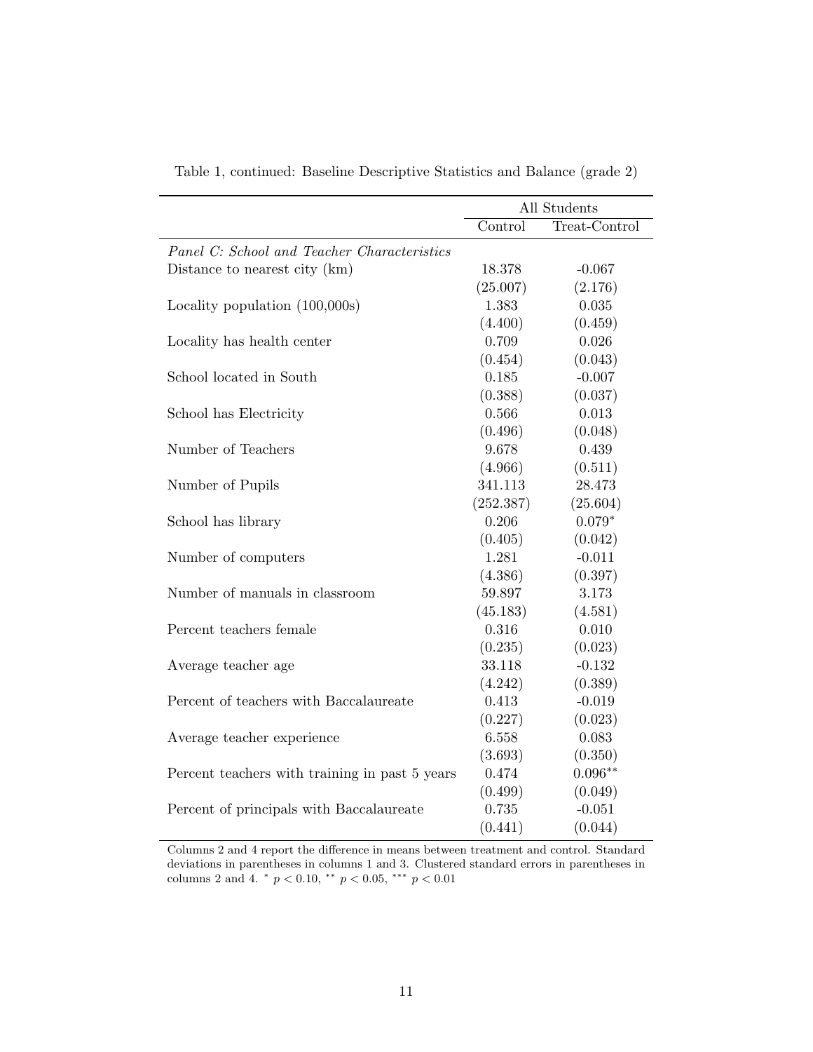Table 1, continued: Baseline Descriptive Statistics and Balance (grade 2)

| | All Students | |
|---|---|---|
| | Control | Treat-Control |
| *Panel C: School and Teacher Characteristics* | | |
| Distance to nearest city (km) | 18.378 | -0.067 |
| | (25.007) | (2.176) |
| Locality population (100,000s) | 1.383 | 0.035 |
| | (4.400) | (0.459) |
| Locality has health center | 0.709 | 0.026 |
| | (0.454) | (0.043) |
| School located in South | 0.185 | -0.007 |
| | (0.388) | (0.037) |
| School has Electricity | 0.566 | 0.013 |
| | (0.496) | (0.048) |
| Number of Teachers | 9.678 | 0.439 |
| | (4.966) | (0.511) |
| Number of Pupils | 341.113 | 28.473 |
| | (252.387) | (25.604) |
| School has library | 0.206 | $0.079^{*}$ |
| | (0.405) | (0.042) |
| Number of computers | 1.281 | -0.011 |
| | (4.386) | (0.397) |
| Number of manuals in classroom | 59.897 | 3.173 |
| | (45.183) | (4.581) |
| Percent teachers female | 0.316 | 0.010 |
| | (0.235) | (0.023) |
| Average teacher age | 33.118 | -0.132 |
| | (4.242) | (0.389) |
| Percent of teachers with Baccalaureate | 0.413 | -0.019 |
| | (0.227) | (0.023) |
| Average teacher experience | 6.558 | 0.083 |
| | (3.693) | (0.350) |
| Percent teachers with training in past 5 years | 0.474 | $0.096^{**}$ |
| | (0.499) | (0.049) |
| Percent of principals with Baccalaureate | 0.735 | -0.051 |
| | (0.441) | (0.044) |

Columns 2 and 4 report the difference in means between treatment and control. Standard deviations in parentheses in columns 1 and 3. Clustered standard errors in parentheses in columns 2 and 4. $^{*}$ $p < 0.10$, $^{**}$ $p < 0.05$, $^{***}$ $p < 0.01$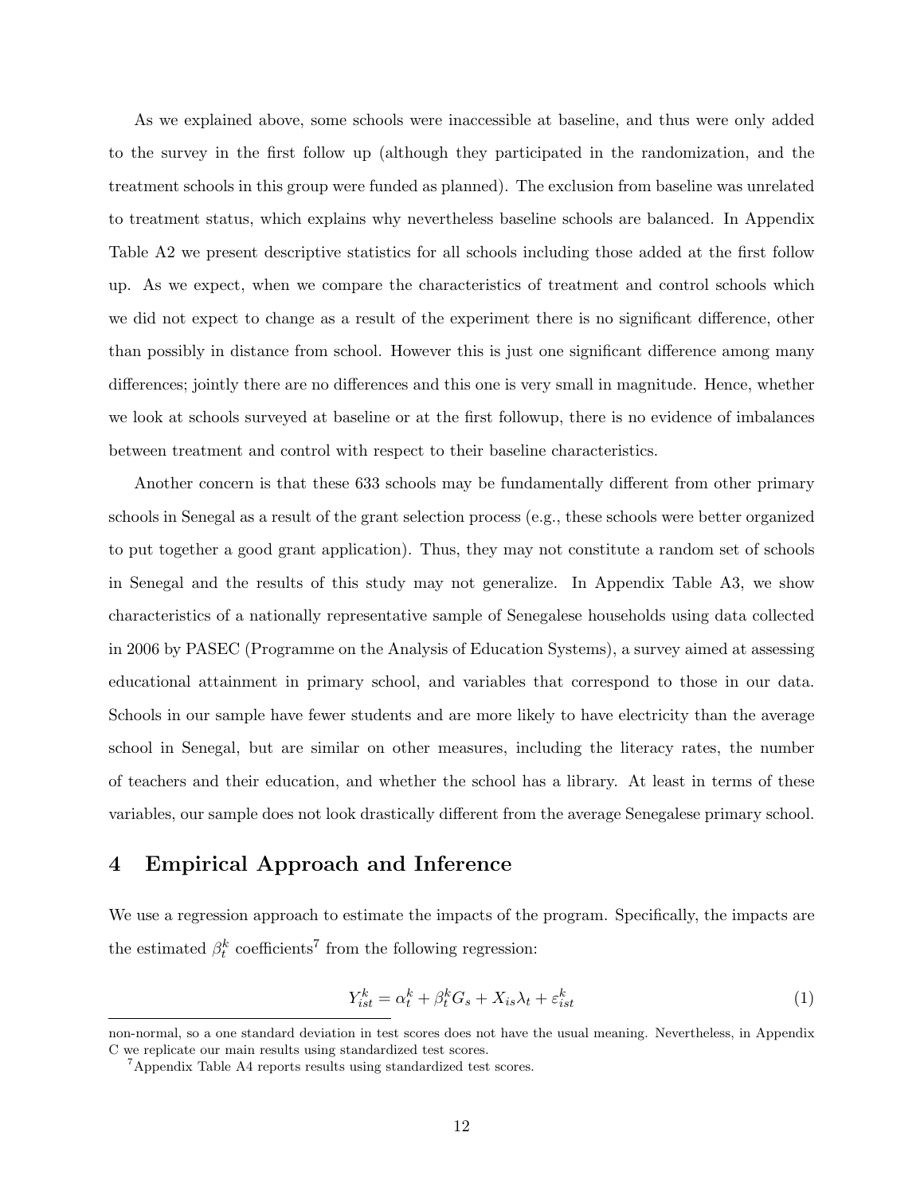As we explained above, some schools were inaccessible at baseline, and thus were only added to the survey in the first follow up (although they participated in the randomization, and the treatment schools in this group were funded as planned). The exclusion from baseline was unrelated to treatment status, which explains why nevertheless baseline schools are balanced. In Appendix Table A2 we present descriptive statistics for all schools including those added at the first follow up. As we expect, when we compare the characteristics of treatment and control schools which we did not expect to change as a result of the experiment there is no significant difference, other than possibly in distance from school. However this is just one significant difference among many differences; jointly there are no differences and this one is very small in magnitude. Hence, whether we look at schools surveyed at baseline or at the first followup, there is no evidence of imbalances between treatment and control with respect to their baseline characteristics.

Another concern is that these 633 schools may be fundamentally different from other primary schools in Senegal as a result of the grant selection process (e.g., these schools were better organized to put together a good grant application). Thus, they may not constitute a random set of schools in Senegal and the results of this study may not generalize. In Appendix Table A3, we show characteristics of a nationally representative sample of Senegalese households using data collected in 2006 by PASEC (Programme on the Analysis of Education Systems), a survey aimed at assessing educational attainment in primary school, and variables that correspond to those in our data. Schools in our sample have fewer students and are more likely to have electricity than the average school in Senegal, but are similar on other measures, including the literacy rates, the number of teachers and their education, and whether the school has a library. At least in terms of these variables, our sample does not look drastically different from the average Senegalese primary school.

## 4 Empirical Approach and Inference

We use a regression approach to estimate the impacts of the program. Specifically, the impacts are the estimated $\beta_t^k$ coefficients[7] from the following regression:

$$Y_{ist}^k = \alpha_t^k + \beta_t^k G_s + X_{is}\lambda_t + \varepsilon_{ist}^k \tag{1}$$

non-normal, so a one standard deviation in test scores does not have the usual meaning. Nevertheless, in Appendix C we replicate our main results using standardized test scores.

[7] Appendix Table A4 reports results using standardized test scores.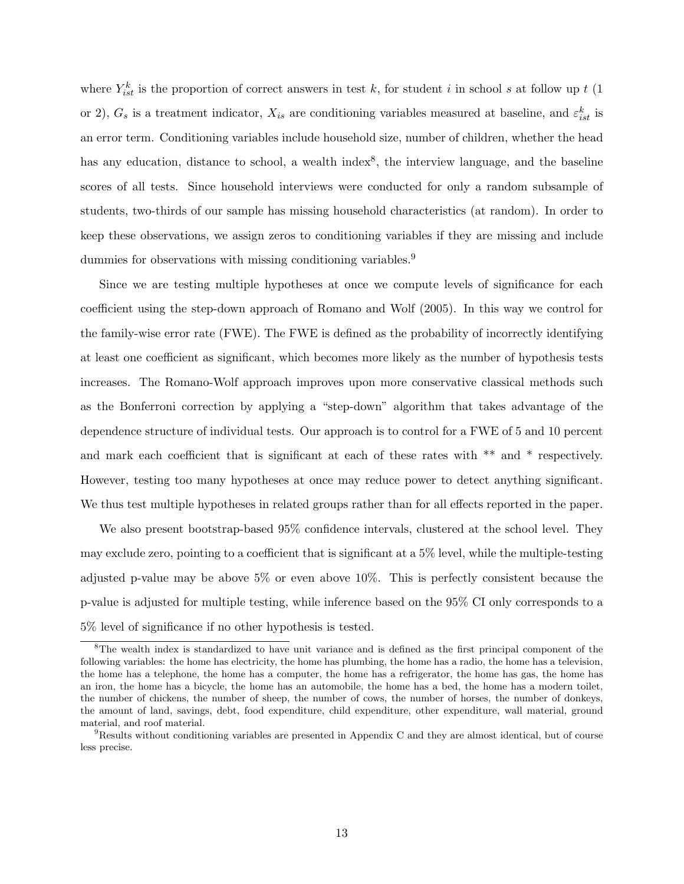where $Y_{ist}^k$ is the proportion of correct answers in test $k$, for student $i$ in school $s$ at follow up $t$ (1 or 2), $G_s$ is a treatment indicator, $X_{is}$ are conditioning variables measured at baseline, and $\varepsilon_{ist}^k$ is an error term. Conditioning variables include household size, number of children, whether the head has any education, distance to school, a wealth index[8], the interview language, and the baseline scores of all tests. Since household interviews were conducted for only a random subsample of students, two-thirds of our sample has missing household characteristics (at random). In order to keep these observations, we assign zeros to conditioning variables if they are missing and include dummies for observations with missing conditioning variables.[9]

Since we are testing multiple hypotheses at once we compute levels of significance for each coefficient using the step-down approach of Romano and Wolf (2005). In this way we control for the family-wise error rate (FWE). The FWE is defined as the probability of incorrectly identifying at least one coefficient as significant, which becomes more likely as the number of hypothesis tests increases. The Romano-Wolf approach improves upon more conservative classical methods such as the Bonferroni correction by applying a "step-down" algorithm that takes advantage of the dependence structure of individual tests. Our approach is to control for a FWE of 5 and 10 percent and mark each coefficient that is significant at each of these rates with ** and * respectively. However, testing too many hypotheses at once may reduce power to detect anything significant. We thus test multiple hypotheses in related groups rather than for all effects reported in the paper.

We also present bootstrap-based 95% confidence intervals, clustered at the school level. They may exclude zero, pointing to a coefficient that is significant at a 5% level, while the multiple-testing adjusted p-value may be above 5% or even above 10%. This is perfectly consistent because the p-value is adjusted for multiple testing, while inference based on the 95% CI only corresponds to a 5% level of significance if no other hypothesis is tested.

[8]The wealth index is standardized to have unit variance and is defined as the first principal component of the following variables: the home has electricity, the home has plumbing, the home has a radio, the home has a television, the home has a telephone, the home has a computer, the home has a refrigerator, the home has gas, the home has an iron, the home has a bicycle, the home has an automobile, the home has a bed, the home has a modern toilet, the number of chickens, the number of sheep, the number of cows, the number of horses, the number of donkeys, the amount of land, savings, debt, food expenditure, child expenditure, other expenditure, wall material, ground material, and roof material.

[9]Results without conditioning variables are presented in Appendix C and they are almost identical, but of course less precise.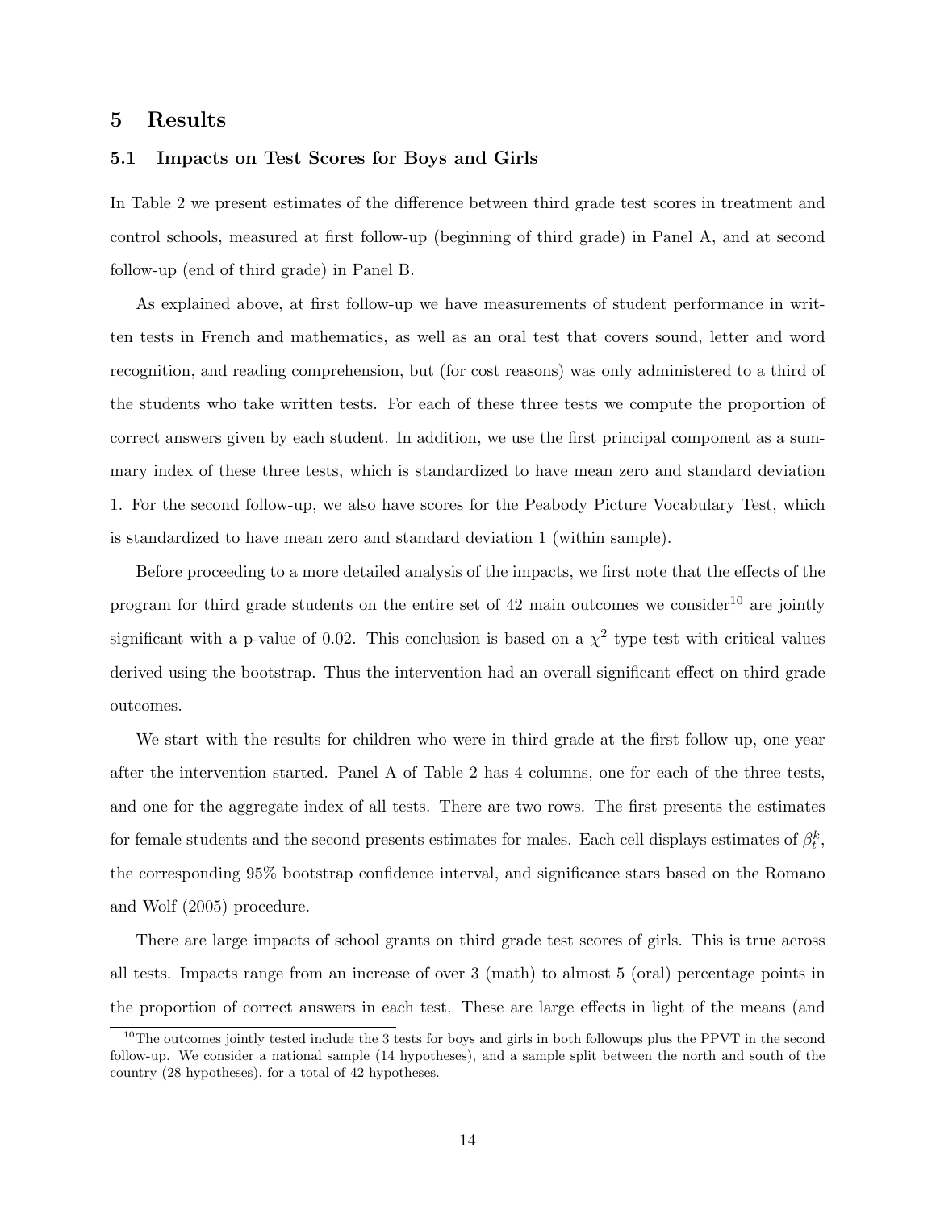# 5 Results

## 5.1 Impacts on Test Scores for Boys and Girls

In Table 2 we present estimates of the difference between third grade test scores in treatment and control schools, measured at first follow-up (beginning of third grade) in Panel A, and at second follow-up (end of third grade) in Panel B.

As explained above, at first follow-up we have measurements of student performance in written tests in French and mathematics, as well as an oral test that covers sound, letter and word recognition, and reading comprehension, but (for cost reasons) was only administered to a third of the students who take written tests. For each of these three tests we compute the proportion of correct answers given by each student. In addition, we use the first principal component as a summary index of these three tests, which is standardized to have mean zero and standard deviation 1. For the second follow-up, we also have scores for the Peabody Picture Vocabulary Test, which is standardized to have mean zero and standard deviation 1 (within sample).

Before proceeding to a more detailed analysis of the impacts, we first note that the effects of the program for third grade students on the entire set of 42 main outcomes we consider[10] are jointly significant with a p-value of 0.02. This conclusion is based on a $\chi^2$ type test with critical values derived using the bootstrap. Thus the intervention had an overall significant effect on third grade outcomes.

We start with the results for children who were in third grade at the first follow up, one year after the intervention started. Panel A of Table 2 has 4 columns, one for each of the three tests, and one for the aggregate index of all tests. There are two rows. The first presents the estimates for female students and the second presents estimates for males. Each cell displays estimates of $\beta_t^k$, the corresponding 95% bootstrap confidence interval, and significance stars based on the Romano and Wolf (2005) procedure.

There are large impacts of school grants on third grade test scores of girls. This is true across all tests. Impacts range from an increase of over 3 (math) to almost 5 (oral) percentage points in the proportion of correct answers in each test. These are large effects in light of the means (and

[10] The outcomes jointly tested include the 3 tests for boys and girls in both followups plus the PPVT in the second follow-up. We consider a national sample (14 hypotheses), and a sample split between the north and south of the country (28 hypotheses), for a total of 42 hypotheses.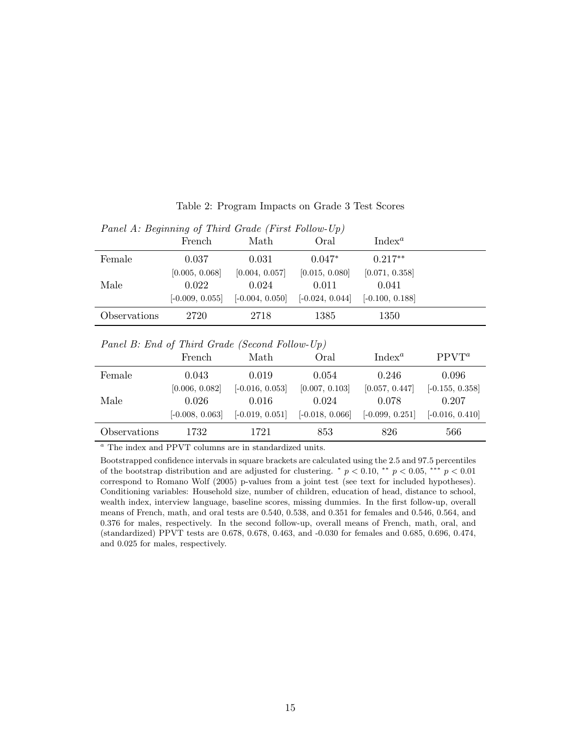Table 2: Program Impacts on Grade 3 Test Scores

*Panel A: Beginning of Third Grade (First Follow-Up)*

| | French | Math | Oral | Index[a] |
|---|---|---|---|---|
| Female | 0.037 | 0.031 | 0.047* | 0.217** |
| | [0.005, 0.068] | [0.004, 0.057] | [0.015, 0.080] | [0.071, 0.358] |
| Male | 0.022 | 0.024 | 0.011 | 0.041 |
| | [-0.009, 0.055] | [-0.004, 0.050] | [-0.024, 0.044] | [-0.100, 0.188] |
| Observations | 2720 | 2718 | 1385 | 1350 |

*Panel B: End of Third Grade (Second Follow-Up)*

| | French | Math | Oral | Index[a] | PPVT[a] |
|---|---|---|---|---|---|
| Female | 0.043 | 0.019 | 0.054 | 0.246 | 0.096 |
| | [0.006, 0.082] | [-0.016, 0.053] | [0.007, 0.103] | [0.057, 0.447] | [-0.155, 0.358] |
| Male | 0.026 | 0.016 | 0.024 | 0.078 | 0.207 |
| | [-0.008, 0.063] | [-0.019, 0.051] | [-0.018, 0.066] | [-0.099, 0.251] | [-0.016, 0.410] |
| Observations | 1732 | 1721 | 853 | 826 | 566 |

[a] The index and PPVT columns are in standardized units.

Bootstrapped confidence intervals in square brackets are calculated using the 2.5 and 97.5 percentiles of the bootstrap distribution and are adjusted for clustering. * $p < 0.10$, ** $p < 0.05$, *** $p < 0.01$ correspond to Romano Wolf (2005) p-values from a joint test (see text for included hypotheses). Conditioning variables: Household size, number of children, education of head, distance to school, wealth index, interview language, baseline scores, missing dummies. In the first follow-up, overall means of French, math, and oral tests are 0.540, 0.538, and 0.351 for females and 0.546, 0.564, and 0.376 for males, respectively. In the second follow-up, overall means of French, math, oral, and (standardized) PPVT tests are 0.678, 0.678, 0.463, and -0.030 for females and 0.685, 0.696, 0.474, and 0.025 for males, respectively.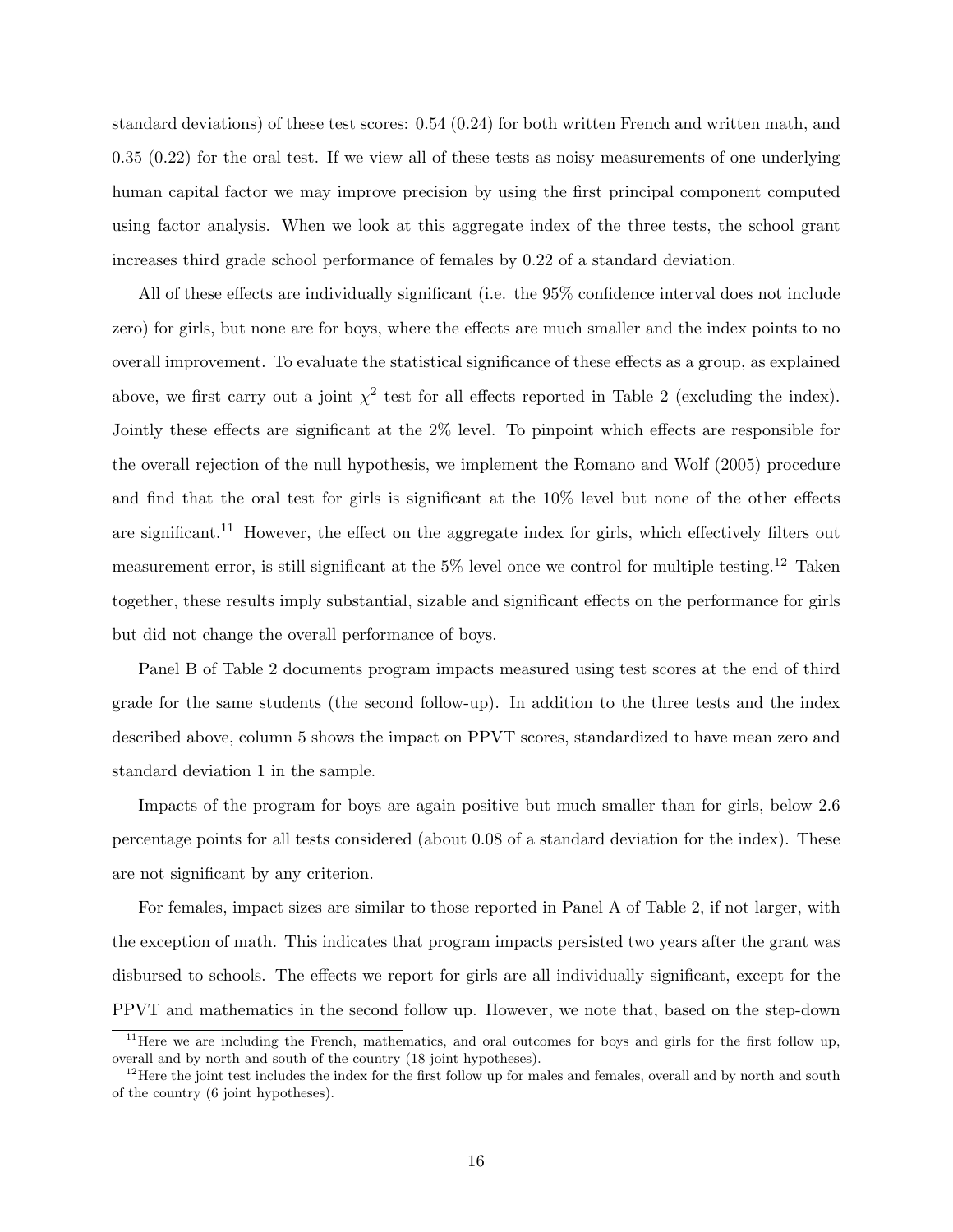standard deviations) of these test scores: 0.54 (0.24) for both written French and written math, and 0.35 (0.22) for the oral test. If we view all of these tests as noisy measurements of one underlying human capital factor we may improve precision by using the first principal component computed using factor analysis. When we look at this aggregate index of the three tests, the school grant increases third grade school performance of females by 0.22 of a standard deviation.

All of these effects are individually significant (i.e. the 95% confidence interval does not include zero) for girls, but none are for boys, where the effects are much smaller and the index points to no overall improvement. To evaluate the statistical significance of these effects as a group, as explained above, we first carry out a joint $\chi^2$ test for all effects reported in Table 2 (excluding the index). Jointly these effects are significant at the 2% level. To pinpoint which effects are responsible for the overall rejection of the null hypothesis, we implement the Romano and Wolf (2005) procedure and find that the oral test for girls is significant at the 10% level but none of the other effects are significant.[11] However, the effect on the aggregate index for girls, which effectively filters out measurement error, is still significant at the 5% level once we control for multiple testing.[12] Taken together, these results imply substantial, sizable and significant effects on the performance for girls but did not change the overall performance of boys.

Panel B of Table 2 documents program impacts measured using test scores at the end of third grade for the same students (the second follow-up). In addition to the three tests and the index described above, column 5 shows the impact on PPVT scores, standardized to have mean zero and standard deviation 1 in the sample.

Impacts of the program for boys are again positive but much smaller than for girls, below 2.6 percentage points for all tests considered (about 0.08 of a standard deviation for the index). These are not significant by any criterion.

For females, impact sizes are similar to those reported in Panel A of Table 2, if not larger, with the exception of math. This indicates that program impacts persisted two years after the grant was disbursed to schools. The effects we report for girls are all individually significant, except for the PPVT and mathematics in the second follow up. However, we note that, based on the step-down

[11] Here we are including the French, mathematics, and oral outcomes for boys and girls for the first follow up, overall and by north and south of the country (18 joint hypotheses).

[12] Here the joint test includes the index for the first follow up for males and females, overall and by north and south of the country (6 joint hypotheses).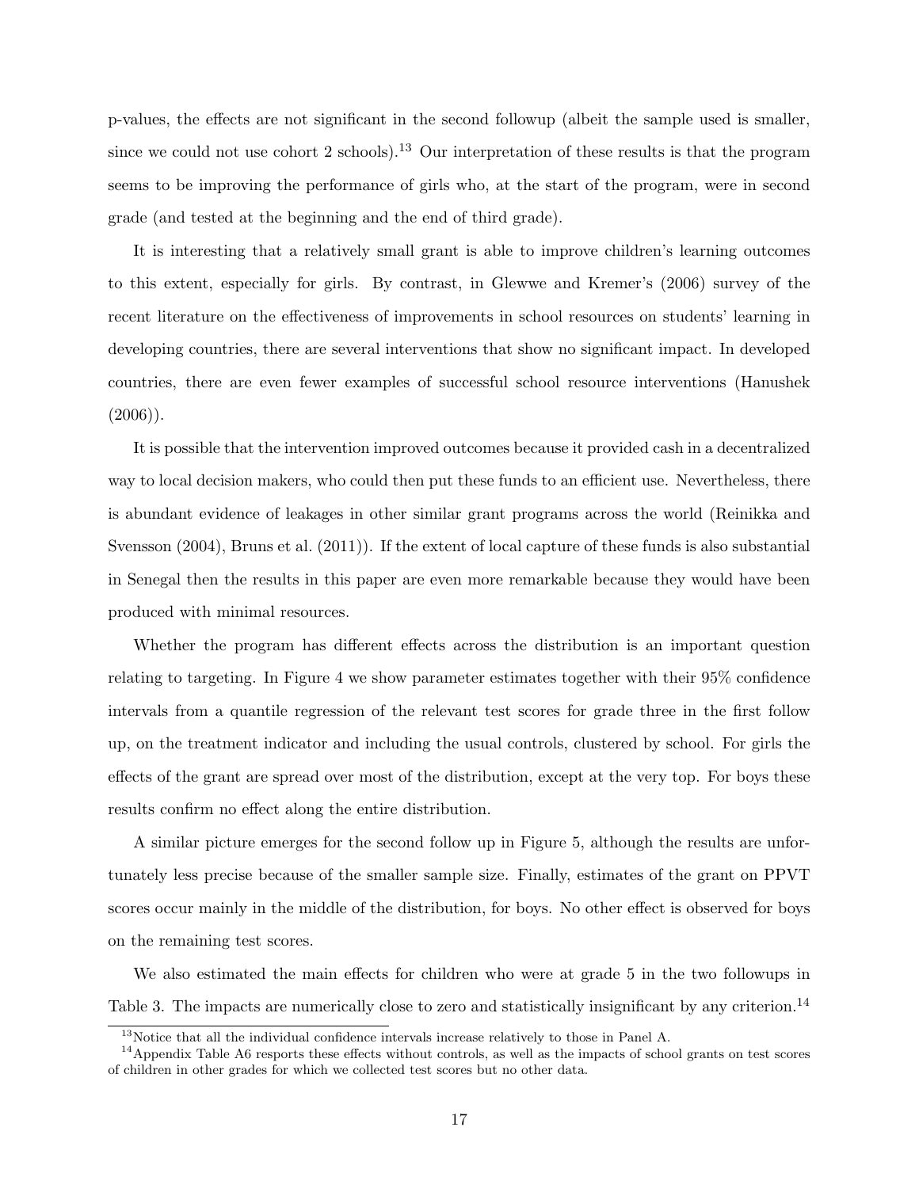p-values, the effects are not significant in the second followup (albeit the sample used is smaller, since we could not use cohort 2 schools).[13] Our interpretation of these results is that the program seems to be improving the performance of girls who, at the start of the program, were in second grade (and tested at the beginning and the end of third grade).

It is interesting that a relatively small grant is able to improve children's learning outcomes to this extent, especially for girls. By contrast, in Glewwe and Kremer's (2006) survey of the recent literature on the effectiveness of improvements in school resources on students' learning in developing countries, there are several interventions that show no significant impact. In developed countries, there are even fewer examples of successful school resource interventions (Hanushek (2006)).

It is possible that the intervention improved outcomes because it provided cash in a decentralized way to local decision makers, who could then put these funds to an efficient use. Nevertheless, there is abundant evidence of leakages in other similar grant programs across the world (Reinikka and Svensson (2004), Bruns et al. (2011)). If the extent of local capture of these funds is also substantial in Senegal then the results in this paper are even more remarkable because they would have been produced with minimal resources.

Whether the program has different effects across the distribution is an important question relating to targeting. In Figure 4 we show parameter estimates together with their 95% confidence intervals from a quantile regression of the relevant test scores for grade three in the first follow up, on the treatment indicator and including the usual controls, clustered by school. For girls the effects of the grant are spread over most of the distribution, except at the very top. For boys these results confirm no effect along the entire distribution.

A similar picture emerges for the second follow up in Figure 5, although the results are unfortunately less precise because of the smaller sample size. Finally, estimates of the grant on PPVT scores occur mainly in the middle of the distribution, for boys. No other effect is observed for boys on the remaining test scores.

We also estimated the main effects for children who were at grade 5 in the two followups in Table 3. The impacts are numerically close to zero and statistically insignificant by any criterion.[14]

[13] Notice that all the individual confidence intervals increase relatively to those in Panel A.

[14] Appendix Table A6 resports these effects without controls, as well as the impacts of school grants on test scores of children in other grades for which we collected test scores but no other data.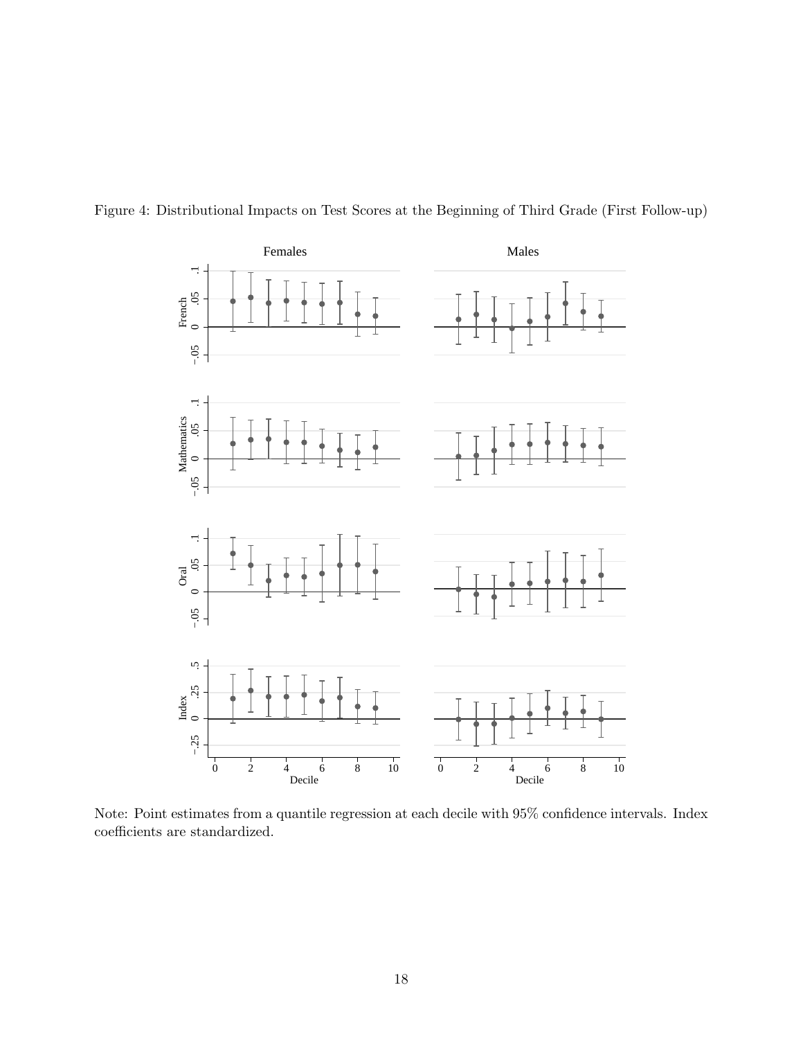Figure 4: Distributional Impacts on Test Scores at the Beginning of Third Grade (First Follow-up)

Note: Point estimates from a quantile regression at each decile with 95% confidence intervals. Index coefficients are standardized.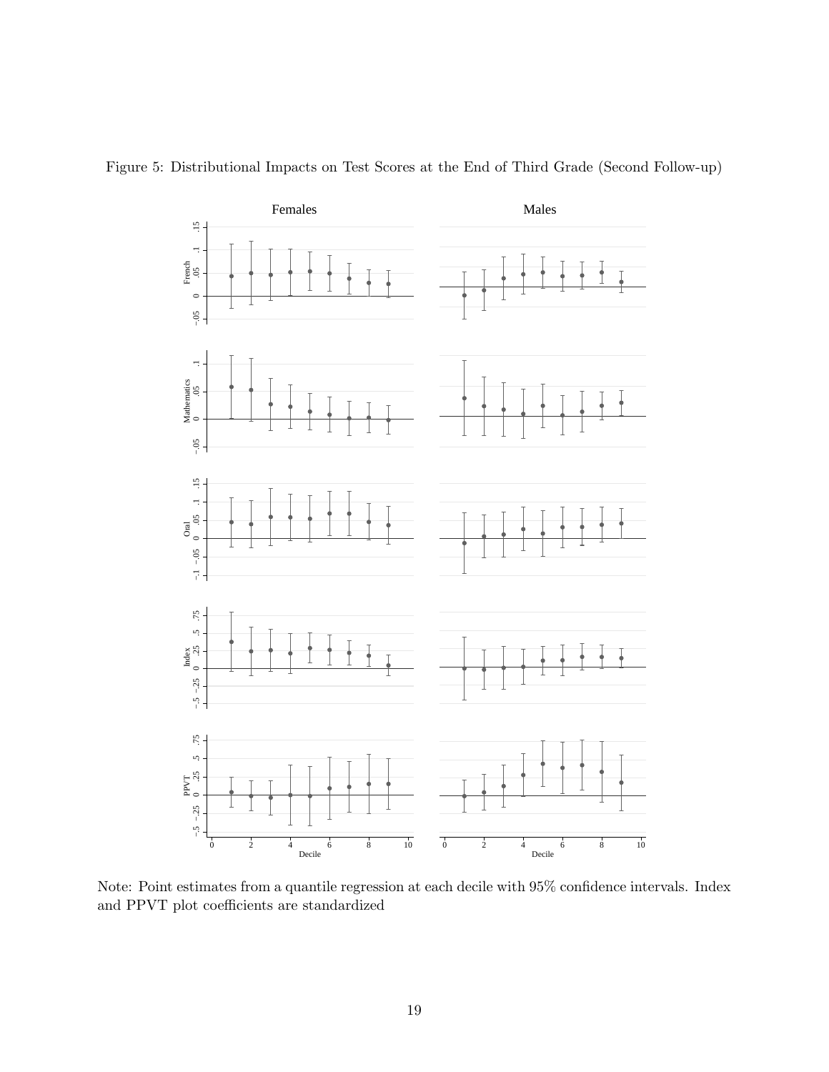Figure 5: Distributional Impacts on Test Scores at the End of Third Grade (Second Follow-up)

Note: Point estimates from a quantile regression at each decile with 95% confidence intervals. Index and PPVT plot coefficients are standardized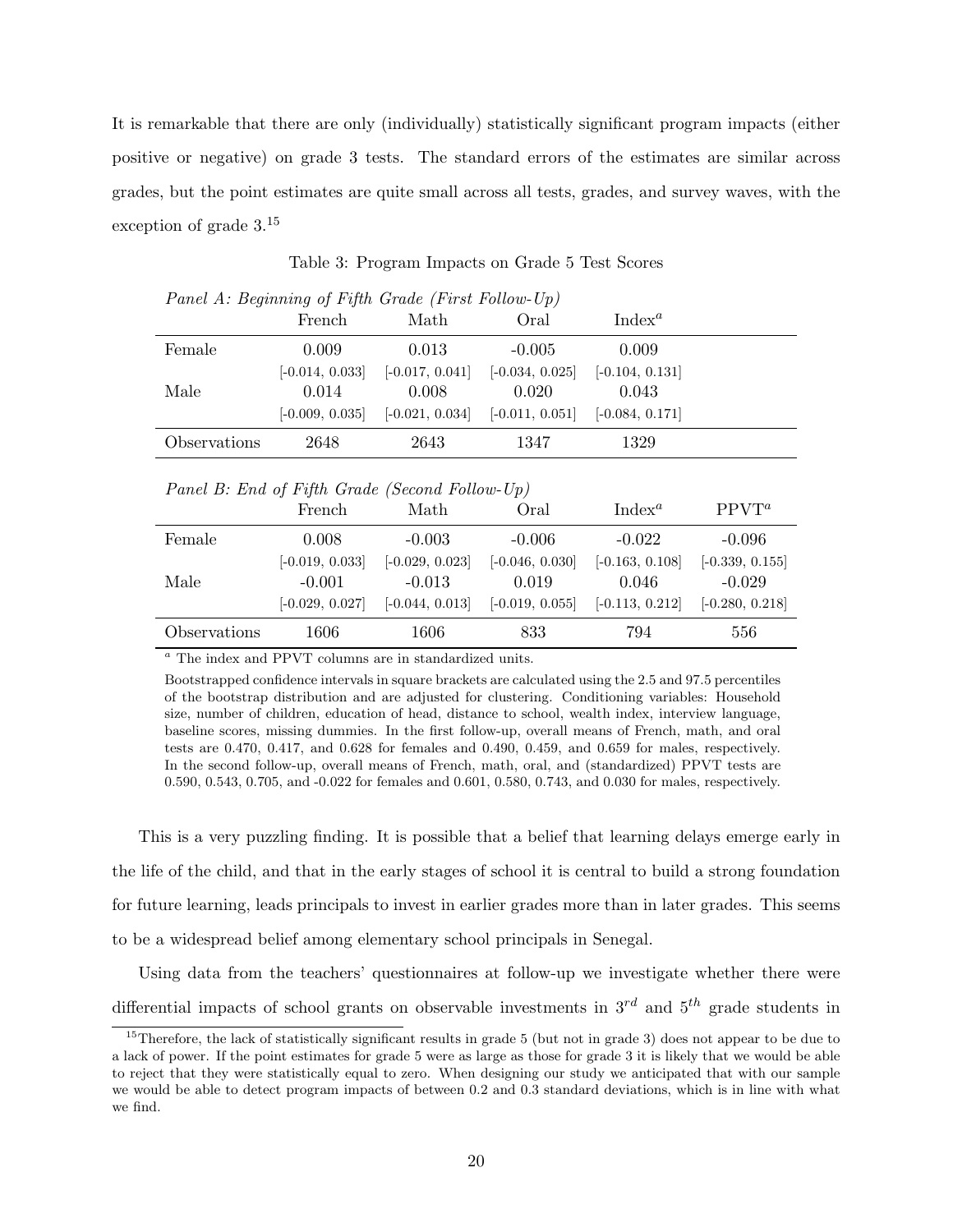It is remarkable that there are only (individually) statistically significant program impacts (either positive or negative) on grade 3 tests. The standard errors of the estimates are similar across grades, but the point estimates are quite small across all tests, grades, and survey waves, with the exception of grade 3.[15]

Table 3: Program Impacts on Grade 5 Test Scores

*Panel A: Beginning of Fifth Grade (First Follow-Up)*

| | French | Math | Oral | Index[a] |
|---|---|---|---|---|
| Female | 0.009 | 0.013 | -0.005 | 0.009 |
| | [-0.014, 0.033] | [-0.017, 0.041] | [-0.034, 0.025] | [-0.104, 0.131] |
| Male | 0.014 | 0.008 | 0.020 | 0.043 |
| | [-0.009, 0.035] | [-0.021, 0.034] | [-0.011, 0.051] | [-0.084, 0.171] |
| Observations | 2648 | 2643 | 1347 | 1329 |

*Panel B: End of Fifth Grade (Second Follow-Up)*

| | French | Math | Oral | Index[a] | PPVT[a] |
|---|---|---|---|---|---|
| Female | 0.008 | -0.003 | -0.006 | -0.022 | -0.096 |
| | [-0.019, 0.033] | [-0.029, 0.023] | [-0.046, 0.030] | [-0.163, 0.108] | [-0.339, 0.155] |
| Male | -0.001 | -0.013 | 0.019 | 0.046 | -0.029 |
| | [-0.029, 0.027] | [-0.044, 0.013] | [-0.019, 0.055] | [-0.113, 0.212] | [-0.280, 0.218] |
| Observations | 1606 | 1606 | 833 | 794 | 556 |

[a] The index and PPVT columns are in standardized units.

Bootstrapped confidence intervals in square brackets are calculated using the 2.5 and 97.5 percentiles of the bootstrap distribution and are adjusted for clustering. Conditioning variables: Household size, number of children, education of head, distance to school, wealth index, interview language, baseline scores, missing dummies. In the first follow-up, overall means of French, math, and oral tests are 0.470, 0.417, and 0.628 for females and 0.490, 0.459, and 0.659 for males, respectively. In the second follow-up, overall means of French, math, oral, and (standardized) PPVT tests are 0.590, 0.543, 0.705, and -0.022 for females and 0.601, 0.580, 0.743, and 0.030 for males, respectively.

This is a very puzzling finding. It is possible that a belief that learning delays emerge early in the life of the child, and that in the early stages of school it is central to build a strong foundation for future learning, leads principals to invest in earlier grades more than in later grades. This seems to be a widespread belief among elementary school principals in Senegal.

Using data from the teachers' questionnaires at follow-up we investigate whether there were differential impacts of school grants on observable investments in $3^{rd}$ and $5^{th}$ grade students in

[15] Therefore, the lack of statistically significant results in grade 5 (but not in grade 3) does not appear to be due to a lack of power. If the point estimates for grade 5 were as large as those for grade 3 it is likely that we would be able to reject that they were statistically equal to zero. When designing our study we anticipated that with our sample we would be able to detect program impacts of between 0.2 and 0.3 standard deviations, which is in line with what we find.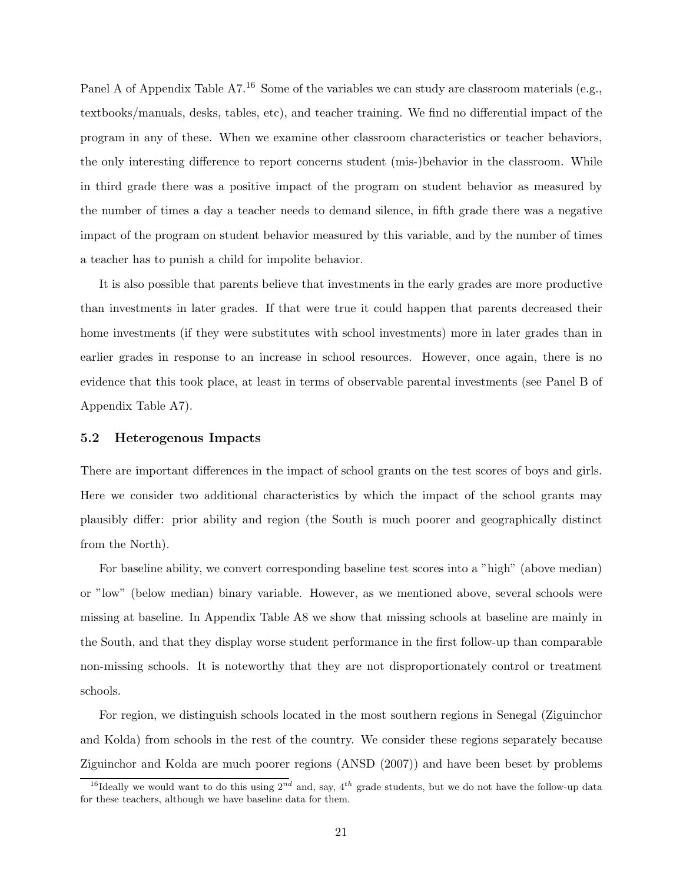Panel A of Appendix Table A7.[16] Some of the variables we can study are classroom materials (e.g., textbooks/manuals, desks, tables, etc), and teacher training. We find no differential impact of the program in any of these. When we examine other classroom characteristics or teacher behaviors, the only interesting difference to report concerns student (mis-)behavior in the classroom. While in third grade there was a positive impact of the program on student behavior as measured by the number of times a day a teacher needs to demand silence, in fifth grade there was a negative impact of the program on student behavior measured by this variable, and by the number of times a teacher has to punish a child for impolite behavior.

It is also possible that parents believe that investments in the early grades are more productive than investments in later grades. If that were true it could happen that parents decreased their home investments (if they were substitutes with school investments) more in later grades than in earlier grades in response to an increase in school resources. However, once again, there is no evidence that this took place, at least in terms of observable parental investments (see Panel B of Appendix Table A7).

### 5.2 Heterogenous Impacts

There are important differences in the impact of school grants on the test scores of boys and girls. Here we consider two additional characteristics by which the impact of the school grants may plausibly differ: prior ability and region (the South is much poorer and geographically distinct from the North).

For baseline ability, we convert corresponding baseline test scores into a "high" (above median) or "low" (below median) binary variable. However, as we mentioned above, several schools were missing at baseline. In Appendix Table A8 we show that missing schools at baseline are mainly in the South, and that they display worse student performance in the first follow-up than comparable non-missing schools. It is noteworthy that they are not disproportionately control or treatment schools.

For region, we distinguish schools located in the most southern regions in Senegal (Ziguinchor and Kolda) from schools in the rest of the country. We consider these regions separately because Ziguinchor and Kolda are much poorer regions (ANSD (2007)) and have been beset by problems

[16] Ideally we would want to do this using $2^{nd}$ and, say, $4^{th}$ grade students, but we do not have the follow-up data for these teachers, although we have baseline data for them.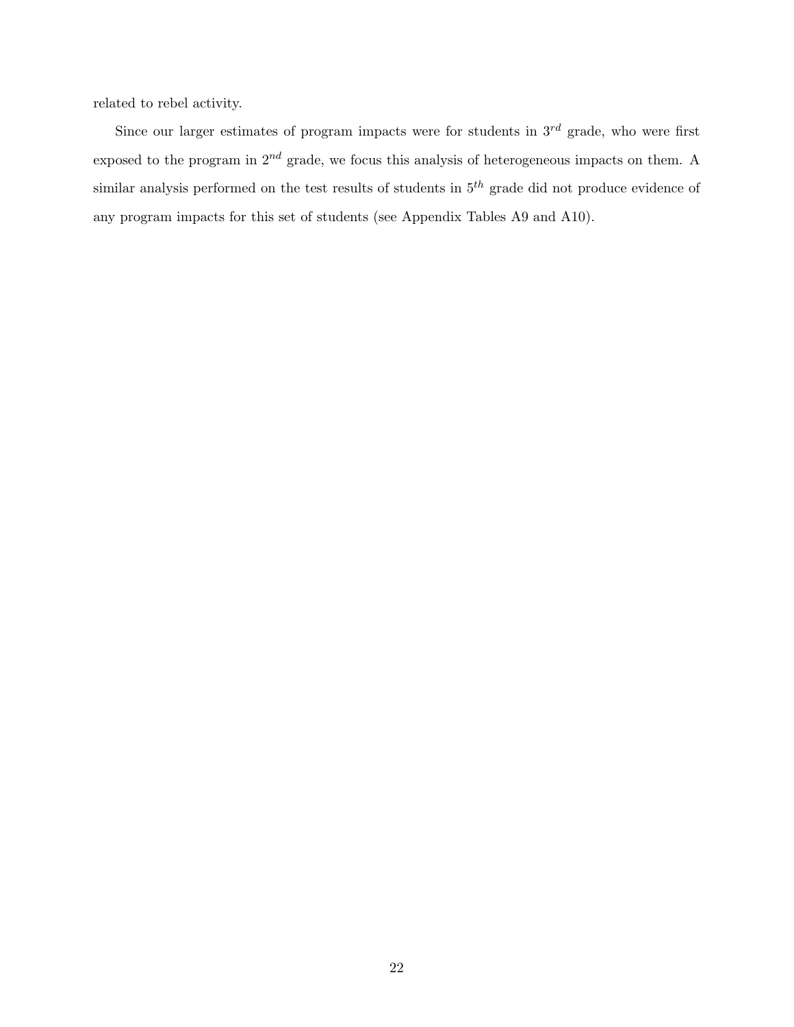related to rebel activity.

Since our larger estimates of program impacts were for students in $3^{rd}$ grade, who were first exposed to the program in $2^{nd}$ grade, we focus this analysis of heterogeneous impacts on them. A similar analysis performed on the test results of students in $5^{th}$ grade did not produce evidence of any program impacts for this set of students (see Appendix Tables A9 and A10).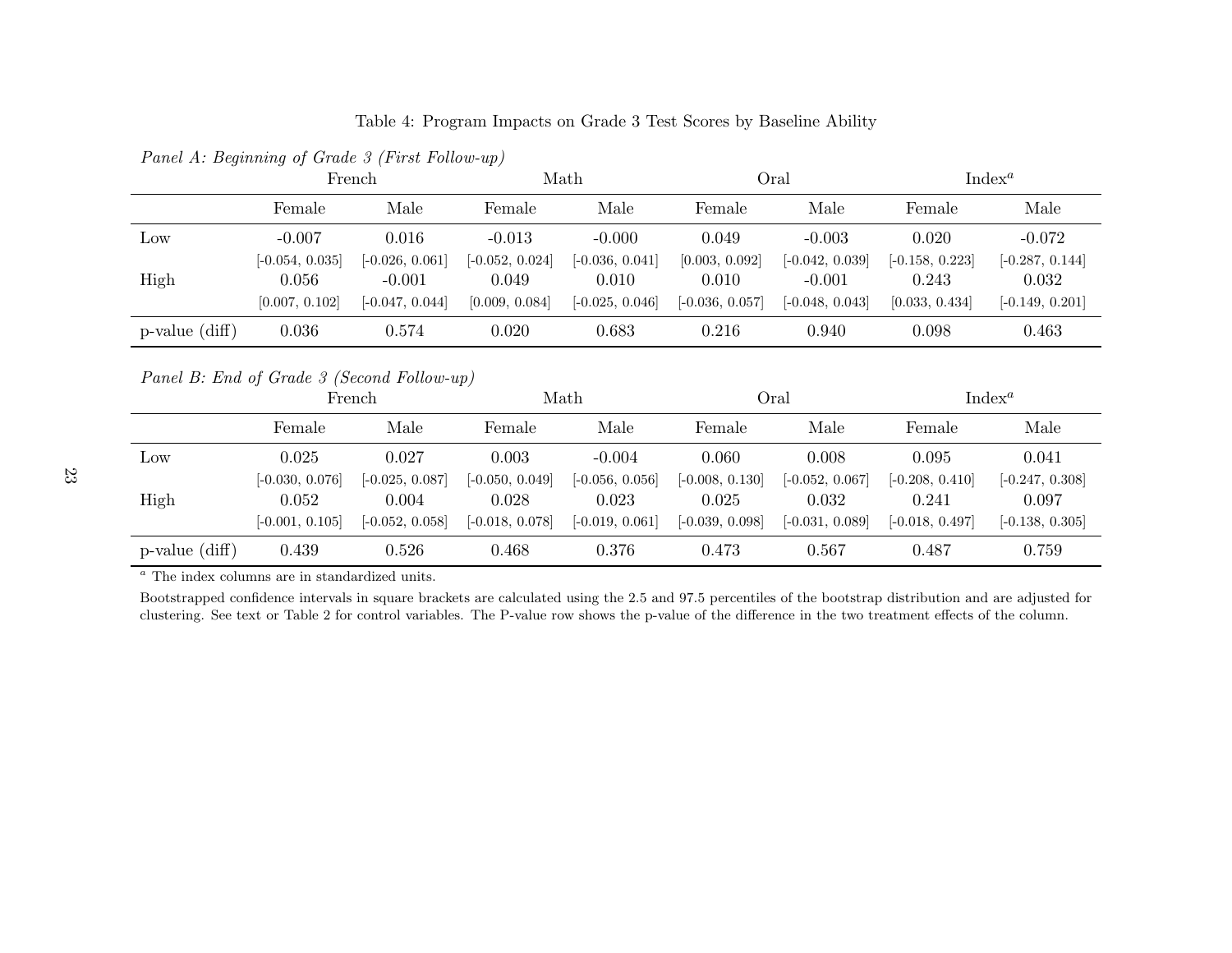Table 4: Program Impacts on Grade 3 Test Scores by Baseline Ability

*Panel A: Beginning of Grade 3 (First Follow-up)*

| | French | | Math | | Oral | | Index[a] | |
|---|---|---|---|---|---|---|---|---|
| | Female | Male | Female | Male | Female | Male | Female | Male |
| Low | -0.007 | 0.016 | -0.013 | -0.000 | 0.049 | -0.003 | 0.020 | -0.072 |
| | [-0.054, 0.035] | [-0.026, 0.061] | [-0.052, 0.024] | [-0.036, 0.041] | [0.003, 0.092] | [-0.042, 0.039] | [-0.158, 0.223] | [-0.287, 0.144] |
| High | 0.056 | -0.001 | 0.049 | 0.010 | 0.010 | -0.001 | 0.243 | 0.032 |
| | [0.007, 0.102] | [-0.047, 0.044] | [0.009, 0.084] | [-0.025, 0.046] | [-0.036, 0.057] | [-0.048, 0.043] | [0.033, 0.434] | [-0.149, 0.201] |
| p-value (diff) | 0.036 | 0.574 | 0.020 | 0.683 | 0.216 | 0.940 | 0.098 | 0.463 |

*Panel B: End of Grade 3 (Second Follow-up)*

| | French | | Math | | Oral | | Index[a] | |
|---|---|---|---|---|---|---|---|---|
| | Female | Male | Female | Male | Female | Male | Female | Male |
| Low | 0.025 | 0.027 | 0.003 | -0.004 | 0.060 | 0.008 | 0.095 | 0.041 |
| | [-0.030, 0.076] | [-0.025, 0.087] | [-0.050, 0.049] | [-0.056, 0.056] | [-0.008, 0.130] | [-0.052, 0.067] | [-0.208, 0.410] | [-0.247, 0.308] |
| High | 0.052 | 0.004 | 0.028 | 0.023 | 0.025 | 0.032 | 0.241 | 0.097 |
| | [-0.001, 0.105] | [-0.052, 0.058] | [-0.018, 0.078] | [-0.019, 0.061] | [-0.039, 0.098] | [-0.031, 0.089] | [-0.018, 0.497] | [-0.138, 0.305] |
| p-value (diff) | 0.439 | 0.526 | 0.468 | 0.376 | 0.473 | 0.567 | 0.487 | 0.759 |

[a] The index columns are in standardized units.

Bootstrapped confidence intervals in square brackets are calculated using the 2.5 and 97.5 percentiles of the bootstrap distribution and are adjusted for clustering. See text or Table 2 for control variables. The P-value row shows the p-value of the difference in the two treatment effects of the column.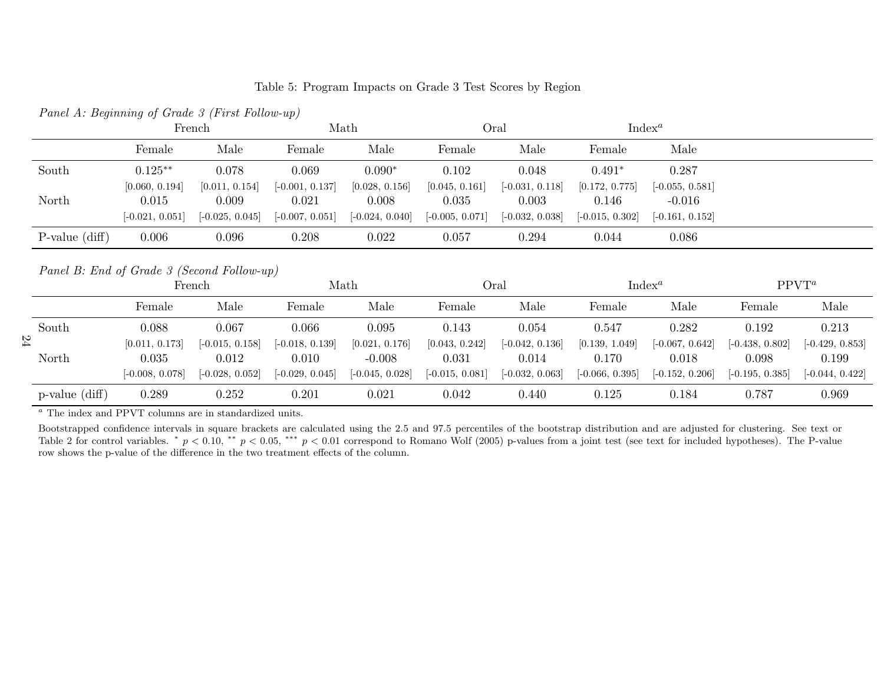Table 5: Program Impacts on Grade 3 Test Scores by Region

*Panel A: Beginning of Grade 3 (First Follow-up)*

| | French | | Math | | Oral | | Index[a] | |
|---|---|---|---|---|---|---|---|---|
| | Female | Male | Female | Male | Female | Male | Female | Male |
| South | 0.125** | 0.078 | 0.069 | 0.090* | 0.102 | 0.048 | 0.491* | 0.287 |
| | [0.060, 0.194] | [0.011, 0.154] | [-0.001, 0.137] | [0.028, 0.156] | [0.045, 0.161] | [-0.031, 0.118] | [0.172, 0.775] | [-0.055, 0.581] |
| North | 0.015 | 0.009 | 0.021 | 0.008 | 0.035 | 0.003 | 0.146 | -0.016 |
| | [-0.021, 0.051] | [-0.025, 0.045] | [-0.007, 0.051] | [-0.024, 0.040] | [-0.005, 0.071] | [-0.032, 0.038] | [-0.015, 0.302] | [-0.161, 0.152] |
| P-value (diff) | 0.006 | 0.096 | 0.208 | 0.022 | 0.057 | 0.294 | 0.044 | 0.086 |

*Panel B: End of Grade 3 (Second Follow-up)*

| | French | | Math | | Oral | | Index[a] | | PPVT[a] | |
|---|---|---|---|---|---|---|---|---|---|---|
| | Female | Male | Female | Male | Female | Male | Female | Male | Female | Male |
| South | 0.088 | 0.067 | 0.066 | 0.095 | 0.143 | 0.054 | 0.547 | 0.282 | 0.192 | 0.213 |
| | [0.011, 0.173] | [-0.015, 0.158] | [-0.018, 0.139] | [0.021, 0.176] | [0.043, 0.242] | [-0.042, 0.136] | [0.139, 1.049] | [-0.067, 0.642] | [-0.438, 0.802] | [-0.429, 0.853] |
| North | 0.035 | 0.012 | 0.010 | -0.008 | 0.031 | 0.014 | 0.170 | 0.018 | 0.098 | 0.199 |
| | [-0.008, 0.078] | [-0.028, 0.052] | [-0.029, 0.045] | [-0.045, 0.028] | [-0.015, 0.081] | [-0.032, 0.063] | [-0.066, 0.395] | [-0.152, 0.206] | [-0.195, 0.385] | [-0.044, 0.422] |
| p-value (diff) | 0.289 | 0.252 | 0.201 | 0.021 | 0.042 | 0.440 | 0.125 | 0.184 | 0.787 | 0.969 |

[a] The index and PPVT columns are in standardized units.

Bootstrapped confidence intervals in square brackets are calculated using the 2.5 and 97.5 percentiles of the bootstrap distribution and are adjusted for clustering. See text or Table 2 for control variables. * $p < 0.10$, ** $p < 0.05$, *** $p < 0.01$ correspond to Romano Wolf (2005) p-values from a joint test (see text for included hypotheses). The P-value row shows the p-value of the difference in the two treatment effects of the column.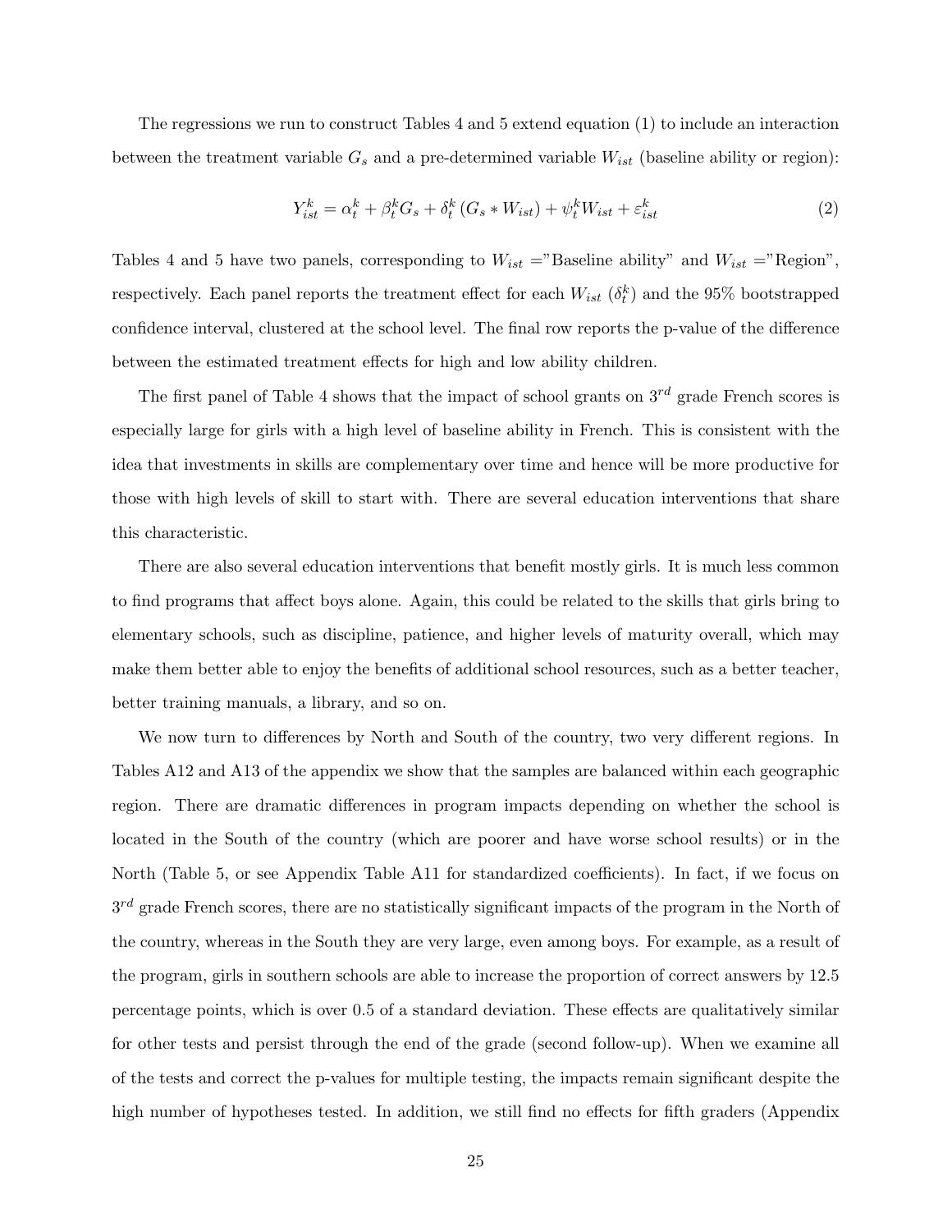The regressions we run to construct Tables 4 and 5 extend equation (1) to include an interaction between the treatment variable $G_s$ and a pre-determined variable $W_{ist}$ (baseline ability or region):

$$Y_{ist}^k = \alpha_t^k + \beta_t^k G_s + \delta_t^k (G_s * W_{ist}) + \psi_t^k W_{ist} + \varepsilon_{ist}^k \tag{2}$$

Tables 4 and 5 have two panels, corresponding to $W_{ist}$ ="Baseline ability" and $W_{ist}$ ="Region", respectively. Each panel reports the treatment effect for each $W_{ist}$ ($\delta_t^k$) and the 95% bootstrapped confidence interval, clustered at the school level. The final row reports the p-value of the difference between the estimated treatment effects for high and low ability children.

The first panel of Table 4 shows that the impact of school grants on $3^{rd}$ grade French scores is especially large for girls with a high level of baseline ability in French. This is consistent with the idea that investments in skills are complementary over time and hence will be more productive for those with high levels of skill to start with. There are several education interventions that share this characteristic.

There are also several education interventions that benefit mostly girls. It is much less common to find programs that affect boys alone. Again, this could be related to the skills that girls bring to elementary schools, such as discipline, patience, and higher levels of maturity overall, which may make them better able to enjoy the benefits of additional school resources, such as a better teacher, better training manuals, a library, and so on.

We now turn to differences by North and South of the country, two very different regions. In Tables A12 and A13 of the appendix we show that the samples are balanced within each geographic region. There are dramatic differences in program impacts depending on whether the school is located in the South of the country (which are poorer and have worse school results) or in the North (Table 5, or see Appendix Table A11 for standardized coefficients). In fact, if we focus on $3^{rd}$ grade French scores, there are no statistically significant impacts of the program in the North of the country, whereas in the South they are very large, even among boys. For example, as a result of the program, girls in southern schools are able to increase the proportion of correct answers by 12.5 percentage points, which is over 0.5 of a standard deviation. These effects are qualitatively similar for other tests and persist through the end of the grade (second follow-up). When we examine all of the tests and correct the p-values for multiple testing, the impacts remain significant despite the high number of hypotheses tested. In addition, we still find no effects for fifth graders (Appendix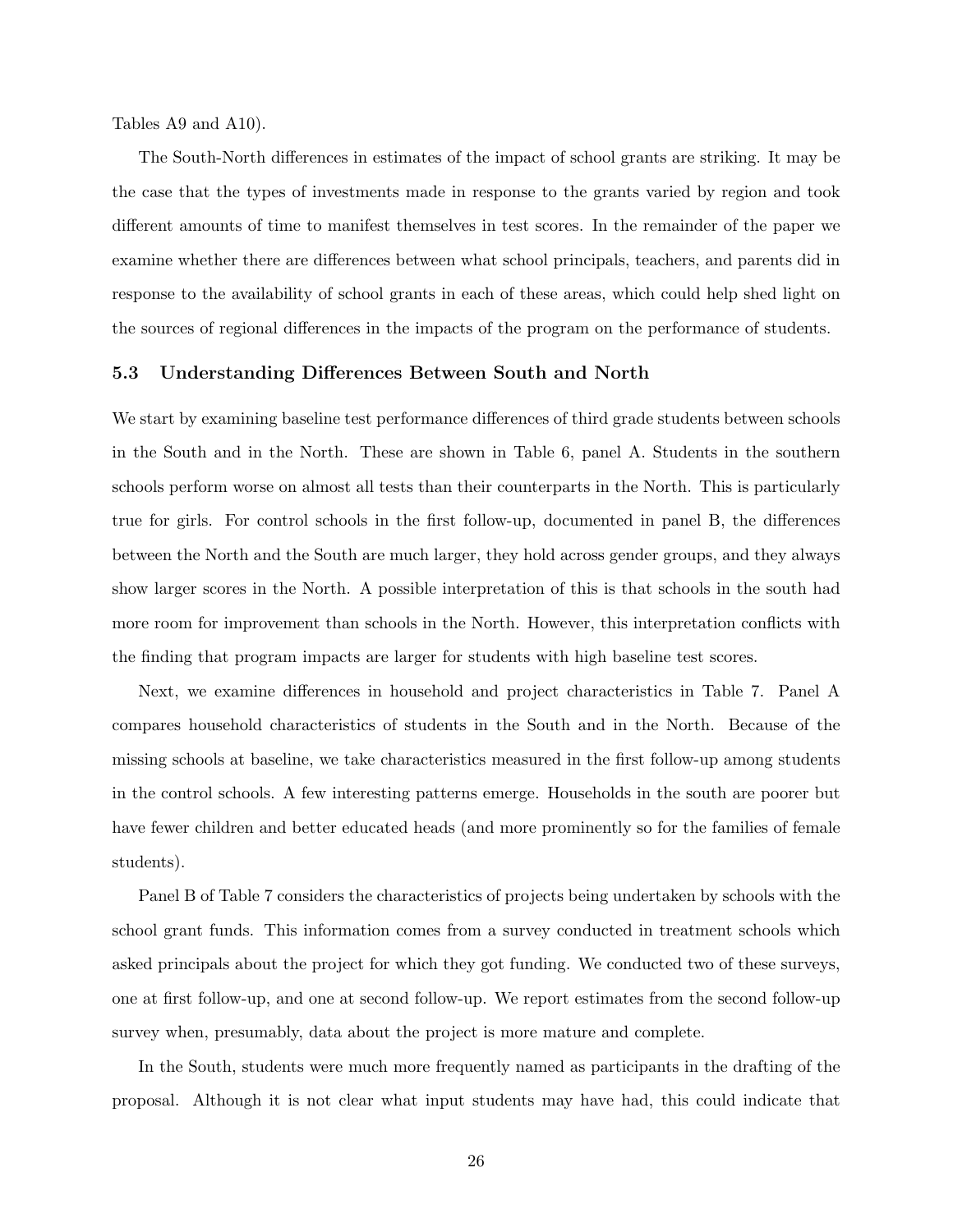Tables A9 and A10).

The South-North differences in estimates of the impact of school grants are striking. It may be the case that the types of investments made in response to the grants varied by region and took different amounts of time to manifest themselves in test scores. In the remainder of the paper we examine whether there are differences between what school principals, teachers, and parents did in response to the availability of school grants in each of these areas, which could help shed light on the sources of regional differences in the impacts of the program on the performance of students.

### 5.3 Understanding Differences Between South and North

We start by examining baseline test performance differences of third grade students between schools in the South and in the North. These are shown in Table 6, panel A. Students in the southern schools perform worse on almost all tests than their counterparts in the North. This is particularly true for girls. For control schools in the first follow-up, documented in panel B, the differences between the North and the South are much larger, they hold across gender groups, and they always show larger scores in the North. A possible interpretation of this is that schools in the south had more room for improvement than schools in the North. However, this interpretation conflicts with the finding that program impacts are larger for students with high baseline test scores.

Next, we examine differences in household and project characteristics in Table 7. Panel A compares household characteristics of students in the South and in the North. Because of the missing schools at baseline, we take characteristics measured in the first follow-up among students in the control schools. A few interesting patterns emerge. Households in the south are poorer but have fewer children and better educated heads (and more prominently so for the families of female students).

Panel B of Table 7 considers the characteristics of projects being undertaken by schools with the school grant funds. This information comes from a survey conducted in treatment schools which asked principals about the project for which they got funding. We conducted two of these surveys, one at first follow-up, and one at second follow-up. We report estimates from the second follow-up survey when, presumably, data about the project is more mature and complete.

In the South, students were much more frequently named as participants in the drafting of the proposal. Although it is not clear what input students may have had, this could indicate that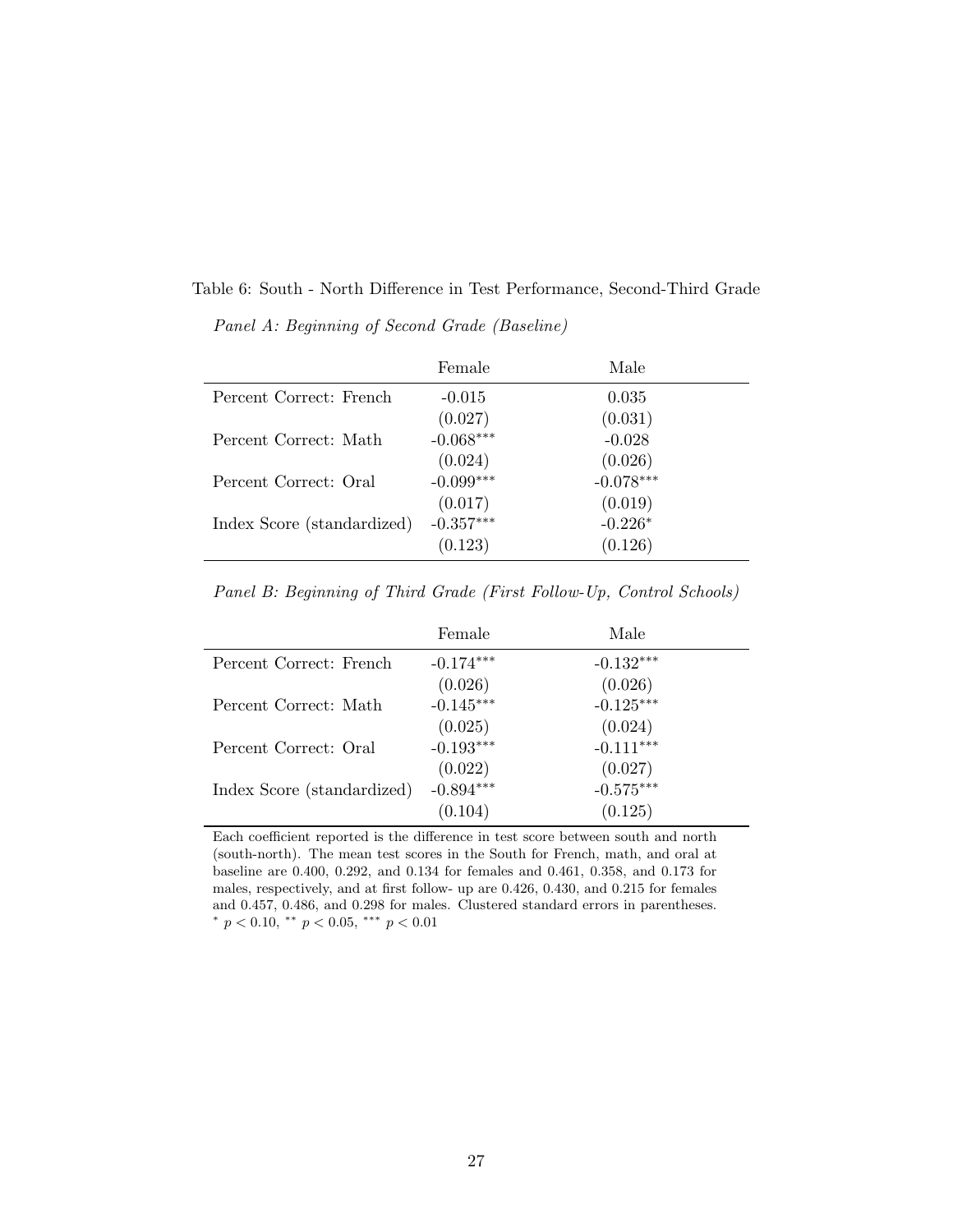Table 6: South - North Difference in Test Performance, Second-Third Grade

*Panel A: Beginning of Second Grade (Baseline)*

| | Female | Male |
|---|---|---|
| Percent Correct: French | -0.015 | 0.035 |
| | (0.027) | (0.031) |
| Percent Correct: Math | -0.068*** | -0.028 |
| | (0.024) | (0.026) |
| Percent Correct: Oral | -0.099*** | -0.078*** |
| | (0.017) | (0.019) |
| Index Score (standardized) | -0.357*** | -0.226* |
| | (0.123) | (0.126) |

*Panel B: Beginning of Third Grade (First Follow-Up, Control Schools)*

| | Female | Male |
|---|---|---|
| Percent Correct: French | -0.174*** | -0.132*** |
| | (0.026) | (0.026) |
| Percent Correct: Math | -0.145*** | -0.125*** |
| | (0.025) | (0.024) |
| Percent Correct: Oral | -0.193*** | -0.111*** |
| | (0.022) | (0.027) |
| Index Score (standardized) | -0.894*** | -0.575*** |
| | (0.104) | (0.125) |

Each coefficient reported is the difference in test score between south and north (south-north). The mean test scores in the South for French, math, and oral at baseline are 0.400, 0.292, and 0.134 for females and 0.461, 0.358, and 0.173 for males, respectively, and at first follow- up are 0.426, 0.430, and 0.215 for females and 0.457, 0.486, and 0.298 for males. Clustered standard errors in parentheses. * $p < 0.10$, ** $p < 0.05$, *** $p < 0.01$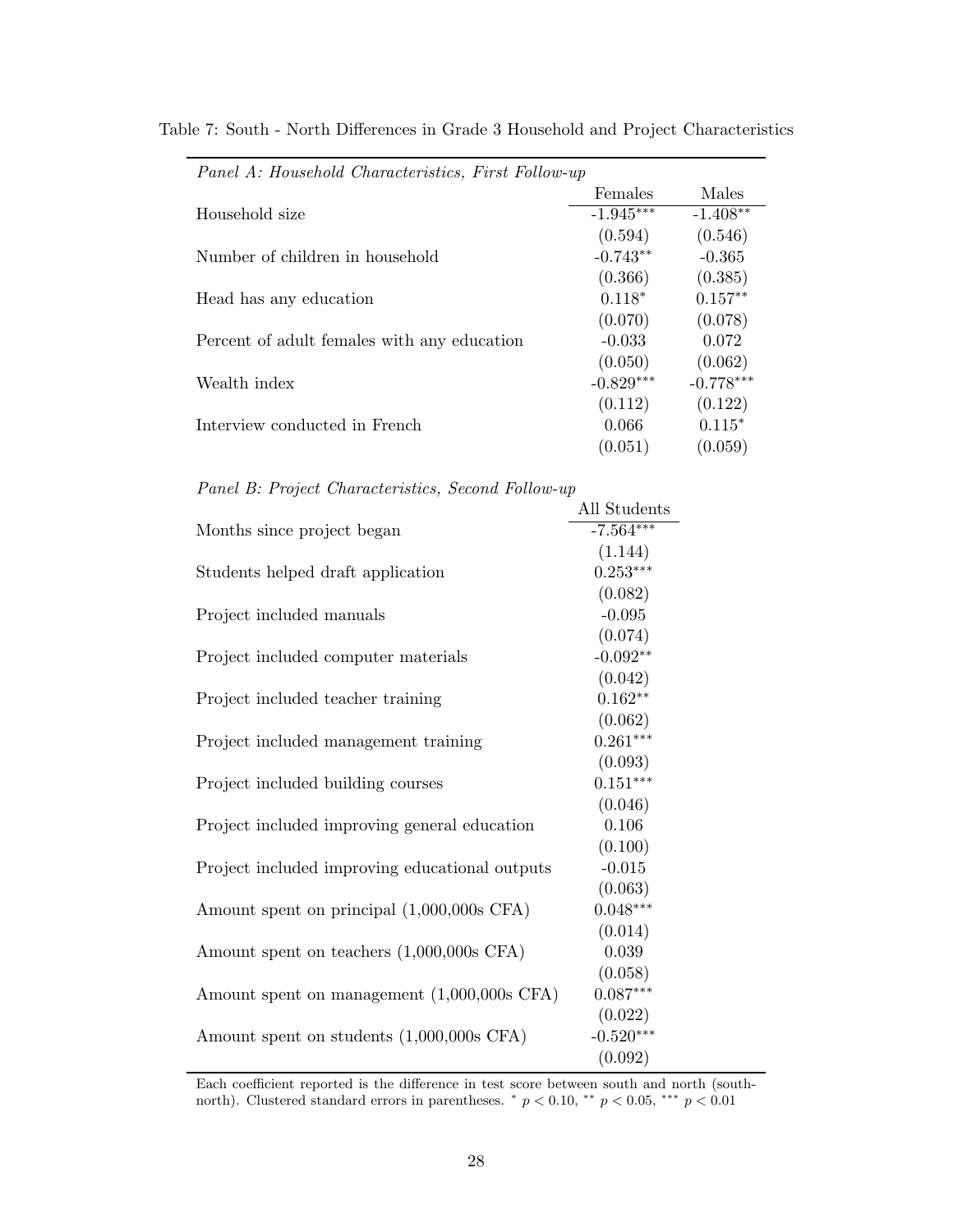Table 7: South - North Differences in Grade 3 Household and Project Characteristics

| *Panel A: Household Characteristics, First Follow-up* | | |
|---|---|---|
| | Females | Males |
| Household size | -1.945*** | -1.408** |
| | (0.594) | (0.546) |
| Number of children in household | -0.743** | -0.365 |
| | (0.366) | (0.385) |
| Head has any education | 0.118* | 0.157** |
| | (0.070) | (0.078) |
| Percent of adult females with any education | -0.033 | 0.072 |
| | (0.050) | (0.062) |
| Wealth index | -0.829*** | -0.778*** |
| | (0.112) | (0.122) |
| Interview conducted in French | 0.066 | 0.115* |
| | (0.051) | (0.059) |

| *Panel B: Project Characteristics, Second Follow-up* | |
|---|---|
| | All Students |
| Months since project began | -7.564*** |
| | (1.144) |
| Students helped draft application | 0.253*** |
| | (0.082) |
| Project included manuals | -0.095 |
| | (0.074) |
| Project included computer materials | -0.092** |
| | (0.042) |
| Project included teacher training | 0.162** |
| | (0.062) |
| Project included management training | 0.261*** |
| | (0.093) |
| Project included building courses | 0.151*** |
| | (0.046) |
| Project included improving general education | 0.106 |
| | (0.100) |
| Project included improving educational outputs | -0.015 |
| | (0.063) |
| Amount spent on principal (1,000,000s CFA) | 0.048*** |
| | (0.014) |
| Amount spent on teachers (1,000,000s CFA) | 0.039 |
| | (0.058) |
| Amount spent on management (1,000,000s CFA) | 0.087*** |
| | (0.022) |
| Amount spent on students (1,000,000s CFA) | -0.520*** |
| | (0.092) |

Each coefficient reported is the difference in test score between south and north (south-north). Clustered standard errors in parentheses. * $p < 0.10$, ** $p < 0.05$, *** $p < 0.01$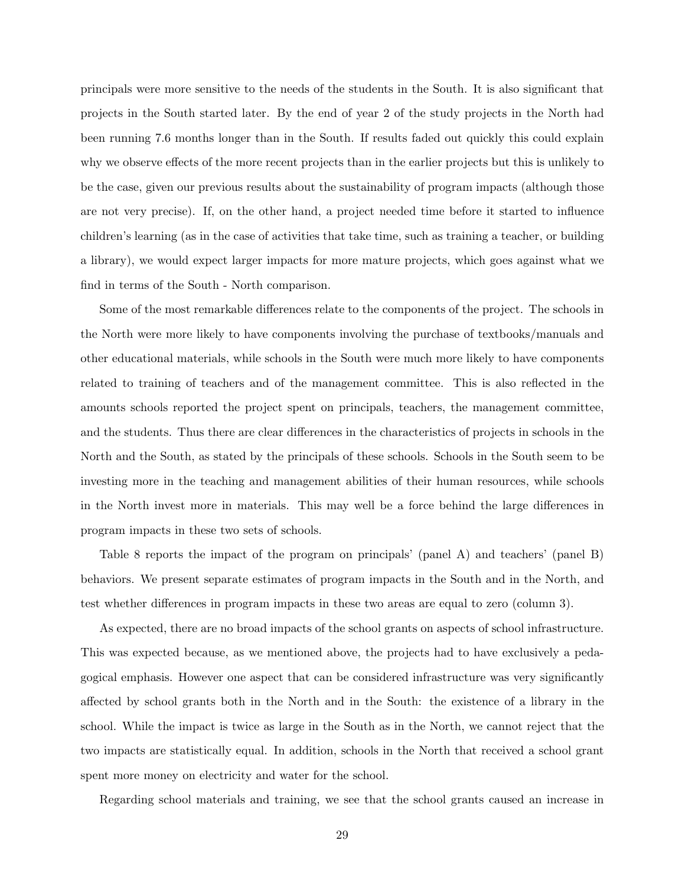principals were more sensitive to the needs of the students in the South. It is also significant that projects in the South started later. By the end of year 2 of the study projects in the North had been running 7.6 months longer than in the South. If results faded out quickly this could explain why we observe effects of the more recent projects than in the earlier projects but this is unlikely to be the case, given our previous results about the sustainability of program impacts (although those are not very precise). If, on the other hand, a project needed time before it started to influence children's learning (as in the case of activities that take time, such as training a teacher, or building a library), we would expect larger impacts for more mature projects, which goes against what we find in terms of the South - North comparison.

Some of the most remarkable differences relate to the components of the project. The schools in the North were more likely to have components involving the purchase of textbooks/manuals and other educational materials, while schools in the South were much more likely to have components related to training of teachers and of the management committee. This is also reflected in the amounts schools reported the project spent on principals, teachers, the management committee, and the students. Thus there are clear differences in the characteristics of projects in schools in the North and the South, as stated by the principals of these schools. Schools in the South seem to be investing more in the teaching and management abilities of their human resources, while schools in the North invest more in materials. This may well be a force behind the large differences in program impacts in these two sets of schools.

Table 8 reports the impact of the program on principals' (panel A) and teachers' (panel B) behaviors. We present separate estimates of program impacts in the South and in the North, and test whether differences in program impacts in these two areas are equal to zero (column 3).

As expected, there are no broad impacts of the school grants on aspects of school infrastructure. This was expected because, as we mentioned above, the projects had to have exclusively a pedagogical emphasis. However one aspect that can be considered infrastructure was very significantly affected by school grants both in the North and in the South: the existence of a library in the school. While the impact is twice as large in the South as in the North, we cannot reject that the two impacts are statistically equal. In addition, schools in the North that received a school grant spent more money on electricity and water for the school.

Regarding school materials and training, we see that the school grants caused an increase in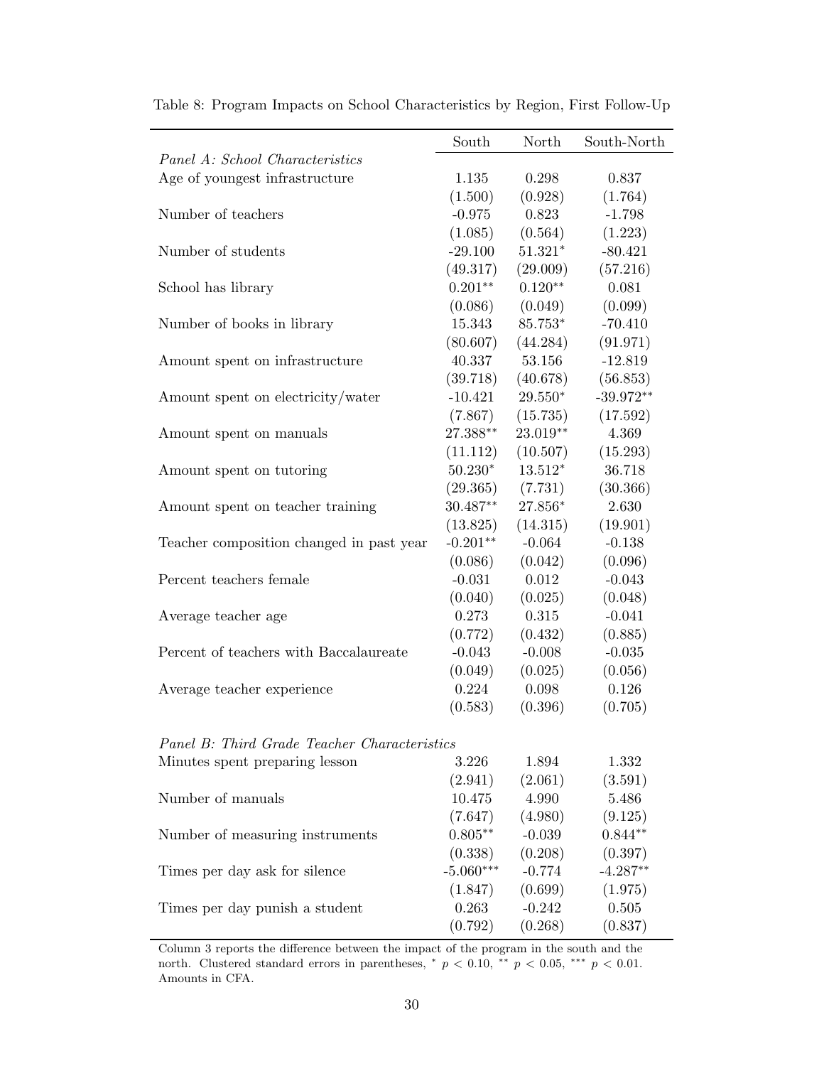Table 8: Program Impacts on School Characteristics by Region, First Follow-Up

| | South | North | South-North |
|---|---|---|---|
| *Panel A: School Characteristics* | | | |
| Age of youngest infrastructure | 1.135 | 0.298 | 0.837 |
| | (1.500) | (0.928) | (1.764) |
| Number of teachers | -0.975 | 0.823 | -1.798 |
| | (1.085) | (0.564) | (1.223) |
| Number of students | -29.100 | 51.321* | -80.421 |
| | (49.317) | (29.009) | (57.216) |
| School has library | 0.201** | 0.120** | 0.081 |
| | (0.086) | (0.049) | (0.099) |
| Number of books in library | 15.343 | 85.753* | -70.410 |
| | (80.607) | (44.284) | (91.971) |
| Amount spent on infrastructure | 40.337 | 53.156 | -12.819 |
| | (39.718) | (40.678) | (56.853) |
| Amount spent on electricity/water | -10.421 | 29.550* | -39.972** |
| | (7.867) | (15.735) | (17.592) |
| Amount spent on manuals | 27.388** | 23.019** | 4.369 |
| | (11.112) | (10.507) | (15.293) |
| Amount spent on tutoring | 50.230* | 13.512* | 36.718 |
| | (29.365) | (7.731) | (30.366) |
| Amount spent on teacher training | 30.487** | 27.856* | 2.630 |
| | (13.825) | (14.315) | (19.901) |
| Teacher composition changed in past year | -0.201** | -0.064 | -0.138 |
| | (0.086) | (0.042) | (0.096) |
| Percent teachers female | -0.031 | 0.012 | -0.043 |
| | (0.040) | (0.025) | (0.048) |
| Average teacher age | 0.273 | 0.315 | -0.041 |
| | (0.772) | (0.432) | (0.885) |
| Percent of teachers with Baccalaureate | -0.043 | -0.008 | -0.035 |
| | (0.049) | (0.025) | (0.056) |
| Average teacher experience | 0.224 | 0.098 | 0.126 |
| | (0.583) | (0.396) | (0.705) |
| *Panel B: Third Grade Teacher Characteristics* | | | |
| Minutes spent preparing lesson | 3.226 | 1.894 | 1.332 |
| | (2.941) | (2.061) | (3.591) |
| Number of manuals | 10.475 | 4.990 | 5.486 |
| | (7.647) | (4.980) | (9.125) |
| Number of measuring instruments | 0.805** | -0.039 | 0.844** |
| | (0.338) | (0.208) | (0.397) |
| Times per day ask for silence | -5.060*** | -0.774 | -4.287** |
| | (1.847) | (0.699) | (1.975) |
| Times per day punish a student | 0.263 | -0.242 | 0.505 |
| | (0.792) | (0.268) | (0.837) |

Column 3 reports the difference between the impact of the program in the south and the north. Clustered standard errors in parentheses, * $p < 0.10$, ** $p < 0.05$, *** $p < 0.01$. Amounts in CFA.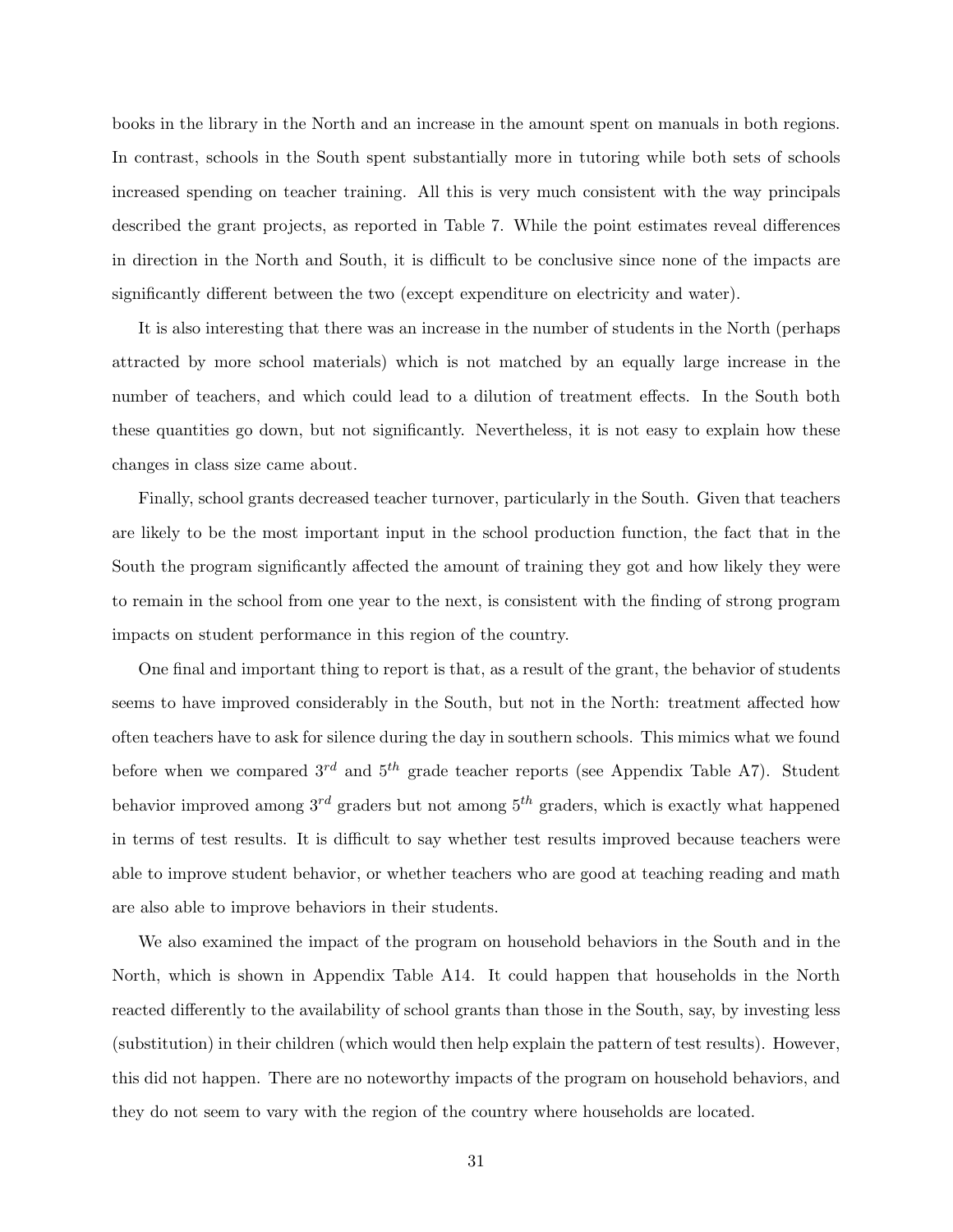books in the library in the North and an increase in the amount spent on manuals in both regions. In contrast, schools in the South spent substantially more in tutoring while both sets of schools increased spending on teacher training. All this is very much consistent with the way principals described the grant projects, as reported in Table 7. While the point estimates reveal differences in direction in the North and South, it is difficult to be conclusive since none of the impacts are significantly different between the two (except expenditure on electricity and water).

It is also interesting that there was an increase in the number of students in the North (perhaps attracted by more school materials) which is not matched by an equally large increase in the number of teachers, and which could lead to a dilution of treatment effects. In the South both these quantities go down, but not significantly. Nevertheless, it is not easy to explain how these changes in class size came about.

Finally, school grants decreased teacher turnover, particularly in the South. Given that teachers are likely to be the most important input in the school production function, the fact that in the South the program significantly affected the amount of training they got and how likely they were to remain in the school from one year to the next, is consistent with the finding of strong program impacts on student performance in this region of the country.

One final and important thing to report is that, as a result of the grant, the behavior of students seems to have improved considerably in the South, but not in the North: treatment affected how often teachers have to ask for silence during the day in southern schools. This mimics what we found before when we compared $3^{rd}$ and $5^{th}$ grade teacher reports (see Appendix Table A7). Student behavior improved among $3^{rd}$ graders but not among $5^{th}$ graders, which is exactly what happened in terms of test results. It is difficult to say whether test results improved because teachers were able to improve student behavior, or whether teachers who are good at teaching reading and math are also able to improve behaviors in their students.

We also examined the impact of the program on household behaviors in the South and in the North, which is shown in Appendix Table A14. It could happen that households in the North reacted differently to the availability of school grants than those in the South, say, by investing less (substitution) in their children (which would then help explain the pattern of test results). However, this did not happen. There are no noteworthy impacts of the program on household behaviors, and they do not seem to vary with the region of the country where households are located.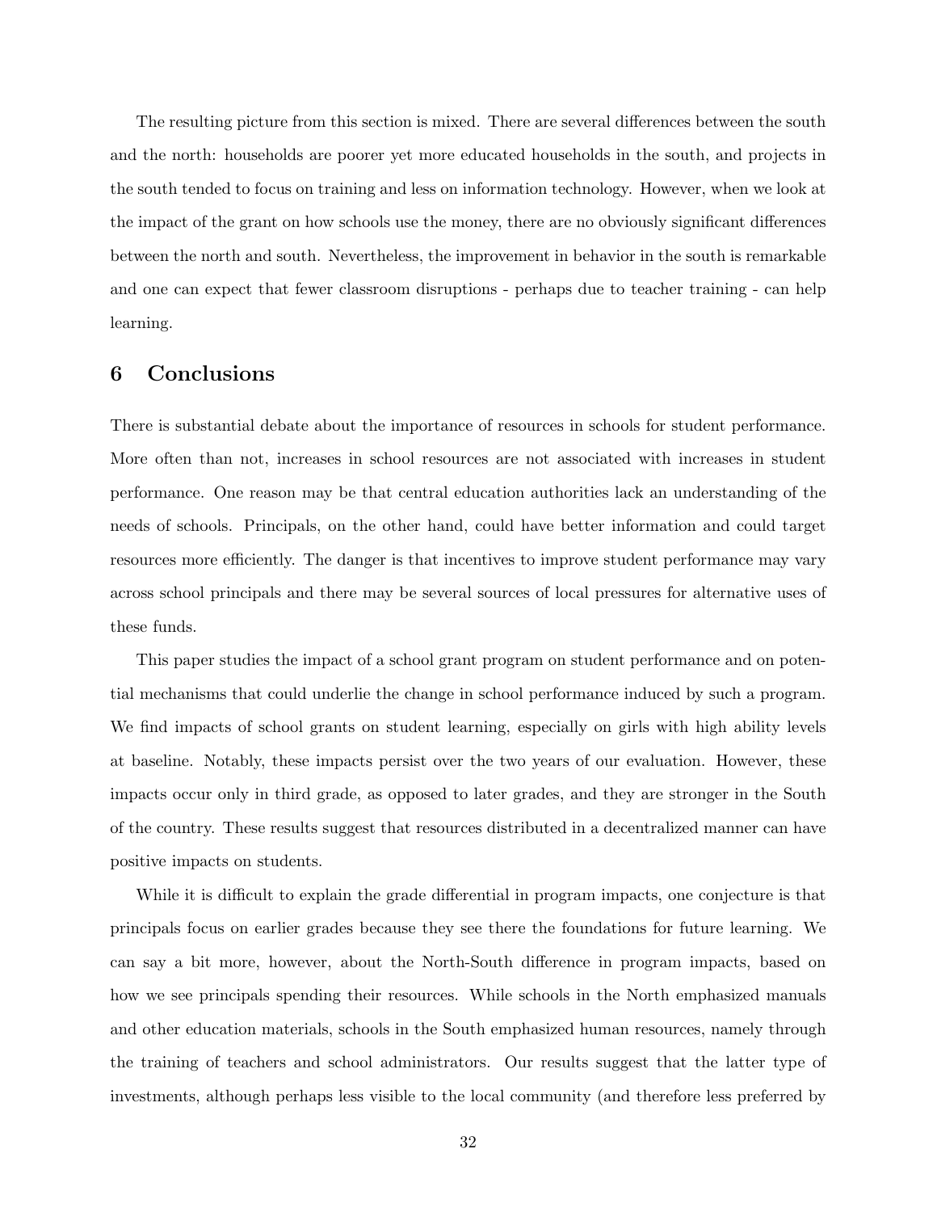The resulting picture from this section is mixed. There are several differences between the south and the north: households are poorer yet more educated households in the south, and projects in the south tended to focus on training and less on information technology. However, when we look at the impact of the grant on how schools use the money, there are no obviously significant differences between the north and south. Nevertheless, the improvement in behavior in the south is remarkable and one can expect that fewer classroom disruptions - perhaps due to teacher training - can help learning.

## 6 Conclusions

There is substantial debate about the importance of resources in schools for student performance. More often than not, increases in school resources are not associated with increases in student performance. One reason may be that central education authorities lack an understanding of the needs of schools. Principals, on the other hand, could have better information and could target resources more efficiently. The danger is that incentives to improve student performance may vary across school principals and there may be several sources of local pressures for alternative uses of these funds.

This paper studies the impact of a school grant program on student performance and on potential mechanisms that could underlie the change in school performance induced by such a program. We find impacts of school grants on student learning, especially on girls with high ability levels at baseline. Notably, these impacts persist over the two years of our evaluation. However, these impacts occur only in third grade, as opposed to later grades, and they are stronger in the South of the country. These results suggest that resources distributed in a decentralized manner can have positive impacts on students.

While it is difficult to explain the grade differential in program impacts, one conjecture is that principals focus on earlier grades because they see there the foundations for future learning. We can say a bit more, however, about the North-South difference in program impacts, based on how we see principals spending their resources. While schools in the North emphasized manuals and other education materials, schools in the South emphasized human resources, namely through the training of teachers and school administrators. Our results suggest that the latter type of investments, although perhaps less visible to the local community (and therefore less preferred by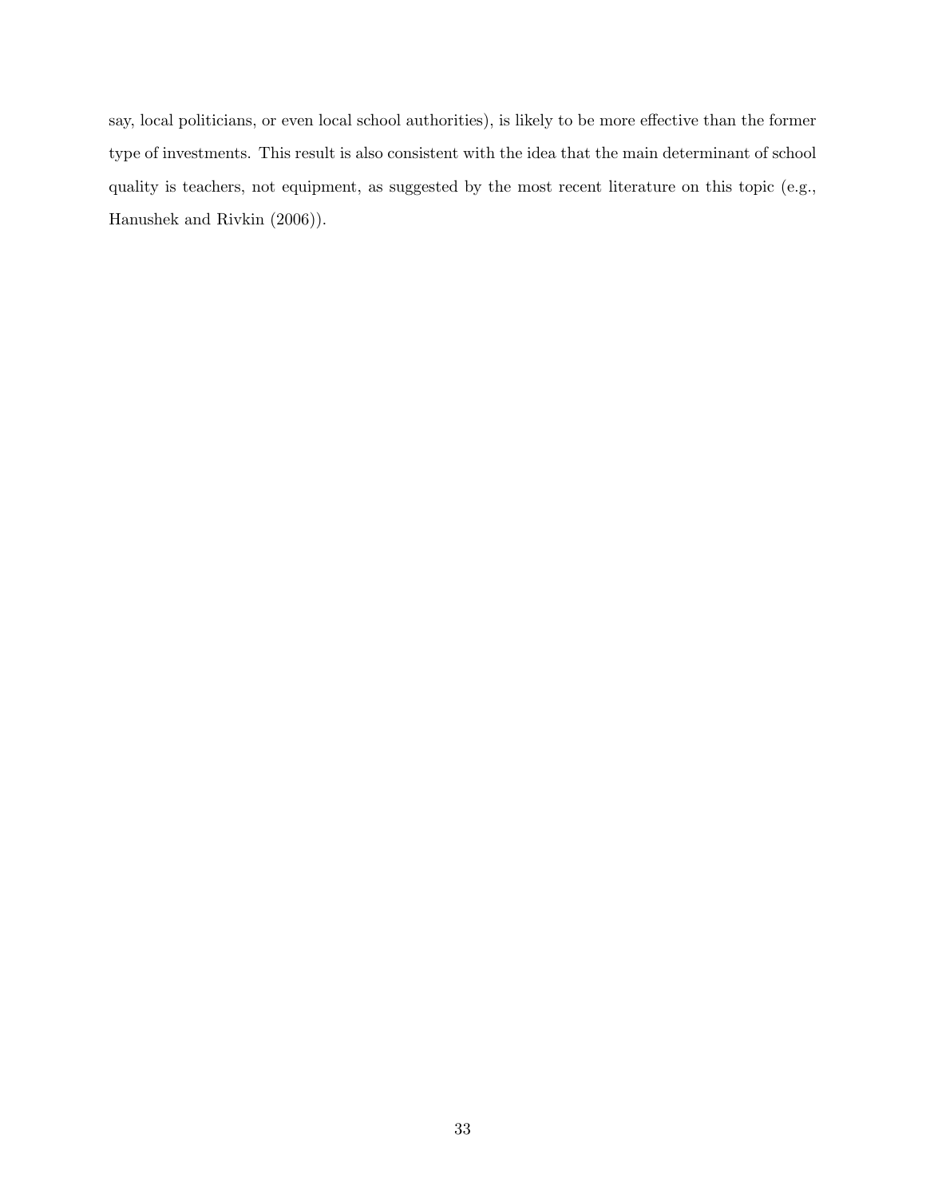say, local politicians, or even local school authorities), is likely to be more effective than the former type of investments. This result is also consistent with the idea that the main determinant of school quality is teachers, not equipment, as suggested by the most recent literature on this topic (e.g., Hanushek and Rivkin (2006)).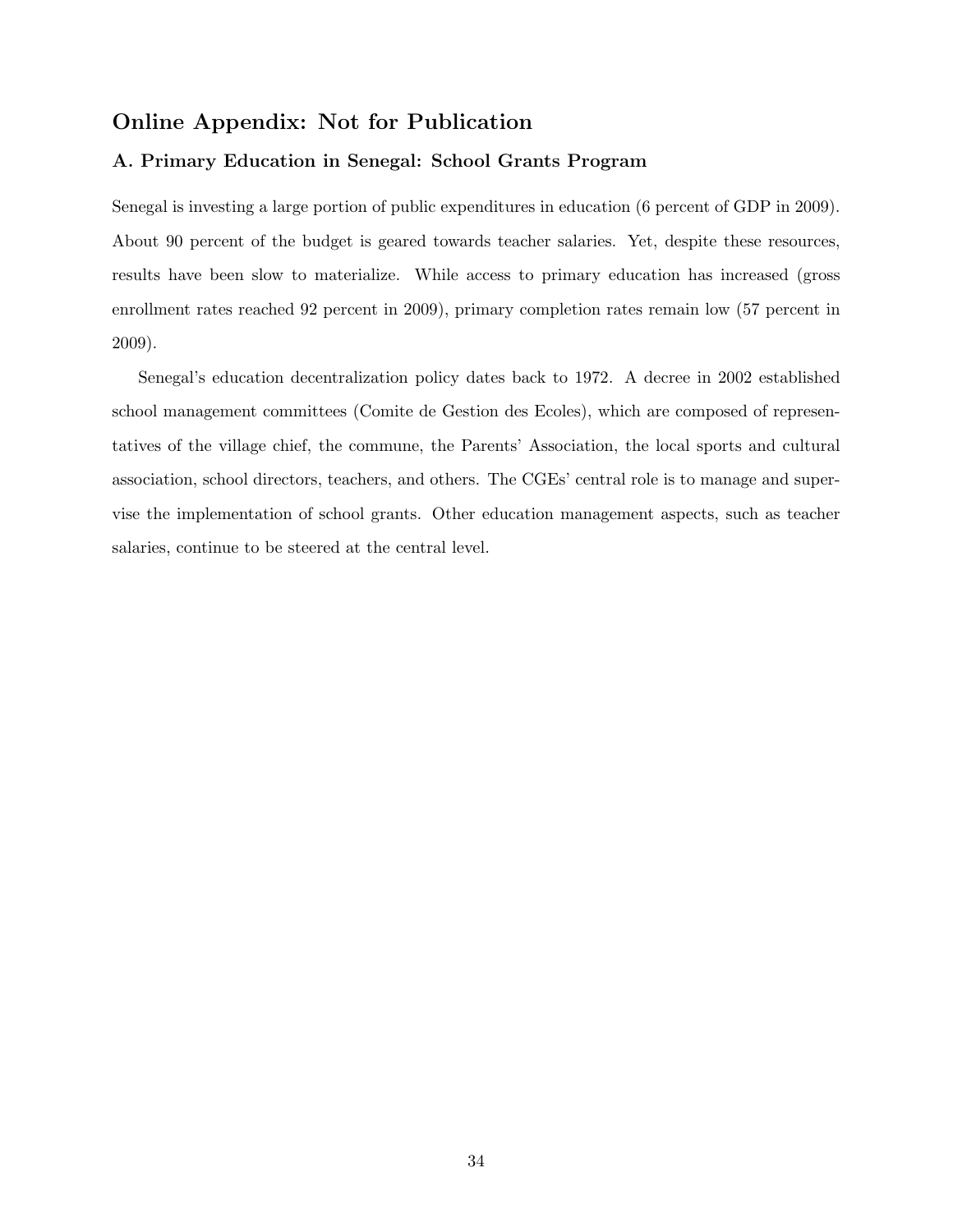## Online Appendix: Not for Publication

### A. Primary Education in Senegal: School Grants Program

Senegal is investing a large portion of public expenditures in education (6 percent of GDP in 2009). About 90 percent of the budget is geared towards teacher salaries. Yet, despite these resources, results have been slow to materialize. While access to primary education has increased (gross enrollment rates reached 92 percent in 2009), primary completion rates remain low (57 percent in 2009).

Senegal's education decentralization policy dates back to 1972. A decree in 2002 established school management committees (Comite de Gestion des Ecoles), which are composed of representatives of the village chief, the commune, the Parents' Association, the local sports and cultural association, school directors, teachers, and others. The CGEs' central role is to manage and supervise the implementation of school grants. Other education management aspects, such as teacher salaries, continue to be steered at the central level.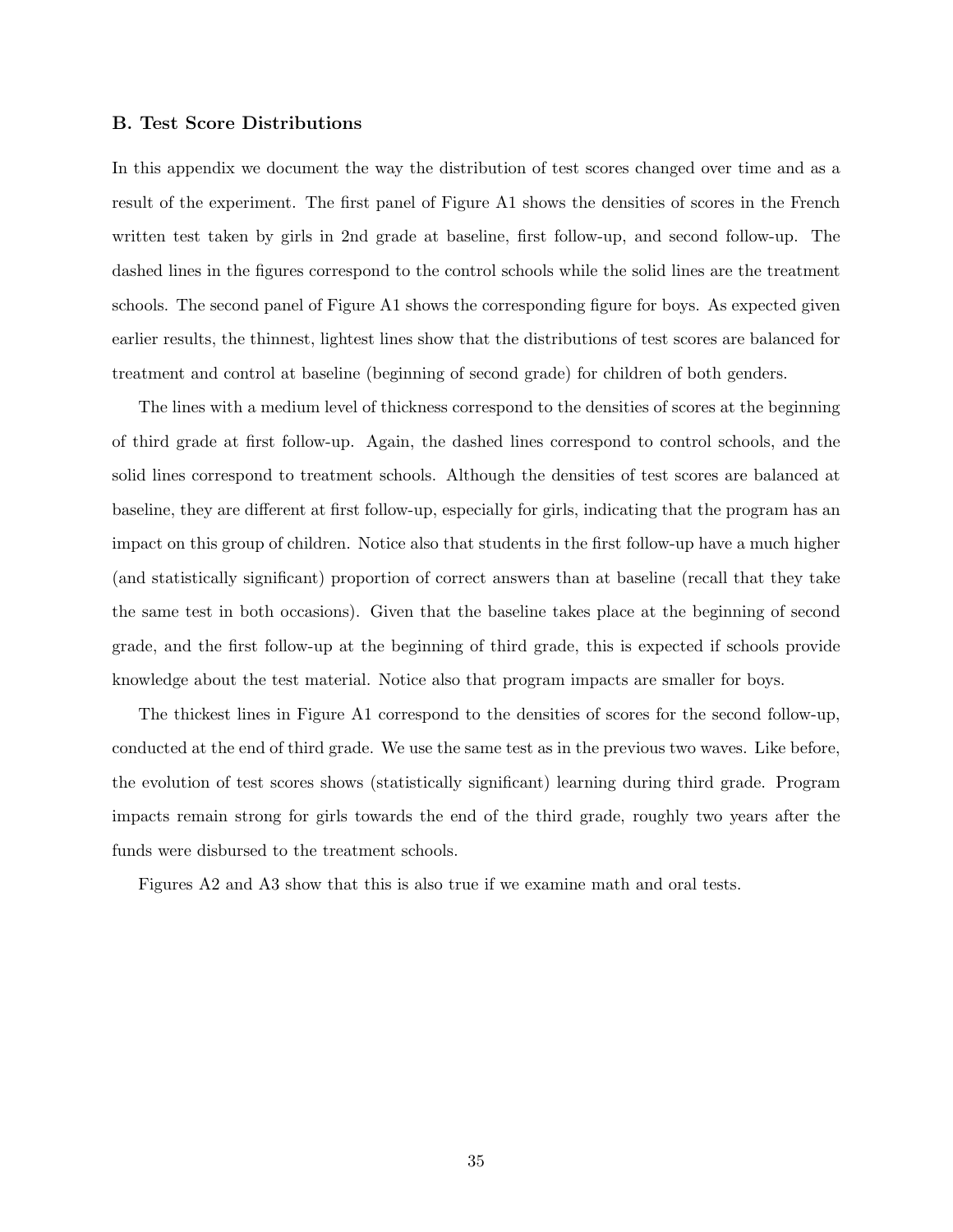### B. Test Score Distributions

In this appendix we document the way the distribution of test scores changed over time and as a result of the experiment. The first panel of Figure A1 shows the densities of scores in the French written test taken by girls in 2nd grade at baseline, first follow-up, and second follow-up. The dashed lines in the figures correspond to the control schools while the solid lines are the treatment schools. The second panel of Figure A1 shows the corresponding figure for boys. As expected given earlier results, the thinnest, lightest lines show that the distributions of test scores are balanced for treatment and control at baseline (beginning of second grade) for children of both genders.

The lines with a medium level of thickness correspond to the densities of scores at the beginning of third grade at first follow-up. Again, the dashed lines correspond to control schools, and the solid lines correspond to treatment schools. Although the densities of test scores are balanced at baseline, they are different at first follow-up, especially for girls, indicating that the program has an impact on this group of children. Notice also that students in the first follow-up have a much higher (and statistically significant) proportion of correct answers than at baseline (recall that they take the same test in both occasions). Given that the baseline takes place at the beginning of second grade, and the first follow-up at the beginning of third grade, this is expected if schools provide knowledge about the test material. Notice also that program impacts are smaller for boys.

The thickest lines in Figure A1 correspond to the densities of scores for the second follow-up, conducted at the end of third grade. We use the same test as in the previous two waves. Like before, the evolution of test scores shows (statistically significant) learning during third grade. Program impacts remain strong for girls towards the end of the third grade, roughly two years after the funds were disbursed to the treatment schools.

Figures A2 and A3 show that this is also true if we examine math and oral tests.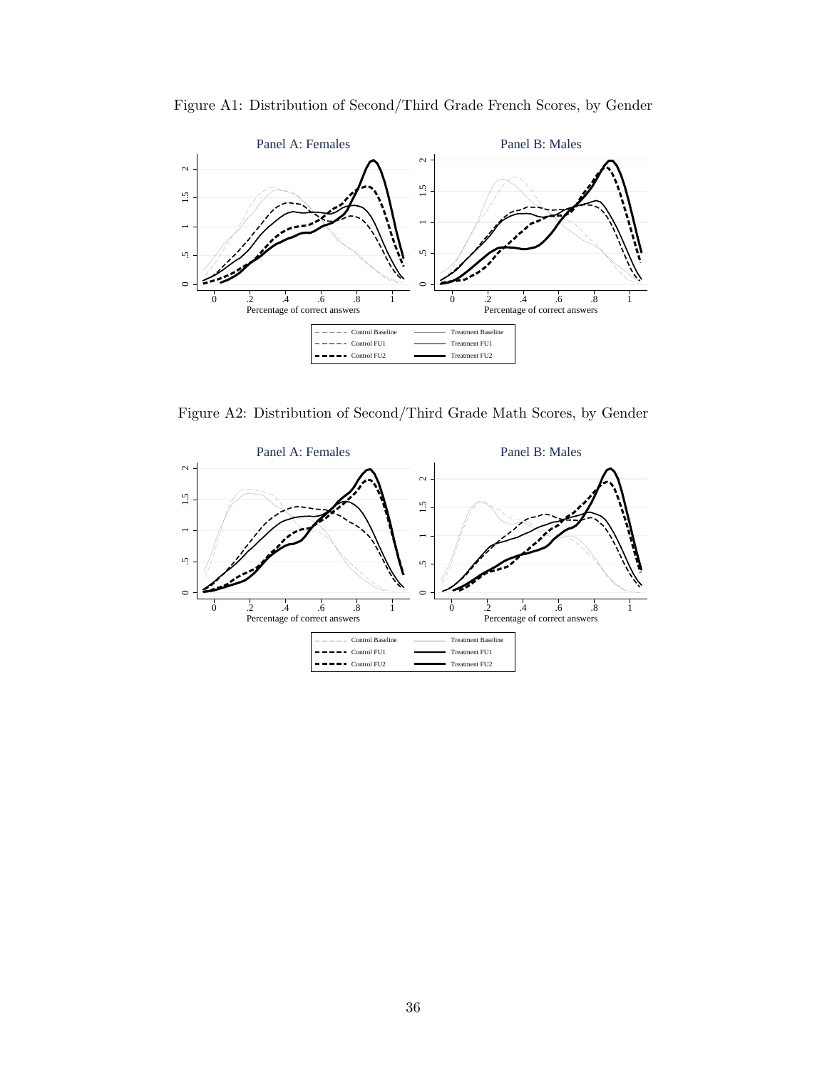Figure A1: Distribution of Second/Third Grade French Scores, by Gender

Figure A2: Distribution of Second/Third Grade Math Scores, by Gender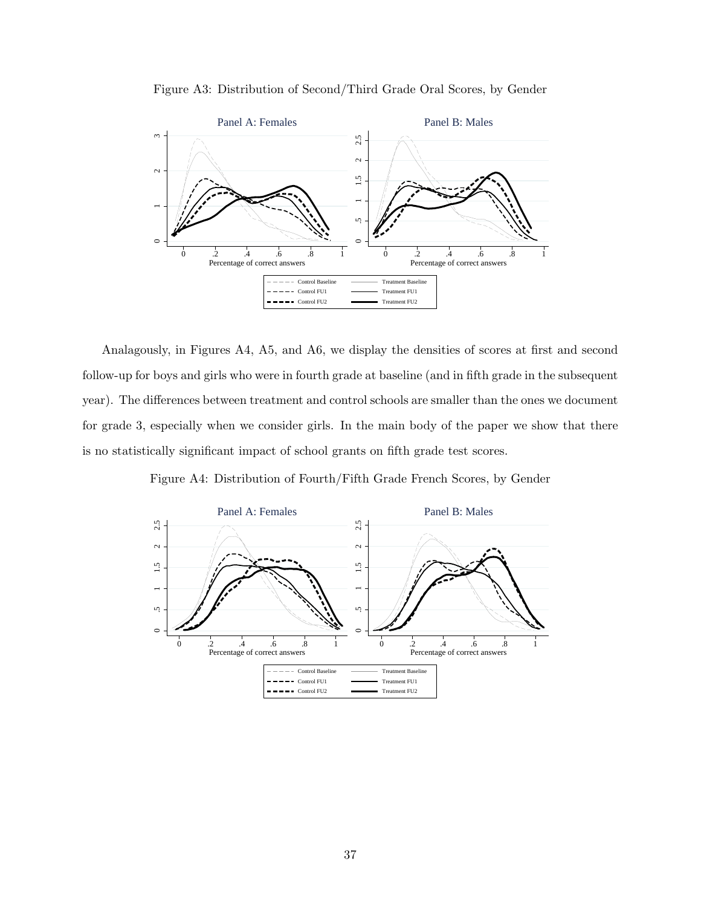Figure A3: Distribution of Second/Third Grade Oral Scores, by Gender

Analagously, in Figures A4, A5, and A6, we display the densities of scores at first and second follow-up for boys and girls who were in fourth grade at baseline (and in fifth grade in the subsequent year). The differences between treatment and control schools are smaller than the ones we document for grade 3, especially when we consider girls. In the main body of the paper we show that there is no statistically significant impact of school grants on fifth grade test scores.

Figure A4: Distribution of Fourth/Fifth Grade French Scores, by Gender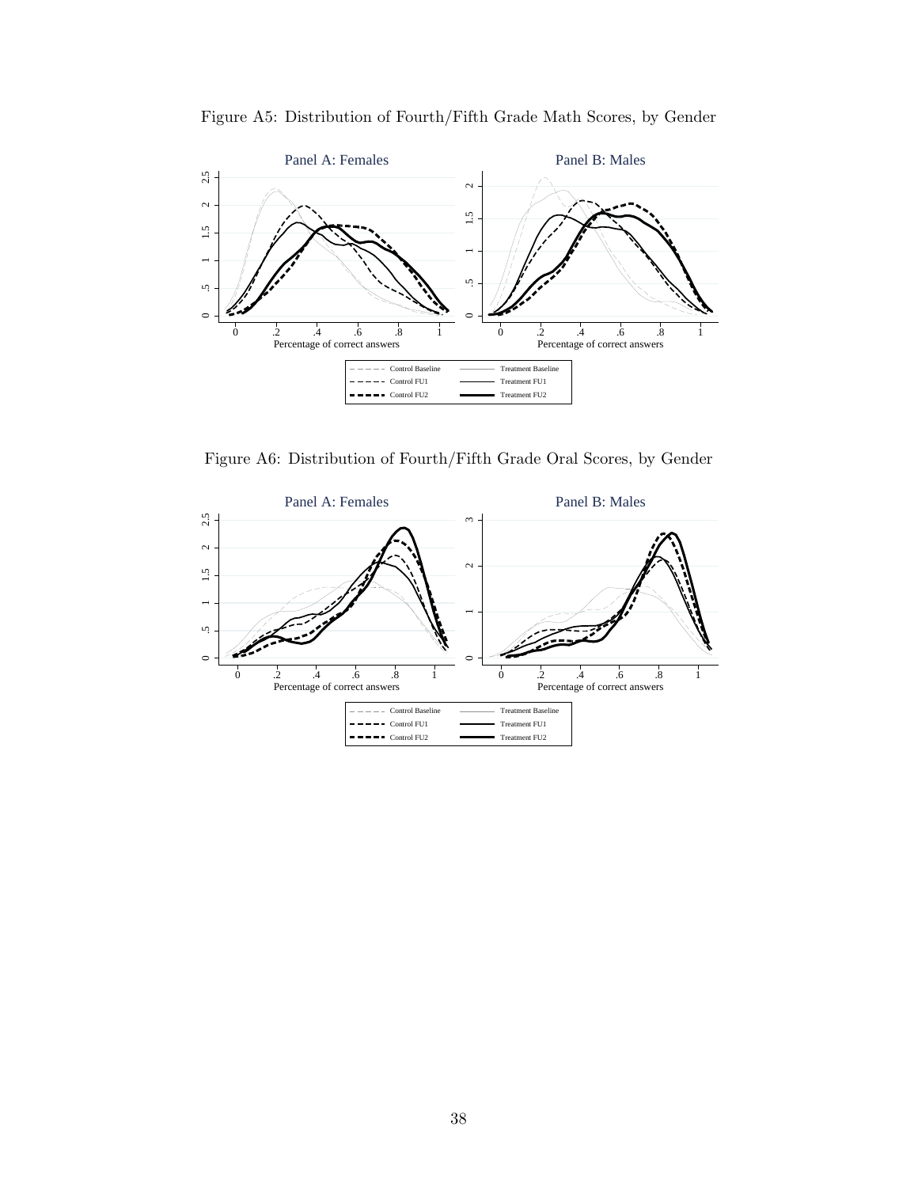Figure A5: Distribution of Fourth/Fifth Grade Math Scores, by Gender

Figure A6: Distribution of Fourth/Fifth Grade Oral Scores, by Gender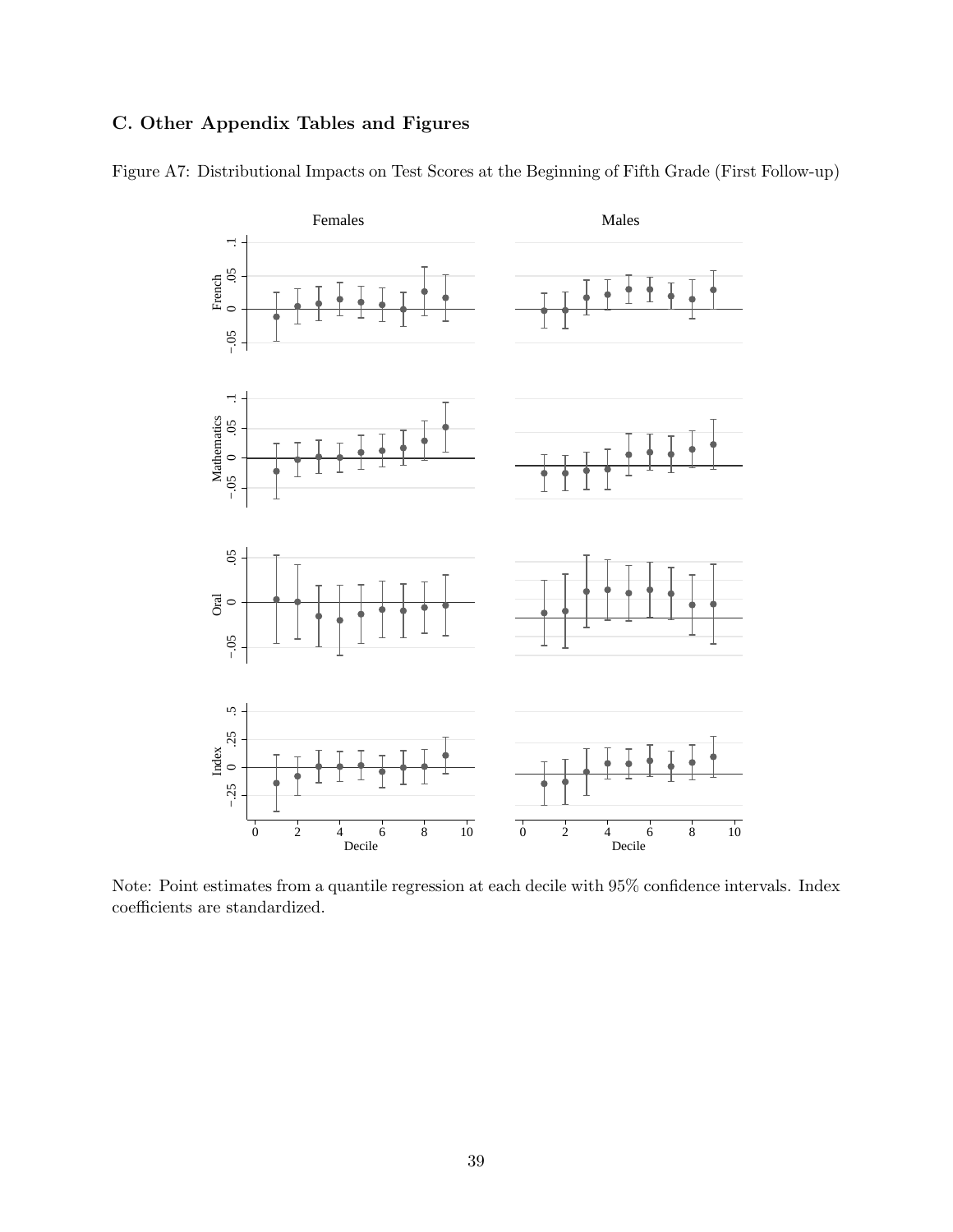## C. Other Appendix Tables and Figures

Figure A7: Distributional Impacts on Test Scores at the Beginning of Fifth Grade (First Follow-up)

Note: Point estimates from a quantile regression at each decile with 95% confidence intervals. Index coefficients are standardized.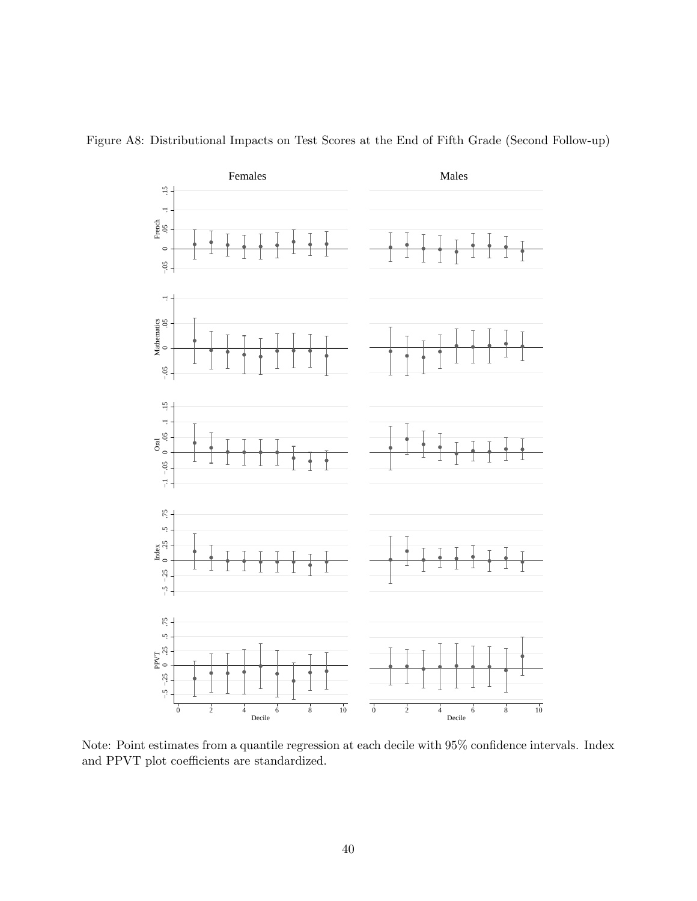Figure A8: Distributional Impacts on Test Scores at the End of Fifth Grade (Second Follow-up)

Note: Point estimates from a quantile regression at each decile with 95% confidence intervals. Index and PPVT plot coefficients are standardized.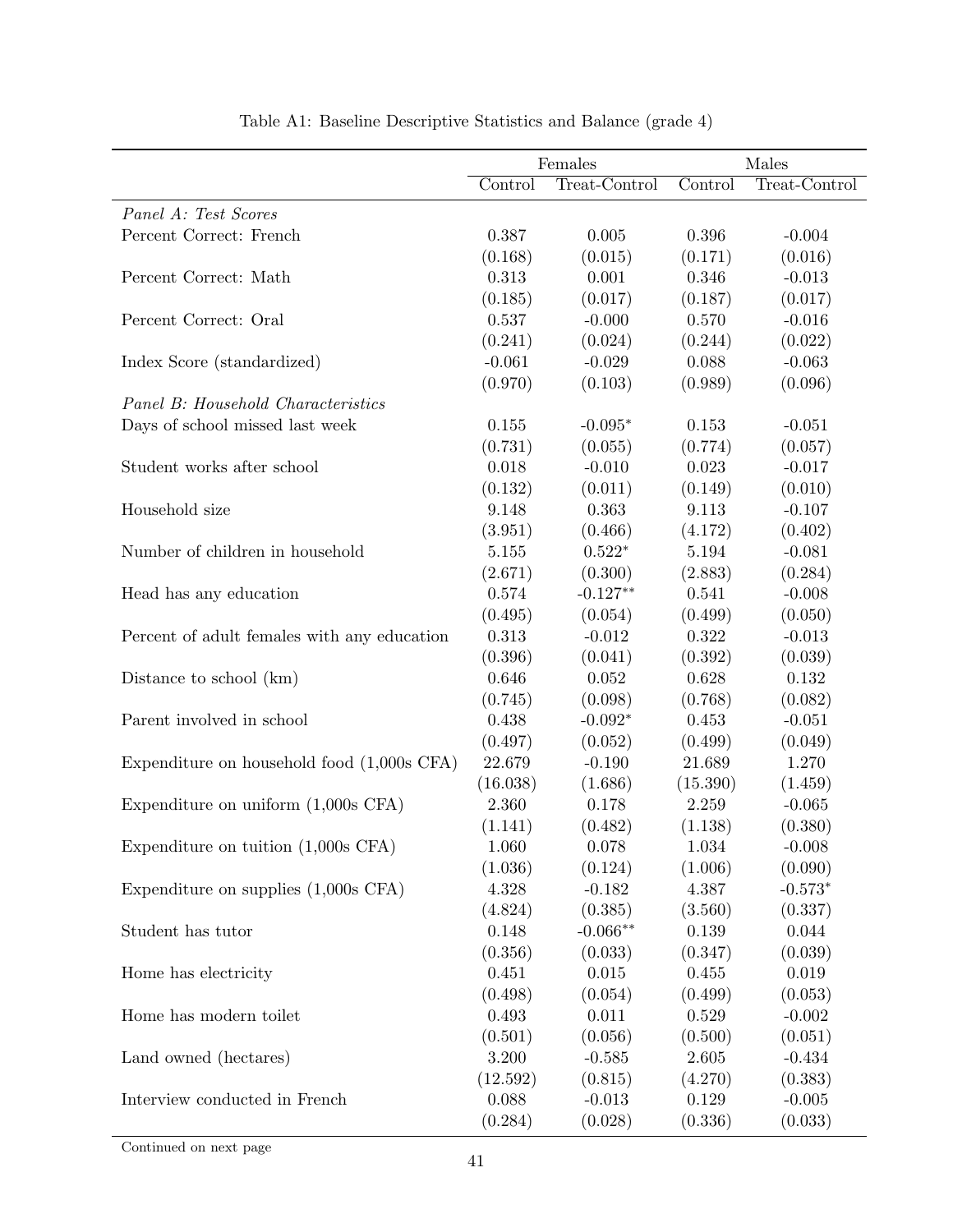Table A1: Baseline Descriptive Statistics and Balance (grade 4)

| | Females | | Males | |
|---|---|---|---|---|
| | Control | Treat-Control | Control | Treat-Control |
| *Panel A: Test Scores* | | | | |
| Percent Correct: French | 0.387 | 0.005 | 0.396 | -0.004 |
| | (0.168) | (0.015) | (0.171) | (0.016) |
| Percent Correct: Math | 0.313 | 0.001 | 0.346 | -0.013 |
| | (0.185) | (0.017) | (0.187) | (0.017) |
| Percent Correct: Oral | 0.537 | -0.000 | 0.570 | -0.016 |
| | (0.241) | (0.024) | (0.244) | (0.022) |
| Index Score (standardized) | -0.061 | -0.029 | 0.088 | -0.063 |
| | (0.970) | (0.103) | (0.989) | (0.096) |
| *Panel B: Household Characteristics* | | | | |
| Days of school missed last week | 0.155 | -0.095* | 0.153 | -0.051 |
| | (0.731) | (0.055) | (0.774) | (0.057) |
| Student works after school | 0.018 | -0.010 | 0.023 | -0.017 |
| | (0.132) | (0.011) | (0.149) | (0.010) |
| Household size | 9.148 | 0.363 | 9.113 | -0.107 |
| | (3.951) | (0.466) | (4.172) | (0.402) |
| Number of children in household | 5.155 | 0.522* | 5.194 | -0.081 |
| | (2.671) | (0.300) | (2.883) | (0.284) |
| Head has any education | 0.574 | -0.127** | 0.541 | -0.008 |
| | (0.495) | (0.054) | (0.499) | (0.050) |
| Percent of adult females with any education | 0.313 | -0.012 | 0.322 | -0.013 |
| | (0.396) | (0.041) | (0.392) | (0.039) |
| Distance to school (km) | 0.646 | 0.052 | 0.628 | 0.132 |
| | (0.745) | (0.098) | (0.768) | (0.082) |
| Parent involved in school | 0.438 | -0.092* | 0.453 | -0.051 |
| | (0.497) | (0.052) | (0.499) | (0.049) |
| Expenditure on household food (1,000s CFA) | 22.679 | -0.190 | 21.689 | 1.270 |
| | (16.038) | (1.686) | (15.390) | (1.459) |
| Expenditure on uniform (1,000s CFA) | 2.360 | 0.178 | 2.259 | -0.065 |
| | (1.141) | (0.482) | (1.138) | (0.380) |
| Expenditure on tuition (1,000s CFA) | 1.060 | 0.078 | 1.034 | -0.008 |
| | (1.036) | (0.124) | (1.006) | (0.090) |
| Expenditure on supplies (1,000s CFA) | 4.328 | -0.182 | 4.387 | -0.573* |
| | (4.824) | (0.385) | (3.560) | (0.337) |
| Student has tutor | 0.148 | -0.066** | 0.139 | 0.044 |
| | (0.356) | (0.033) | (0.347) | (0.039) |
| Home has electricity | 0.451 | 0.015 | 0.455 | 0.019 |
| | (0.498) | (0.054) | (0.499) | (0.053) |
| Home has modern toilet | 0.493 | 0.011 | 0.529 | -0.002 |
| | (0.501) | (0.056) | (0.500) | (0.051) |
| Land owned (hectares) | 3.200 | -0.585 | 2.605 | -0.434 |
| | (12.592) | (0.815) | (4.270) | (0.383) |
| Interview conducted in French | 0.088 | -0.013 | 0.129 | -0.005 |
| | (0.284) | (0.028) | (0.336) | (0.033) |

Continued on next page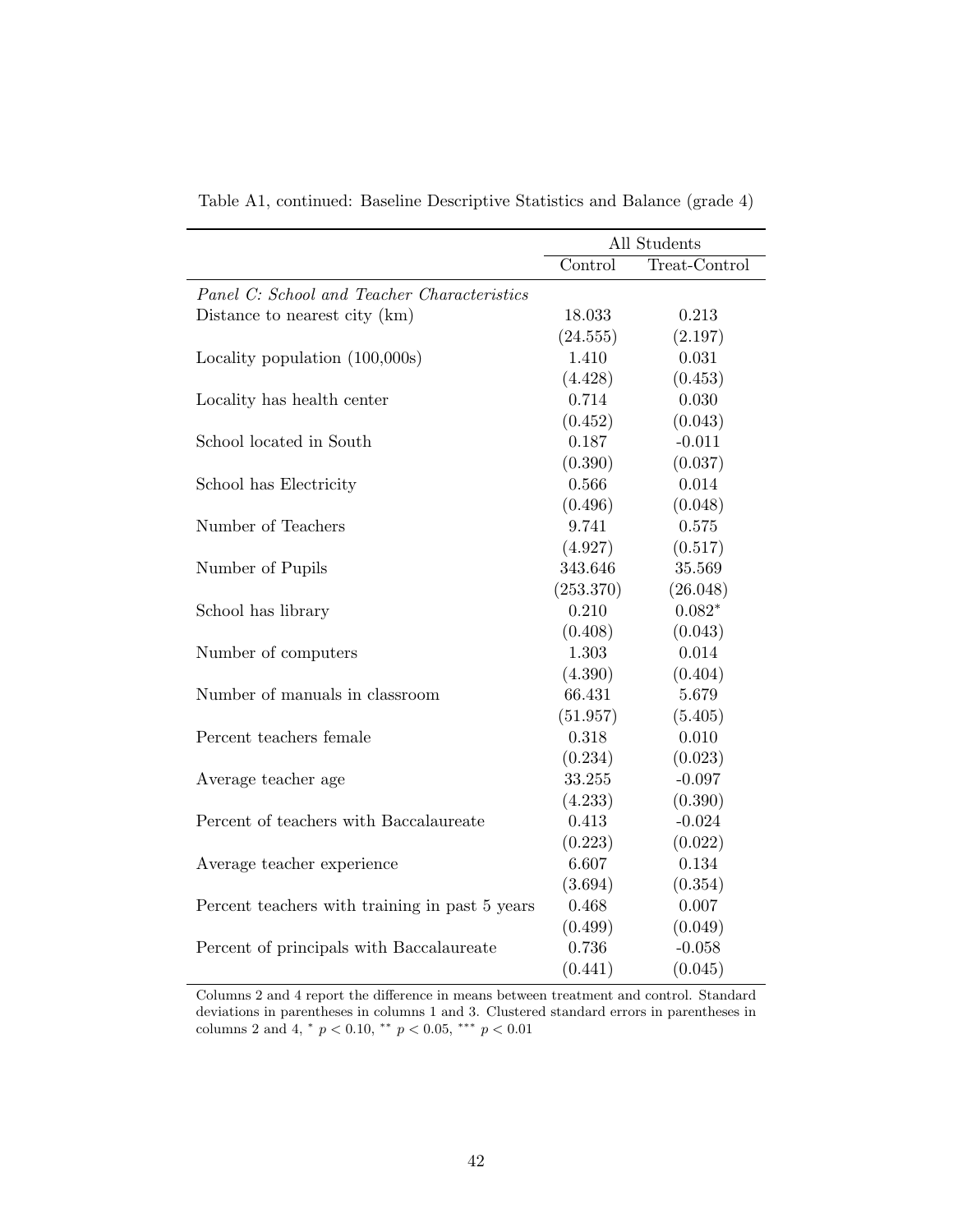Table A1, continued: Baseline Descriptive Statistics and Balance (grade 4)

| | All Students | |
|---|---|---|
| | Control | Treat-Control |
| *Panel C: School and Teacher Characteristics* | | |
| Distance to nearest city (km) | 18.033 | 0.213 |
| | (24.555) | (2.197) |
| Locality population (100,000s) | 1.410 | 0.031 |
| | (4.428) | (0.453) |
| Locality has health center | 0.714 | 0.030 |
| | (0.452) | (0.043) |
| School located in South | 0.187 | -0.011 |
| | (0.390) | (0.037) |
| School has Electricity | 0.566 | 0.014 |
| | (0.496) | (0.048) |
| Number of Teachers | 9.741 | 0.575 |
| | (4.927) | (0.517) |
| Number of Pupils | 343.646 | 35.569 |
| | (253.370) | (26.048) |
| School has library | 0.210 | $0.082^{*}$ |
| | (0.408) | (0.043) |
| Number of computers | 1.303 | 0.014 |
| | (4.390) | (0.404) |
| Number of manuals in classroom | 66.431 | 5.679 |
| | (51.957) | (5.405) |
| Percent teachers female | 0.318 | 0.010 |
| | (0.234) | (0.023) |
| Average teacher age | 33.255 | -0.097 |
| | (4.233) | (0.390) |
| Percent of teachers with Baccalaureate | 0.413 | -0.024 |
| | (0.223) | (0.022) |
| Average teacher experience | 6.607 | 0.134 |
| | (3.694) | (0.354) |
| Percent teachers with training in past 5 years | 0.468 | 0.007 |
| | (0.499) | (0.049) |
| Percent of principals with Baccalaureate | 0.736 | -0.058 |
| | (0.441) | (0.045) |

Columns 2 and 4 report the difference in means between treatment and control. Standard deviations in parentheses in columns 1 and 3. Clustered standard errors in parentheses in columns 2 and 4, $^{*}$ $p < 0.10$, $^{**}$ $p < 0.05$, $^{***}$ $p < 0.01$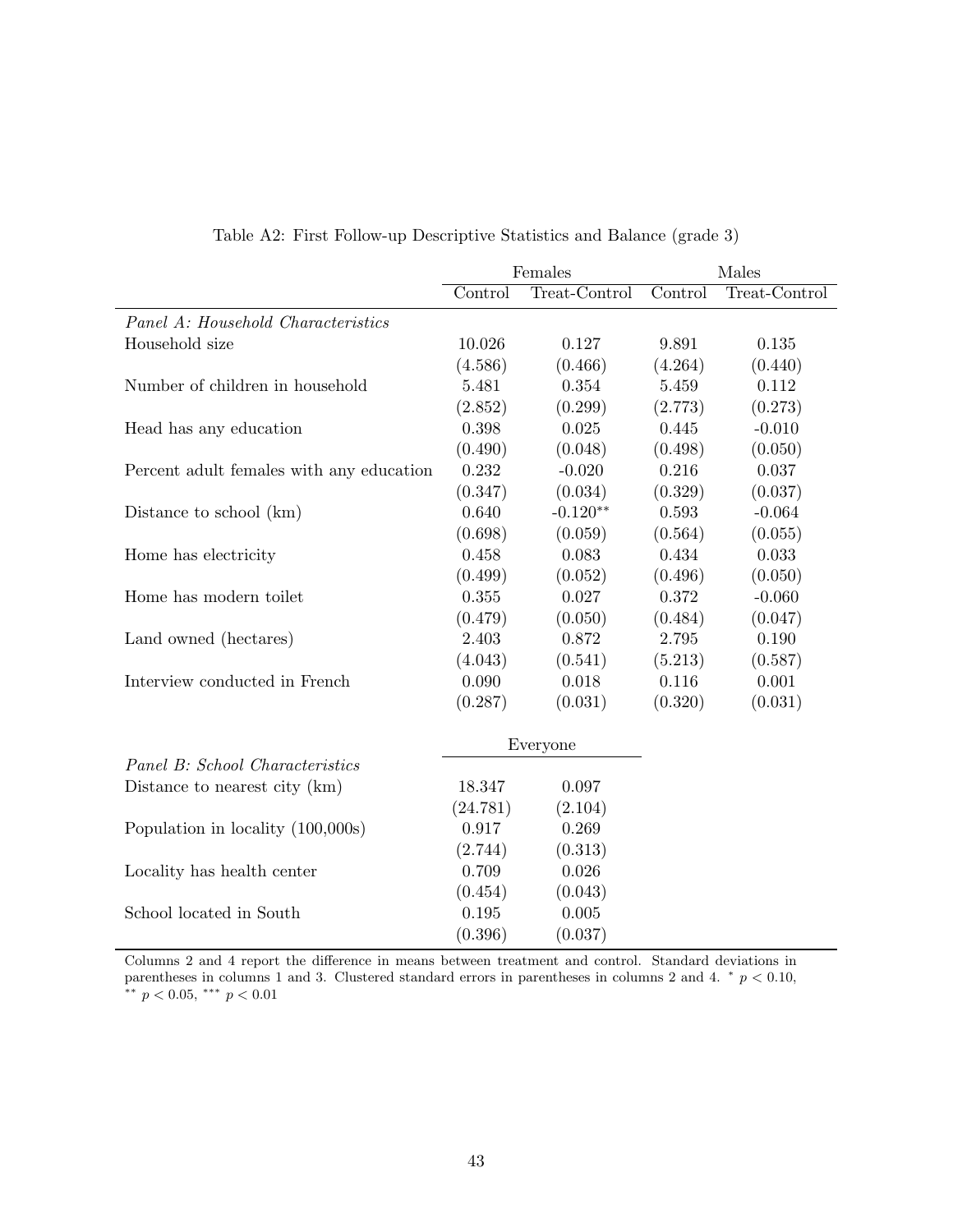Table A2: First Follow-up Descriptive Statistics and Balance (grade 3)

| | Females | | Males | |
|---|---|---|---|---|
| | Control | Treat-Control | Control | Treat-Control |
| *Panel A: Household Characteristics* | | | | |
| Household size | 10.026 | 0.127 | 9.891 | 0.135 |
| | (4.586) | (0.466) | (4.264) | (0.440) |
| Number of children in household | 5.481 | 0.354 | 5.459 | 0.112 |
| | (2.852) | (0.299) | (2.773) | (0.273) |
| Head has any education | 0.398 | 0.025 | 0.445 | -0.010 |
| | (0.490) | (0.048) | (0.498) | (0.050) |
| Percent adult females with any education | 0.232 | -0.020 | 0.216 | 0.037 |
| | (0.347) | (0.034) | (0.329) | (0.037) |
| Distance to school (km) | 0.640 | -0.120** | 0.593 | -0.064 |
| | (0.698) | (0.059) | (0.564) | (0.055) |
| Home has electricity | 0.458 | 0.083 | 0.434 | 0.033 |
| | (0.499) | (0.052) | (0.496) | (0.050) |
| Home has modern toilet | 0.355 | 0.027 | 0.372 | -0.060 |
| | (0.479) | (0.050) | (0.484) | (0.047) |
| Land owned (hectares) | 2.403 | 0.872 | 2.795 | 0.190 |
| | (4.043) | (0.541) | (5.213) | (0.587) |
| Interview conducted in French | 0.090 | 0.018 | 0.116 | 0.001 |
| | (0.287) | (0.031) | (0.320) | (0.031) |
| | Everyone | | | |
| *Panel B: School Characteristics* | | | | |
| Distance to nearest city (km) | 18.347 | 0.097 | | |
| | (24.781) | (2.104) | | |
| Population in locality (100,000s) | 0.917 | 0.269 | | |
| | (2.744) | (0.313) | | |
| Locality has health center | 0.709 | 0.026 | | |
| | (0.454) | (0.043) | | |
| School located in South | 0.195 | 0.005 | | |
| | (0.396) | (0.037) | | |

Columns 2 and 4 report the difference in means between treatment and control. Standard deviations in parentheses in columns 1 and 3. Clustered standard errors in parentheses in columns 2 and 4. * $p < 0.10$, ** $p < 0.05$, *** $p < 0.01$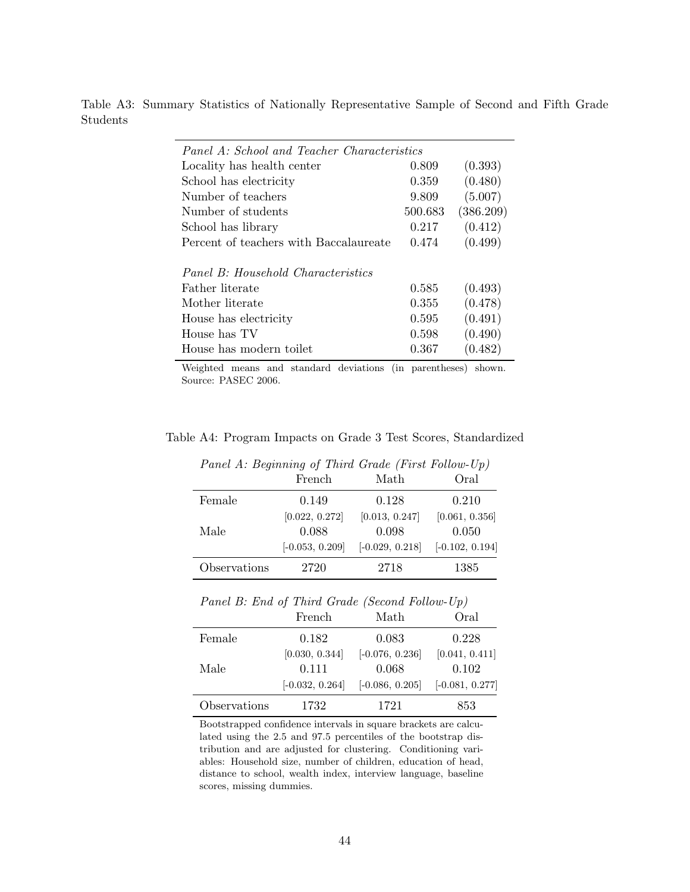Table A3: Summary Statistics of Nationally Representative Sample of Second and Fifth Grade Students

| | | |
|---|---|---|
| *Panel A: School and Teacher Characteristics* | | |
| Locality has health center | 0.809 | (0.393) |
| School has electricity | 0.359 | (0.480) |
| Number of teachers | 9.809 | (5.007) |
| Number of students | 500.683 | (386.209) |
| School has library | 0.217 | (0.412) |
| Percent of teachers with Baccalaureate | 0.474 | (0.499) |
| *Panel B: Household Characteristics* | | |
| Father literate | 0.585 | (0.493) |
| Mother literate | 0.355 | (0.478) |
| House has electricity | 0.595 | (0.491) |
| House has TV | 0.598 | (0.490) |
| House has modern toilet | 0.367 | (0.482) |

Weighted means and standard deviations (in parentheses) shown. Source: PASEC 2006.

Table A4: Program Impacts on Grade 3 Test Scores, Standardized

*Panel A: Beginning of Third Grade (First Follow-Up)*

| | French | Math | Oral |
|---|---|---|---|
| Female | 0.149 | 0.128 | 0.210 |
| | [0.022, 0.272] | [0.013, 0.247] | [0.061, 0.356] |
| Male | 0.088 | 0.098 | 0.050 |
| | [-0.053, 0.209] | [-0.029, 0.218] | [-0.102, 0.194] |
| Observations | 2720 | 2718 | 1385 |

*Panel B: End of Third Grade (Second Follow-Up)*

| | French | Math | Oral |
|---|---|---|---|
| Female | 0.182 | 0.083 | 0.228 |
| | [0.030, 0.344] | [-0.076, 0.236] | [0.041, 0.411] |
| Male | 0.111 | 0.068 | 0.102 |
| | [-0.032, 0.264] | [-0.086, 0.205] | [-0.081, 0.277] |
| Observations | 1732 | 1721 | 853 |

Bootstrapped confidence intervals in square brackets are calculated using the 2.5 and 97.5 percentiles of the bootstrap distribution and are adjusted for clustering. Conditioning variables: Household size, number of children, education of head, distance to school, wealth index, interview language, baseline scores, missing dummies.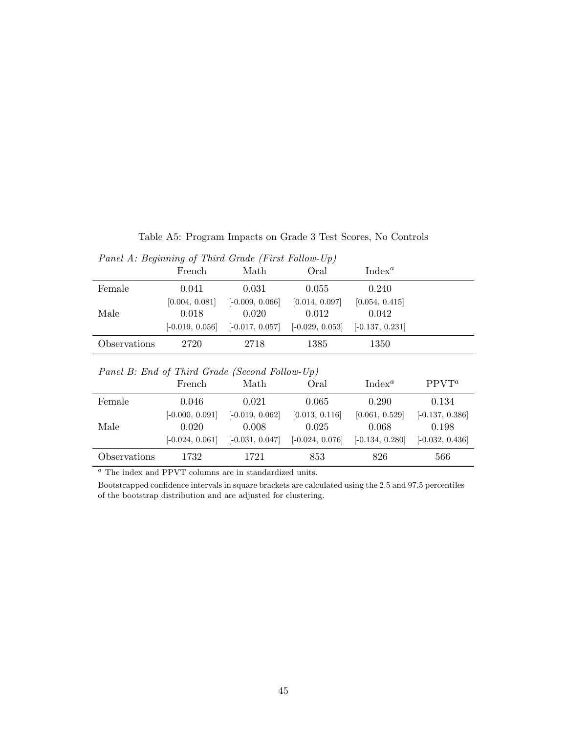Table A5: Program Impacts on Grade 3 Test Scores, No Controls

*Panel A: Beginning of Third Grade (First Follow-Up)*

| | French | Math | Oral | Index[a] |
|---|---|---|---|---|
| Female | 0.041 | 0.031 | 0.055 | 0.240 |
| | [0.004, 0.081] | [-0.009, 0.066] | [0.014, 0.097] | [0.054, 0.415] |
| Male | 0.018 | 0.020 | 0.012 | 0.042 |
| | [-0.019, 0.056] | [-0.017, 0.057] | [-0.029, 0.053] | [-0.137, 0.231] |
| Observations | 2720 | 2718 | 1385 | 1350 |

*Panel B: End of Third Grade (Second Follow-Up)*

| | French | Math | Oral | Index[a] | PPVT[a] |
|---|---|---|---|---|---|
| Female | 0.046 | 0.021 | 0.065 | 0.290 | 0.134 |
| | [-0.000, 0.091] | [-0.019, 0.062] | [0.013, 0.116] | [0.061, 0.529] | [-0.137, 0.386] |
| Male | 0.020 | 0.008 | 0.025 | 0.068 | 0.198 |
| | [-0.024, 0.061] | [-0.031, 0.047] | [-0.024, 0.076] | [-0.134, 0.280] | [-0.032, 0.436] |
| Observations | 1732 | 1721 | 853 | 826 | 566 |

[a] The index and PPVT columns are in standardized units.

Bootstrapped confidence intervals in square brackets are calculated using the 2.5 and 97.5 percentiles of the bootstrap distribution and are adjusted for clustering.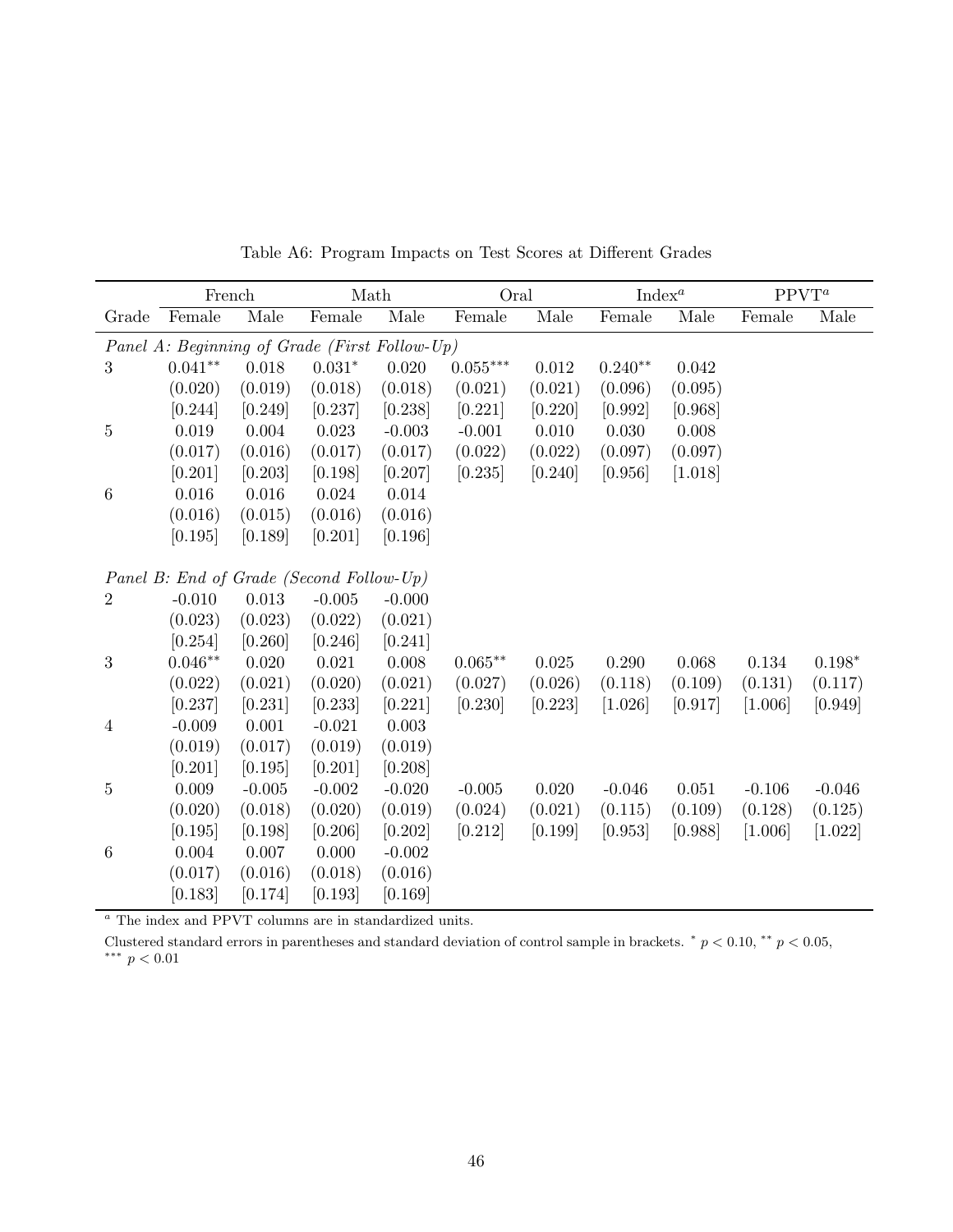Table A6: Program Impacts on Test Scores at Different Grades

| | French | | Math | | Oral | | Index[a] | | PPVT[a] | |
|---|---|---|---|---|---|---|---|---|---|---|
| Grade | Female | Male | Female | Male | Female | Male | Female | Male | Female | Male |
| *Panel A: Beginning of Grade (First Follow-Up)* | | | | | | | | | | |
| 3 | 0.041** | 0.018 | 0.031* | 0.020 | 0.055*** | 0.012 | 0.240** | 0.042 | | |
| | (0.020) | (0.019) | (0.018) | (0.018) | (0.021) | (0.021) | (0.096) | (0.095) | | |
| | [0.244] | [0.249] | [0.237] | [0.238] | [0.221] | [0.220] | [0.992] | [0.968] | | |
| 5 | 0.019 | 0.004 | 0.023 | -0.003 | -0.001 | 0.010 | 0.030 | 0.008 | | |
| | (0.017) | (0.016) | (0.017) | (0.017) | (0.022) | (0.022) | (0.097) | (0.097) | | |
| | [0.201] | [0.203] | [0.198] | [0.207] | [0.235] | [0.240] | [0.956] | [1.018] | | |
| 6 | 0.016 | 0.016 | 0.024 | 0.014 | | | | | | |
| | (0.016) | (0.015) | (0.016) | (0.016) | | | | | | |
| | [0.195] | [0.189] | [0.201] | [0.196] | | | | | | |
| *Panel B: End of Grade (Second Follow-Up)* | | | | | | | | | | |
| 2 | -0.010 | 0.013 | -0.005 | -0.000 | | | | | | |
| | (0.023) | (0.023) | (0.022) | (0.021) | | | | | | |
| | [0.254] | [0.260] | [0.246] | [0.241] | | | | | | |
| 3 | 0.046** | 0.020 | 0.021 | 0.008 | 0.065** | 0.025 | 0.290 | 0.068 | 0.134 | 0.198* |
| | (0.022) | (0.021) | (0.020) | (0.021) | (0.027) | (0.026) | (0.118) | (0.109) | (0.131) | (0.117) |
| | [0.237] | [0.231] | [0.233] | [0.221] | [0.230] | [0.223] | [1.026] | [0.917] | [1.006] | [0.949] |
| 4 | -0.009 | 0.001 | -0.021 | 0.003 | | | | | | |
| | (0.019) | (0.017) | (0.019) | (0.019) | | | | | | |
| | [0.201] | [0.195] | [0.201] | [0.208] | | | | | | |
| 5 | 0.009 | -0.005 | -0.002 | -0.020 | -0.005 | 0.020 | -0.046 | 0.051 | -0.106 | -0.046 |
| | (0.020) | (0.018) | (0.020) | (0.019) | (0.024) | (0.021) | (0.115) | (0.109) | (0.128) | (0.125) |
| | [0.195] | [0.198] | [0.206] | [0.202] | [0.212] | [0.199] | [0.953] | [0.988] | [1.006] | [1.022] |
| 6 | 0.004 | 0.007 | 0.000 | -0.002 | | | | | | |
| | (0.017) | (0.016) | (0.018) | (0.016) | | | | | | |
| | [0.183] | [0.174] | [0.193] | [0.169] | | | | | | |

[a] The index and PPVT columns are in standardized units.

Clustered standard errors in parentheses and standard deviation of control sample in brackets. * $p < 0.10$, ** $p < 0.05$, *** $p < 0.01$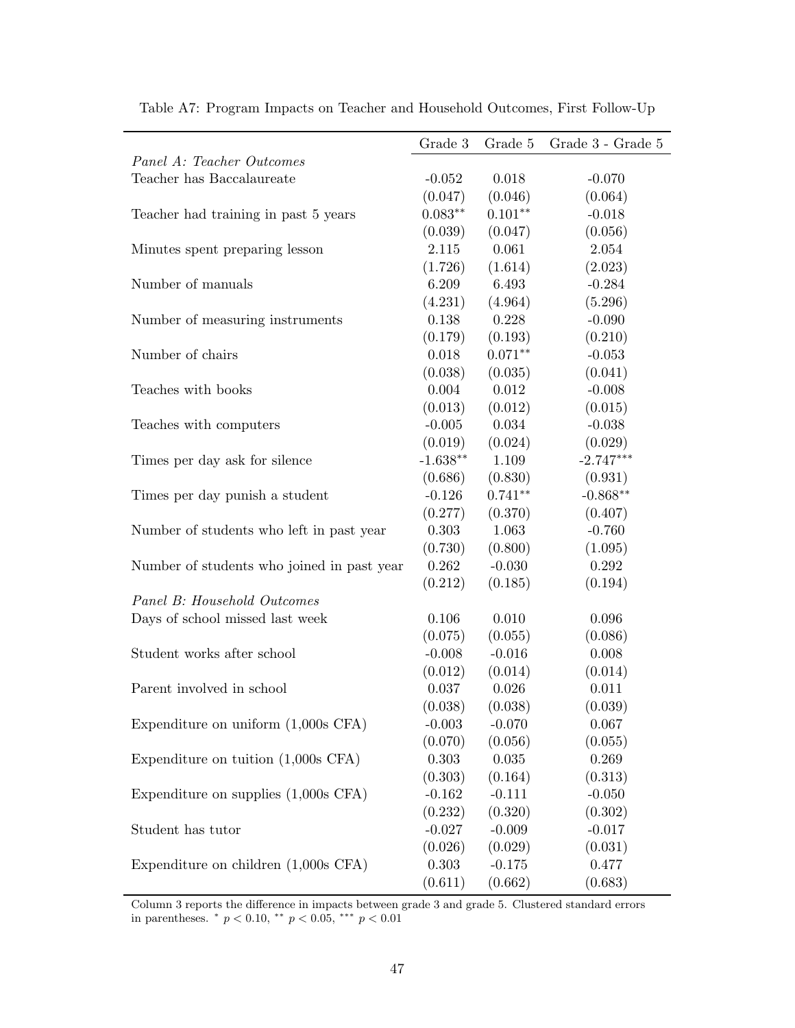Table A7: Program Impacts on Teacher and Household Outcomes, First Follow-Up

| | Grade 3 | Grade 5 | Grade 3 - Grade 5 |
|---|---|---|---|
| *Panel A: Teacher Outcomes* | | | |
| Teacher has Baccalaureate | -0.052 | 0.018 | -0.070 |
| | (0.047) | (0.046) | (0.064) |
| Teacher had training in past 5 years | 0.083** | 0.101** | -0.018 |
| | (0.039) | (0.047) | (0.056) |
| Minutes spent preparing lesson | 2.115 | 0.061 | 2.054 |
| | (1.726) | (1.614) | (2.023) |
| Number of manuals | 6.209 | 6.493 | -0.284 |
| | (4.231) | (4.964) | (5.296) |
| Number of measuring instruments | 0.138 | 0.228 | -0.090 |
| | (0.179) | (0.193) | (0.210) |
| Number of chairs | 0.018 | 0.071** | -0.053 |
| | (0.038) | (0.035) | (0.041) |
| Teaches with books | 0.004 | 0.012 | -0.008 |
| | (0.013) | (0.012) | (0.015) |
| Teaches with computers | -0.005 | 0.034 | -0.038 |
| | (0.019) | (0.024) | (0.029) |
| Times per day ask for silence | -1.638** | 1.109 | -2.747*** |
| | (0.686) | (0.830) | (0.931) |
| Times per day punish a student | -0.126 | 0.741** | -0.868** |
| | (0.277) | (0.370) | (0.407) |
| Number of students who left in past year | 0.303 | 1.063 | -0.760 |
| | (0.730) | (0.800) | (1.095) |
| Number of students who joined in past year | 0.262 | -0.030 | 0.292 |
| | (0.212) | (0.185) | (0.194) |
| *Panel B: Household Outcomes* | | | |
| Days of school missed last week | 0.106 | 0.010 | 0.096 |
| | (0.075) | (0.055) | (0.086) |
| Student works after school | -0.008 | -0.016 | 0.008 |
| | (0.012) | (0.014) | (0.014) |
| Parent involved in school | 0.037 | 0.026 | 0.011 |
| | (0.038) | (0.038) | (0.039) |
| Expenditure on uniform (1,000s CFA) | -0.003 | -0.070 | 0.067 |
| | (0.070) | (0.056) | (0.055) |
| Expenditure on tuition (1,000s CFA) | 0.303 | 0.035 | 0.269 |
| | (0.303) | (0.164) | (0.313) |
| Expenditure on supplies (1,000s CFA) | -0.162 | -0.111 | -0.050 |
| | (0.232) | (0.320) | (0.302) |
| Student has tutor | -0.027 | -0.009 | -0.017 |
| | (0.026) | (0.029) | (0.031) |
| Expenditure on children (1,000s CFA) | 0.303 | -0.175 | 0.477 |
| | (0.611) | (0.662) | (0.683) |

Column 3 reports the difference in impacts between grade 3 and grade 5. Clustered standard errors in parentheses. * $p < 0.10$, ** $p < 0.05$, *** $p < 0.01$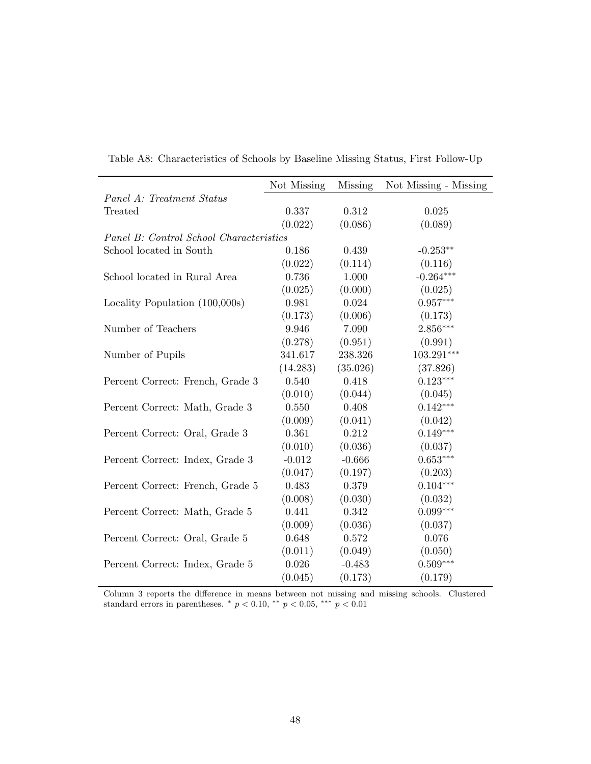Table A8: Characteristics of Schools by Baseline Missing Status, First Follow-Up

| | Not Missing | Missing | Not Missing - Missing |
|---|---|---|---|
| *Panel A: Treatment Status* | | | |
| Treated | 0.337 | 0.312 | 0.025 |
| | (0.022) | (0.086) | (0.089) |
| *Panel B: Control School Characteristics* | | | |
| School located in South | 0.186 | 0.439 | -0.253** |
| | (0.022) | (0.114) | (0.116) |
| School located in Rural Area | 0.736 | 1.000 | -0.264*** |
| | (0.025) | (0.000) | (0.025) |
| Locality Population (100,000s) | 0.981 | 0.024 | 0.957*** |
| | (0.173) | (0.006) | (0.173) |
| Number of Teachers | 9.946 | 7.090 | 2.856*** |
| | (0.278) | (0.951) | (0.991) |
| Number of Pupils | 341.617 | 238.326 | 103.291*** |
| | (14.283) | (35.026) | (37.826) |
| Percent Correct: French, Grade 3 | 0.540 | 0.418 | 0.123*** |
| | (0.010) | (0.044) | (0.045) |
| Percent Correct: Math, Grade 3 | 0.550 | 0.408 | 0.142*** |
| | (0.009) | (0.041) | (0.042) |
| Percent Correct: Oral, Grade 3 | 0.361 | 0.212 | 0.149*** |
| | (0.010) | (0.036) | (0.037) |
| Percent Correct: Index, Grade 3 | -0.012 | -0.666 | 0.653*** |
| | (0.047) | (0.197) | (0.203) |
| Percent Correct: French, Grade 5 | 0.483 | 0.379 | 0.104*** |
| | (0.008) | (0.030) | (0.032) |
| Percent Correct: Math, Grade 5 | 0.441 | 0.342 | 0.099*** |
| | (0.009) | (0.036) | (0.037) |
| Percent Correct: Oral, Grade 5 | 0.648 | 0.572 | 0.076 |
| | (0.011) | (0.049) | (0.050) |
| Percent Correct: Index, Grade 5 | 0.026 | -0.483 | 0.509*** |
| | (0.045) | (0.173) | (0.179) |

Column 3 reports the difference in means between not missing and missing schools. Clustered standard errors in parentheses. * $p < 0.10$, ** $p < 0.05$, *** $p < 0.01$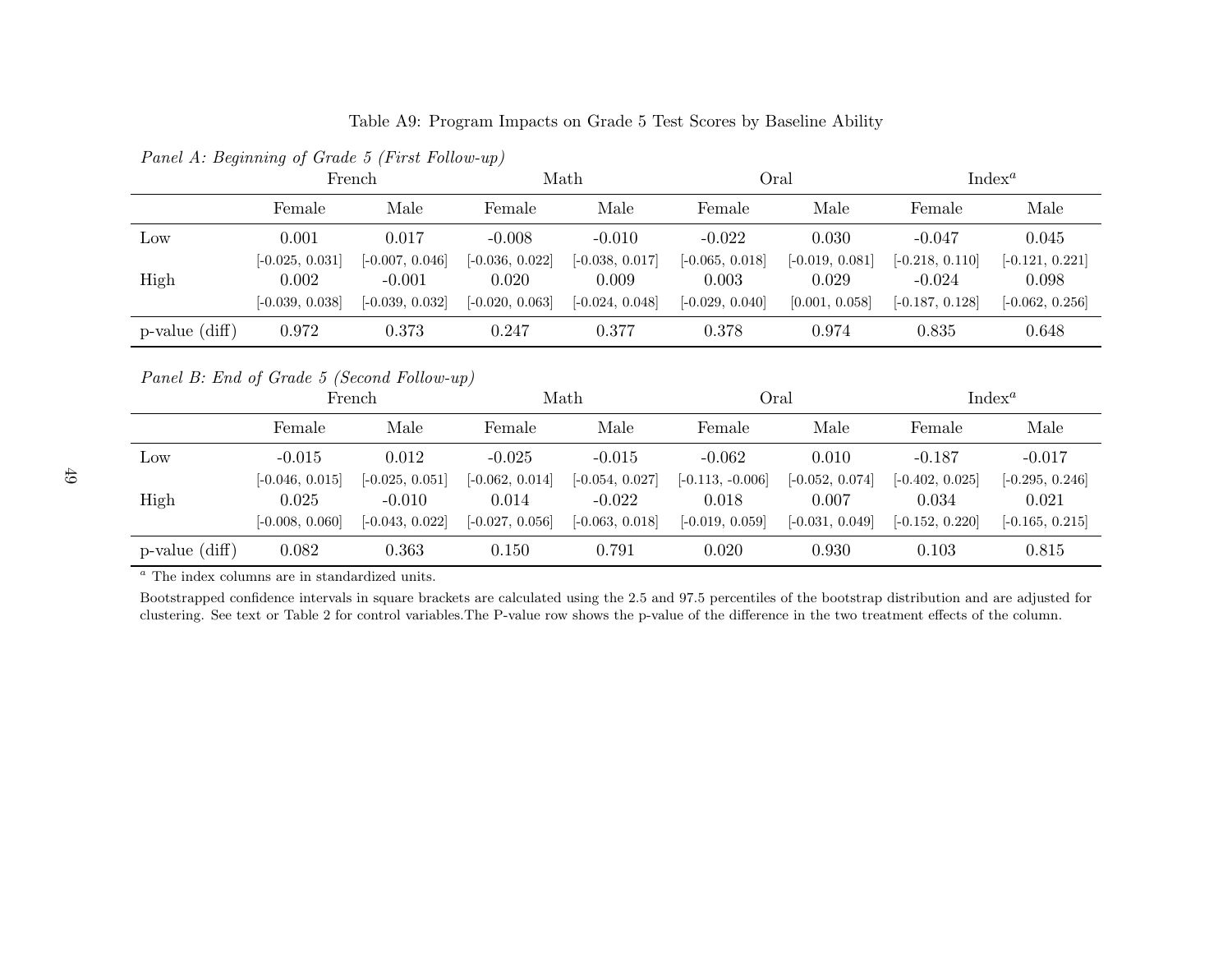Table A9: Program Impacts on Grade 5 Test Scores by Baseline Ability

*Panel A: Beginning of Grade 5 (First Follow-up)*

| | French | | Math | | Oral | | Index[a] | |
|---|---|---|---|---|---|---|---|---|
| | Female | Male | Female | Male | Female | Male | Female | Male |
| Low | 0.001 | 0.017 | -0.008 | -0.010 | -0.022 | 0.030 | -0.047 | 0.045 |
| | [-0.025, 0.031] | [-0.007, 0.046] | [-0.036, 0.022] | [-0.038, 0.017] | [-0.065, 0.018] | [-0.019, 0.081] | [-0.218, 0.110] | [-0.121, 0.221] |
| High | 0.002 | -0.001 | 0.020 | 0.009 | 0.003 | 0.029 | -0.024 | 0.098 |
| | [-0.039, 0.038] | [-0.039, 0.032] | [-0.020, 0.063] | [-0.024, 0.048] | [-0.029, 0.040] | [0.001, 0.058] | [-0.187, 0.128] | [-0.062, 0.256] |
| p-value (diff) | 0.972 | 0.373 | 0.247 | 0.377 | 0.378 | 0.974 | 0.835 | 0.648 |

*Panel B: End of Grade 5 (Second Follow-up)*

| | French | | Math | | Oral | | Index[a] | |
|---|---|---|---|---|---|---|---|---|
| | Female | Male | Female | Male | Female | Male | Female | Male |
| Low | -0.015 | 0.012 | -0.025 | -0.015 | -0.062 | 0.010 | -0.187 | -0.017 |
| | [-0.046, 0.015] | [-0.025, 0.051] | [-0.062, 0.014] | [-0.054, 0.027] | [-0.113, -0.006] | [-0.052, 0.074] | [-0.402, 0.025] | [-0.295, 0.246] |
| High | 0.025 | -0.010 | 0.014 | -0.022 | 0.018 | 0.007 | 0.034 | 0.021 |
| | [-0.008, 0.060] | [-0.043, 0.022] | [-0.027, 0.056] | [-0.063, 0.018] | [-0.019, 0.059] | [-0.031, 0.049] | [-0.152, 0.220] | [-0.165, 0.215] |
| p-value (diff) | 0.082 | 0.363 | 0.150 | 0.791 | 0.020 | 0.930 | 0.103 | 0.815 |

[a] The index columns are in standardized units.

Bootstrapped confidence intervals in square brackets are calculated using the 2.5 and 97.5 percentiles of the bootstrap distribution and are adjusted for clustering. See text or Table 2 for control variables.The P-value row shows the p-value of the difference in the two treatment effects of the column.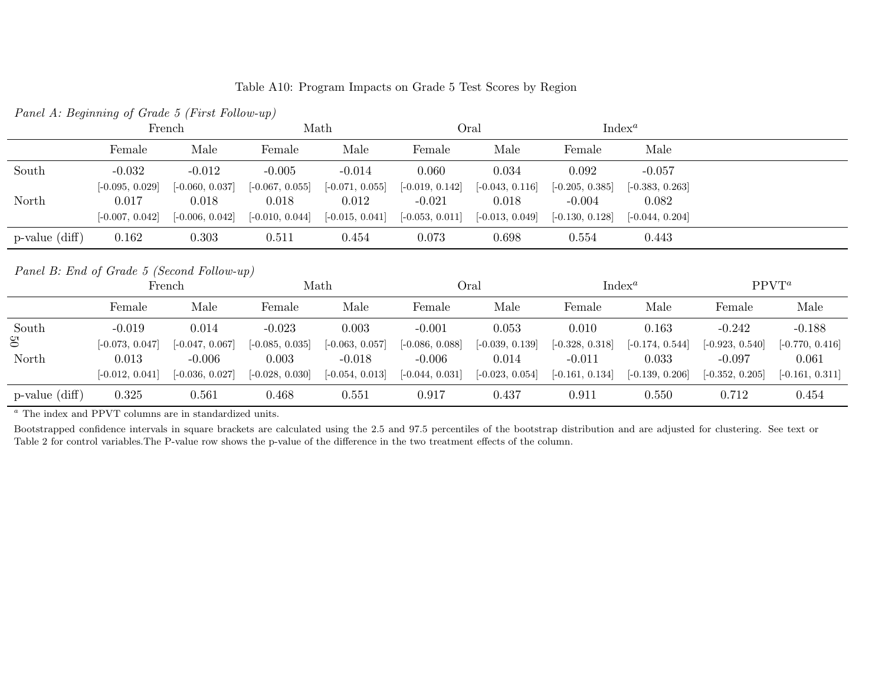Table A10: Program Impacts on Grade 5 Test Scores by Region

*Panel A: Beginning of Grade 5 (First Follow-up)*

| | French | | Math | | Oral | | Index[a] | |
|---|---|---|---|---|---|---|---|---|
| | Female | Male | Female | Male | Female | Male | Female | Male |
| South | -0.032 | -0.012 | -0.005 | -0.014 | 0.060 | 0.034 | 0.092 | -0.057 |
| | [-0.095, 0.029] | [-0.060, 0.037] | [-0.067, 0.055] | [-0.071, 0.055] | [-0.019, 0.142] | [-0.043, 0.116] | [-0.205, 0.385] | [-0.383, 0.263] |
| North | 0.017 | 0.018 | 0.018 | 0.012 | -0.021 | 0.018 | -0.004 | 0.082 |
| | [-0.007, 0.042] | [-0.006, 0.042] | [-0.010, 0.044] | [-0.015, 0.041] | [-0.053, 0.011] | [-0.013, 0.049] | [-0.130, 0.128] | [-0.044, 0.204] |
| p-value (diff) | 0.162 | 0.303 | 0.511 | 0.454 | 0.073 | 0.698 | 0.554 | 0.443 |

*Panel B: End of Grade 5 (Second Follow-up)*

| | French | | Math | | Oral | | Index[a] | | PPVT[a] | |
|---|---|---|---|---|---|---|---|---|---|---|
| | Female | Male | Female | Male | Female | Male | Female | Male | Female | Male |
| South | -0.019 | 0.014 | -0.023 | 0.003 | -0.001 | 0.053 | 0.010 | 0.163 | -0.242 | -0.188 |
| | [-0.073, 0.047] | [-0.047, 0.067] | [-0.085, 0.035] | [-0.063, 0.057] | [-0.086, 0.088] | [-0.039, 0.139] | [-0.328, 0.318] | [-0.174, 0.544] | [-0.923, 0.540] | [-0.770, 0.416] |
| North | 0.013 | -0.006 | 0.003 | -0.018 | -0.006 | 0.014 | -0.011 | 0.033 | -0.097 | 0.061 |
| | [-0.012, 0.041] | [-0.036, 0.027] | [-0.028, 0.030] | [-0.054, 0.013] | [-0.044, 0.031] | [-0.023, 0.054] | [-0.161, 0.134] | [-0.139, 0.206] | [-0.352, 0.205] | [-0.161, 0.311] |
| p-value (diff) | 0.325 | 0.561 | 0.468 | 0.551 | 0.917 | 0.437 | 0.911 | 0.550 | 0.712 | 0.454 |

[a] The index and PPVT columns are in standardized units.

Bootstrapped confidence intervals in square brackets are calculated using the 2.5 and 97.5 percentiles of the bootstrap distribution and are adjusted for clustering. See text or Table 2 for control variables.The P-value row shows the p-value of the difference in the two treatment effects of the column.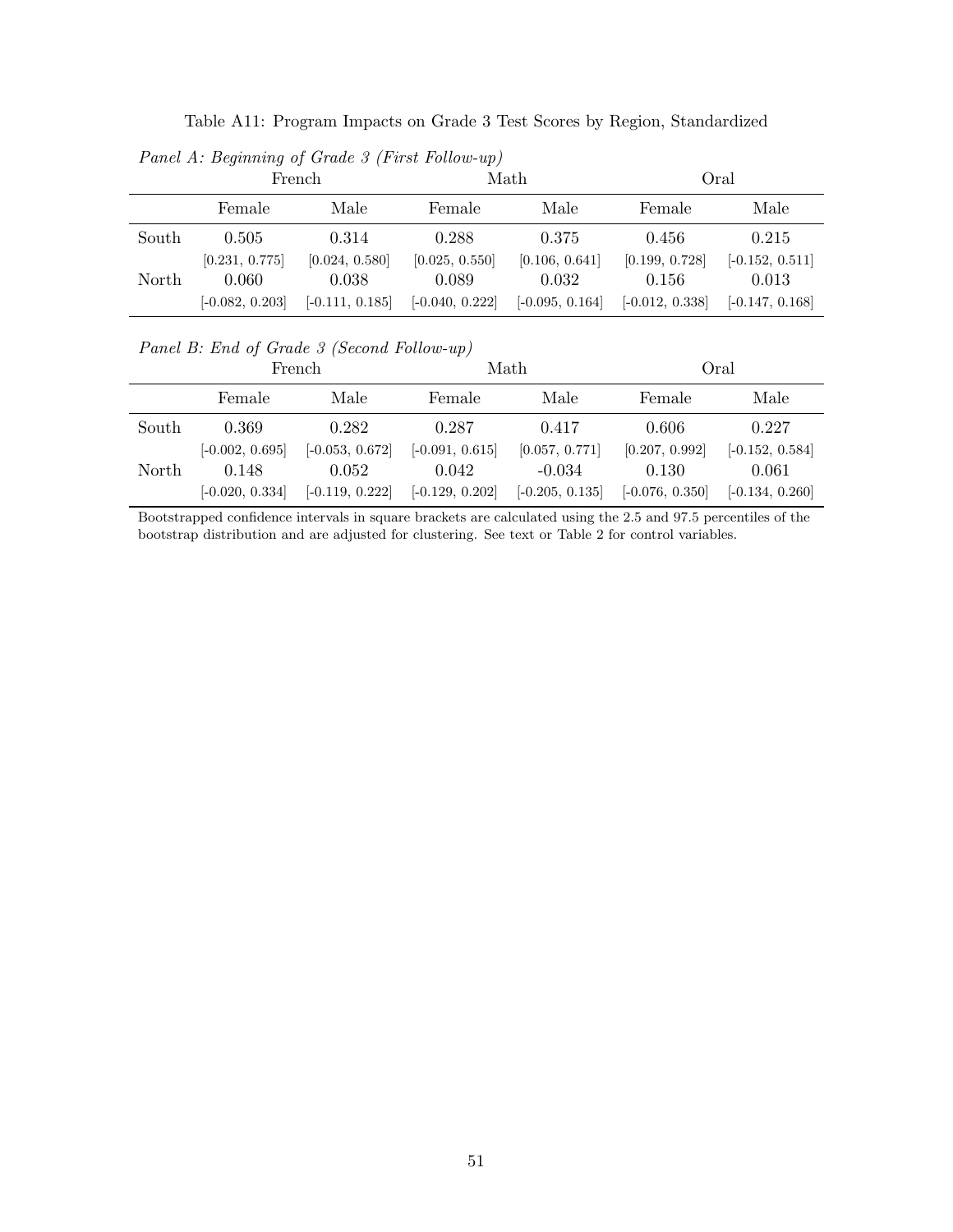Table A11: Program Impacts on Grade 3 Test Scores by Region, Standardized

*Panel A: Beginning of Grade 3 (First Follow-up)*

| | French | | Math | | Oral | |
|---|---|---|---|---|---|---|
| | Female | Male | Female | Male | Female | Male |
| South | 0.505 | 0.314 | 0.288 | 0.375 | 0.456 | 0.215 |
| | [0.231, 0.775] | [0.024, 0.580] | [0.025, 0.550] | [0.106, 0.641] | [0.199, 0.728] | [-0.152, 0.511] |
| North | 0.060 | 0.038 | 0.089 | 0.032 | 0.156 | 0.013 |
| | [-0.082, 0.203] | [-0.111, 0.185] | [-0.040, 0.222] | [-0.095, 0.164] | [-0.012, 0.338] | [-0.147, 0.168] |

*Panel B: End of Grade 3 (Second Follow-up)*

| | French | | Math | | Oral | |
|---|---|---|---|---|---|---|
| | Female | Male | Female | Male | Female | Male |
| South | 0.369 | 0.282 | 0.287 | 0.417 | 0.606 | 0.227 |
| | [-0.002, 0.695] | [-0.053, 0.672] | [-0.091, 0.615] | [0.057, 0.771] | [0.207, 0.992] | [-0.152, 0.584] |
| North | 0.148 | 0.052 | 0.042 | -0.034 | 0.130 | 0.061 |
| | [-0.020, 0.334] | [-0.119, 0.222] | [-0.129, 0.202] | [-0.205, 0.135] | [-0.076, 0.350] | [-0.134, 0.260] |

Bootstrapped confidence intervals in square brackets are calculated using the 2.5 and 97.5 percentiles of the bootstrap distribution and are adjusted for clustering. See text or Table 2 for control variables.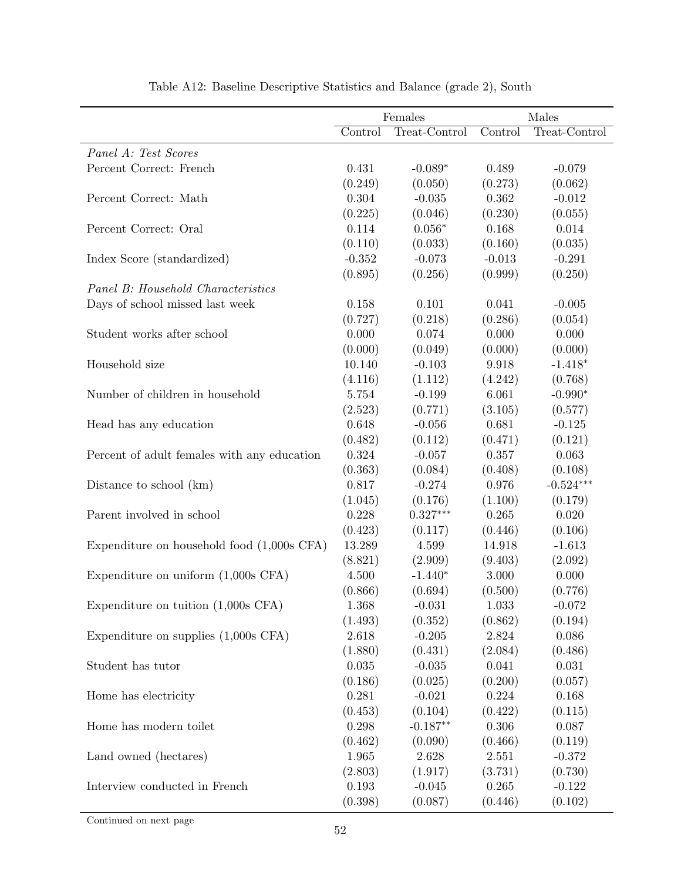Table A12: Baseline Descriptive Statistics and Balance (grade 2), South

| | Females | | Males | |
|---|---|---|---|---|
| | Control | Treat-Control | Control | Treat-Control |
| *Panel A: Test Scores* | | | | |
| Percent Correct: French | 0.431 | -0.089* | 0.489 | -0.079 |
| | (0.249) | (0.050) | (0.273) | (0.062) |
| Percent Correct: Math | 0.304 | -0.035 | 0.362 | -0.012 |
| | (0.225) | (0.046) | (0.230) | (0.055) |
| Percent Correct: Oral | 0.114 | 0.056* | 0.168 | 0.014 |
| | (0.110) | (0.033) | (0.160) | (0.035) |
| Index Score (standardized) | -0.352 | -0.073 | -0.013 | -0.291 |
| | (0.895) | (0.256) | (0.999) | (0.250) |
| *Panel B: Household Characteristics* | | | | |
| Days of school missed last week | 0.158 | 0.101 | 0.041 | -0.005 |
| | (0.727) | (0.218) | (0.286) | (0.054) |
| Student works after school | 0.000 | 0.074 | 0.000 | 0.000 |
| | (0.000) | (0.049) | (0.000) | (0.000) |
| Household size | 10.140 | -0.103 | 9.918 | -1.418* |
| | (4.116) | (1.112) | (4.242) | (0.768) |
| Number of children in household | 5.754 | -0.199 | 6.061 | -0.990* |
| | (2.523) | (0.771) | (3.105) | (0.577) |
| Head has any education | 0.648 | -0.056 | 0.681 | -0.125 |
| | (0.482) | (0.112) | (0.471) | (0.121) |
| Percent of adult females with any education | 0.324 | -0.057 | 0.357 | 0.063 |
| | (0.363) | (0.084) | (0.408) | (0.108) |
| Distance to school (km) | 0.817 | -0.274 | 0.976 | -0.524*** |
| | (1.045) | (0.176) | (1.100) | (0.179) |
| Parent involved in school | 0.228 | 0.327*** | 0.265 | 0.020 |
| | (0.423) | (0.117) | (0.446) | (0.106) |
| Expenditure on household food (1,000s CFA) | 13.289 | 4.599 | 14.918 | -1.613 |
| | (8.821) | (2.909) | (9.403) | (2.092) |
| Expenditure on uniform (1,000s CFA) | 4.500 | -1.440* | 3.000 | 0.000 |
| | (0.866) | (0.694) | (0.500) | (0.776) |
| Expenditure on tuition (1,000s CFA) | 1.368 | -0.031 | 1.033 | -0.072 |
| | (1.493) | (0.352) | (0.862) | (0.194) |
| Expenditure on supplies (1,000s CFA) | 2.618 | -0.205 | 2.824 | 0.086 |
| | (1.880) | (0.431) | (2.084) | (0.486) |
| Student has tutor | 0.035 | -0.035 | 0.041 | 0.031 |
| | (0.186) | (0.025) | (0.200) | (0.057) |
| Home has electricity | 0.281 | -0.021 | 0.224 | 0.168 |
| | (0.453) | (0.104) | (0.422) | (0.115) |
| Home has modern toilet | 0.298 | -0.187** | 0.306 | 0.087 |
| | (0.462) | (0.090) | (0.466) | (0.119) |
| Land owned (hectares) | 1.965 | 2.628 | 2.551 | -0.372 |
| | (2.803) | (1.917) | (3.731) | (0.730) |
| Interview conducted in French | 0.193 | -0.045 | 0.265 | -0.122 |
| | (0.398) | (0.087) | (0.446) | (0.102) |

Continued on next page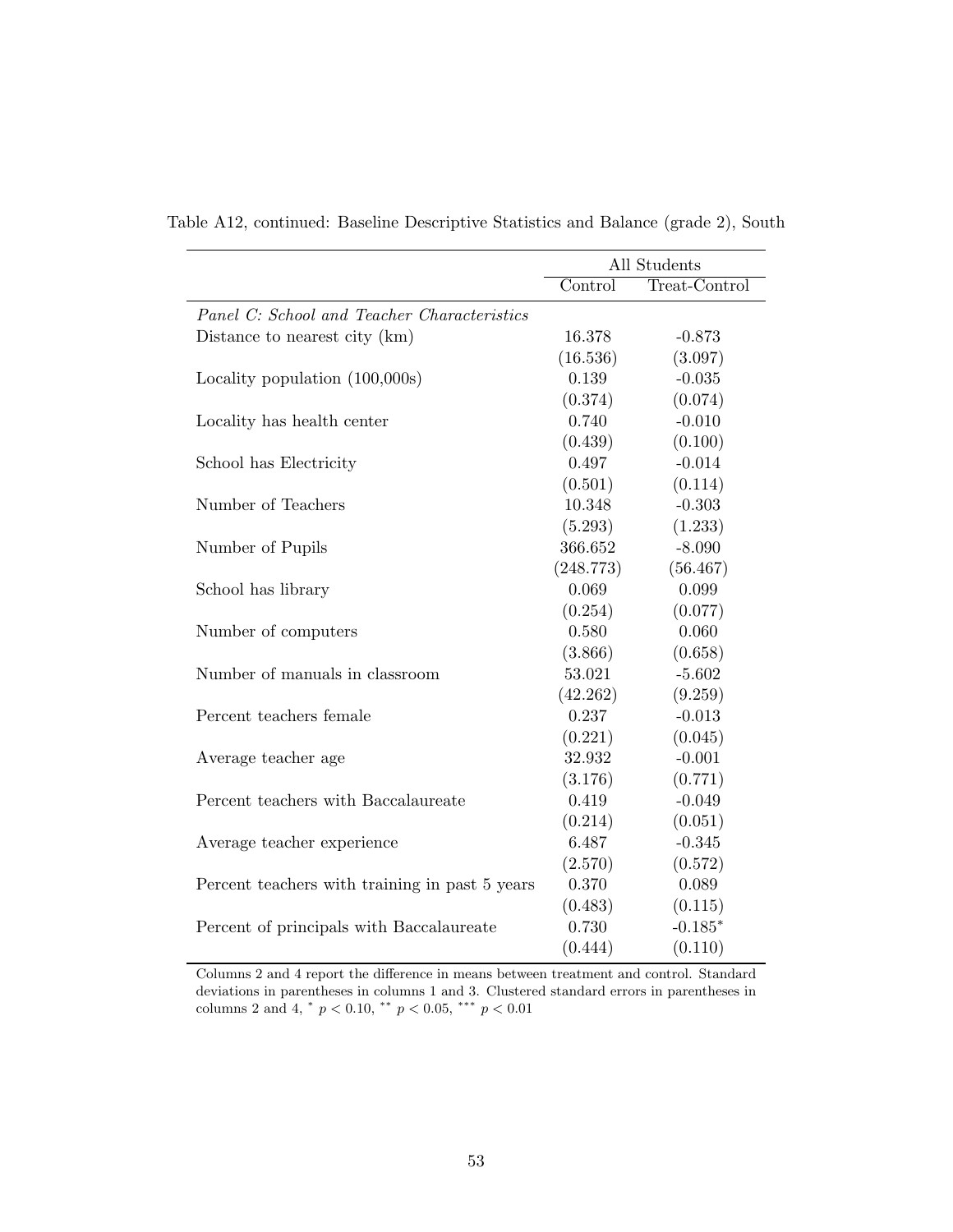Table A12, continued: Baseline Descriptive Statistics and Balance (grade 2), South

| | All Students | |
|---|---|---|
| | Control | Treat-Control |
| *Panel C: School and Teacher Characteristics* | | |
| Distance to nearest city (km) | 16.378 | -0.873 |
| | (16.536) | (3.097) |
| Locality population (100,000s) | 0.139 | -0.035 |
| | (0.374) | (0.074) |
| Locality has health center | 0.740 | -0.010 |
| | (0.439) | (0.100) |
| School has Electricity | 0.497 | -0.014 |
| | (0.501) | (0.114) |
| Number of Teachers | 10.348 | -0.303 |
| | (5.293) | (1.233) |
| Number of Pupils | 366.652 | -8.090 |
| | (248.773) | (56.467) |
| School has library | 0.069 | 0.099 |
| | (0.254) | (0.077) |
| Number of computers | 0.580 | 0.060 |
| | (3.866) | (0.658) |
| Number of manuals in classroom | 53.021 | -5.602 |
| | (42.262) | (9.259) |
| Percent teachers female | 0.237 | -0.013 |
| | (0.221) | (0.045) |
| Average teacher age | 32.932 | -0.001 |
| | (3.176) | (0.771) |
| Percent teachers with Baccalaureate | 0.419 | -0.049 |
| | (0.214) | (0.051) |
| Average teacher experience | 6.487 | -0.345 |
| | (2.570) | (0.572) |
| Percent teachers with training in past 5 years | 0.370 | 0.089 |
| | (0.483) | (0.115) |
| Percent of principals with Baccalaureate | 0.730 | -0.185* |
| | (0.444) | (0.110) |

Columns 2 and 4 report the difference in means between treatment and control. Standard deviations in parentheses in columns 1 and 3. Clustered standard errors in parentheses in columns 2 and 4, * $p < 0.10$, ** $p < 0.05$, *** $p < 0.01$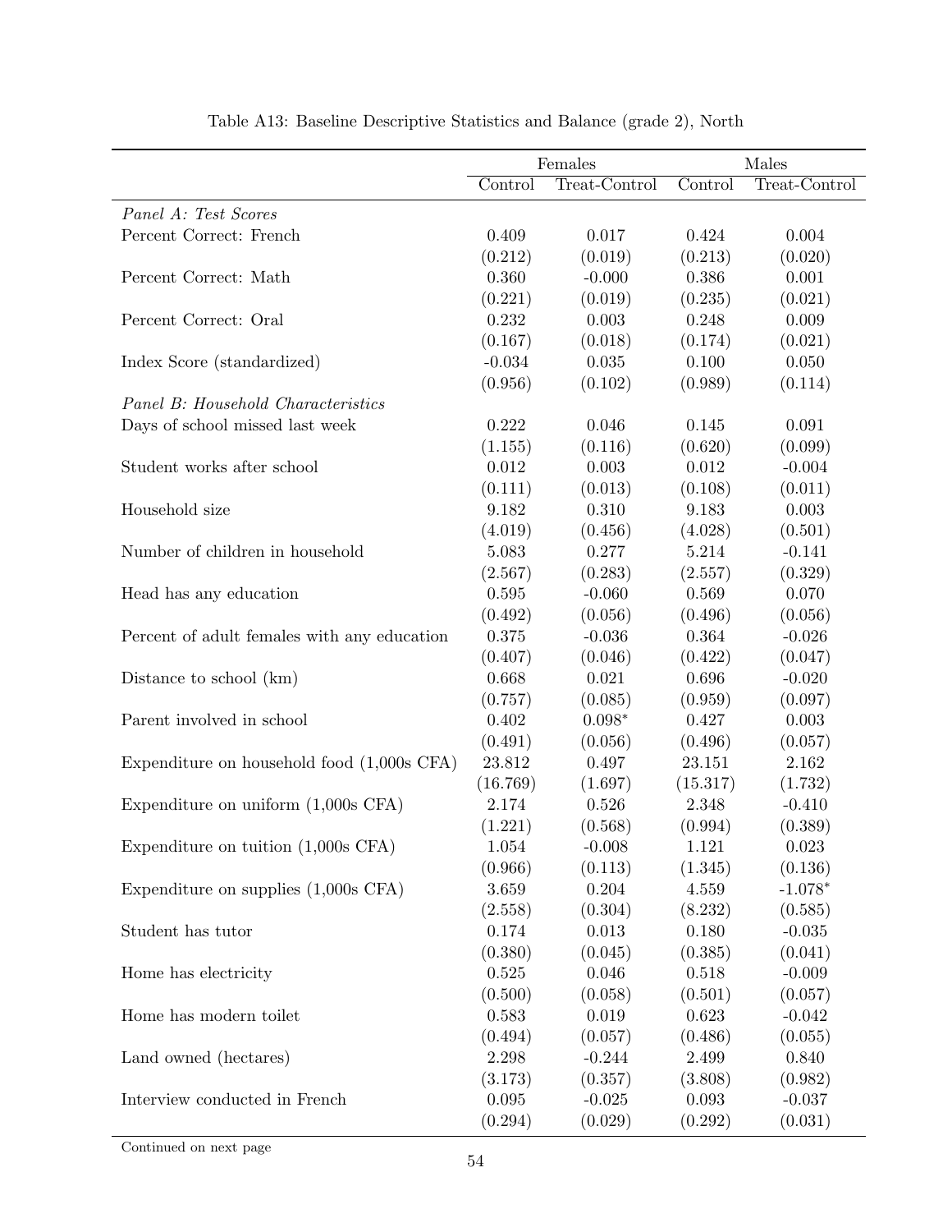Table A13: Baseline Descriptive Statistics and Balance (grade 2), North

| | Females | | Males | |
|---|---|---|---|---|
| | Control | Treat-Control | Control | Treat-Control |
| *Panel A: Test Scores* | | | | |
| Percent Correct: French | 0.409 | 0.017 | 0.424 | 0.004 |
| | (0.212) | (0.019) | (0.213) | (0.020) |
| Percent Correct: Math | 0.360 | -0.000 | 0.386 | 0.001 |
| | (0.221) | (0.019) | (0.235) | (0.021) |
| Percent Correct: Oral | 0.232 | 0.003 | 0.248 | 0.009 |
| | (0.167) | (0.018) | (0.174) | (0.021) |
| Index Score (standardized) | -0.034 | 0.035 | 0.100 | 0.050 |
| | (0.956) | (0.102) | (0.989) | (0.114) |
| *Panel B: Household Characteristics* | | | | |
| Days of school missed last week | 0.222 | 0.046 | 0.145 | 0.091 |
| | (1.155) | (0.116) | (0.620) | (0.099) |
| Student works after school | 0.012 | 0.003 | 0.012 | -0.004 |
| | (0.111) | (0.013) | (0.108) | (0.011) |
| Household size | 9.182 | 0.310 | 9.183 | 0.003 |
| | (4.019) | (0.456) | (4.028) | (0.501) |
| Number of children in household | 5.083 | 0.277 | 5.214 | -0.141 |
| | (2.567) | (0.283) | (2.557) | (0.329) |
| Head has any education | 0.595 | -0.060 | 0.569 | 0.070 |
| | (0.492) | (0.056) | (0.496) | (0.056) |
| Percent of adult females with any education | 0.375 | -0.036 | 0.364 | -0.026 |
| | (0.407) | (0.046) | (0.422) | (0.047) |
| Distance to school (km) | 0.668 | 0.021 | 0.696 | -0.020 |
| | (0.757) | (0.085) | (0.959) | (0.097) |
| Parent involved in school | 0.402 | 0.098* | 0.427 | 0.003 |
| | (0.491) | (0.056) | (0.496) | (0.057) |
| Expenditure on household food (1,000s CFA) | 23.812 | 0.497 | 23.151 | 2.162 |
| | (16.769) | (1.697) | (15.317) | (1.732) |
| Expenditure on uniform (1,000s CFA) | 2.174 | 0.526 | 2.348 | -0.410 |
| | (1.221) | (0.568) | (0.994) | (0.389) |
| Expenditure on tuition (1,000s CFA) | 1.054 | -0.008 | 1.121 | 0.023 |
| | (0.966) | (0.113) | (1.345) | (0.136) |
| Expenditure on supplies (1,000s CFA) | 3.659 | 0.204 | 4.559 | -1.078* |
| | (2.558) | (0.304) | (8.232) | (0.585) |
| Student has tutor | 0.174 | 0.013 | 0.180 | -0.035 |
| | (0.380) | (0.045) | (0.385) | (0.041) |
| Home has electricity | 0.525 | 0.046 | 0.518 | -0.009 |
| | (0.500) | (0.058) | (0.501) | (0.057) |
| Home has modern toilet | 0.583 | 0.019 | 0.623 | -0.042 |
| | (0.494) | (0.057) | (0.486) | (0.055) |
| Land owned (hectares) | 2.298 | -0.244 | 2.499 | 0.840 |
| | (3.173) | (0.357) | (3.808) | (0.982) |
| Interview conducted in French | 0.095 | -0.025 | 0.093 | -0.037 |
| | (0.294) | (0.029) | (0.292) | (0.031) |

Continued on next page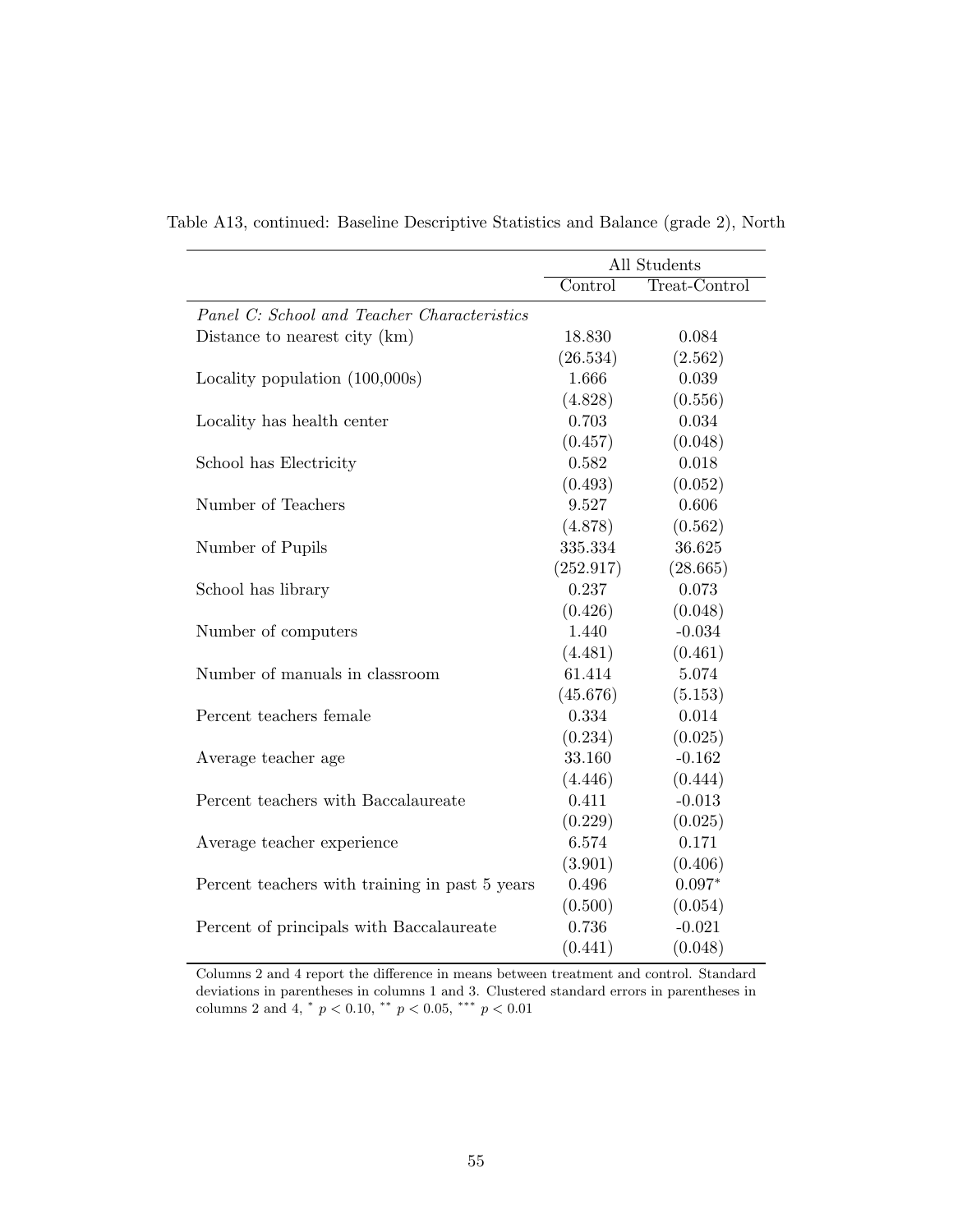Table A13, continued: Baseline Descriptive Statistics and Balance (grade 2), North

| | All Students | |
|---|---|---|
| | Control | Treat-Control |
| *Panel C: School and Teacher Characteristics* | | |
| Distance to nearest city (km) | 18.830 | 0.084 |
| | (26.534) | (2.562) |
| Locality population (100,000s) | 1.666 | 0.039 |
| | (4.828) | (0.556) |
| Locality has health center | 0.703 | 0.034 |
| | (0.457) | (0.048) |
| School has Electricity | 0.582 | 0.018 |
| | (0.493) | (0.052) |
| Number of Teachers | 9.527 | 0.606 |
| | (4.878) | (0.562) |
| Number of Pupils | 335.334 | 36.625 |
| | (252.917) | (28.665) |
| School has library | 0.237 | 0.073 |
| | (0.426) | (0.048) |
| Number of computers | 1.440 | -0.034 |
| | (4.481) | (0.461) |
| Number of manuals in classroom | 61.414 | 5.074 |
| | (45.676) | (5.153) |
| Percent teachers female | 0.334 | 0.014 |
| | (0.234) | (0.025) |
| Average teacher age | 33.160 | -0.162 |
| | (4.446) | (0.444) |
| Percent teachers with Baccalaureate | 0.411 | -0.013 |
| | (0.229) | (0.025) |
| Average teacher experience | 6.574 | 0.171 |
| | (3.901) | (0.406) |
| Percent teachers with training in past 5 years | 0.496 | $0.097^{*}$ |
| | (0.500) | (0.054) |
| Percent of principals with Baccalaureate | 0.736 | -0.021 |
| | (0.441) | (0.048) |

Columns 2 and 4 report the difference in means between treatment and control. Standard deviations in parentheses in columns 1 and 3. Clustered standard errors in parentheses in columns 2 and 4, $^{*}$ $p < 0.10$, $^{**}$ $p < 0.05$, $^{***}$ $p < 0.01$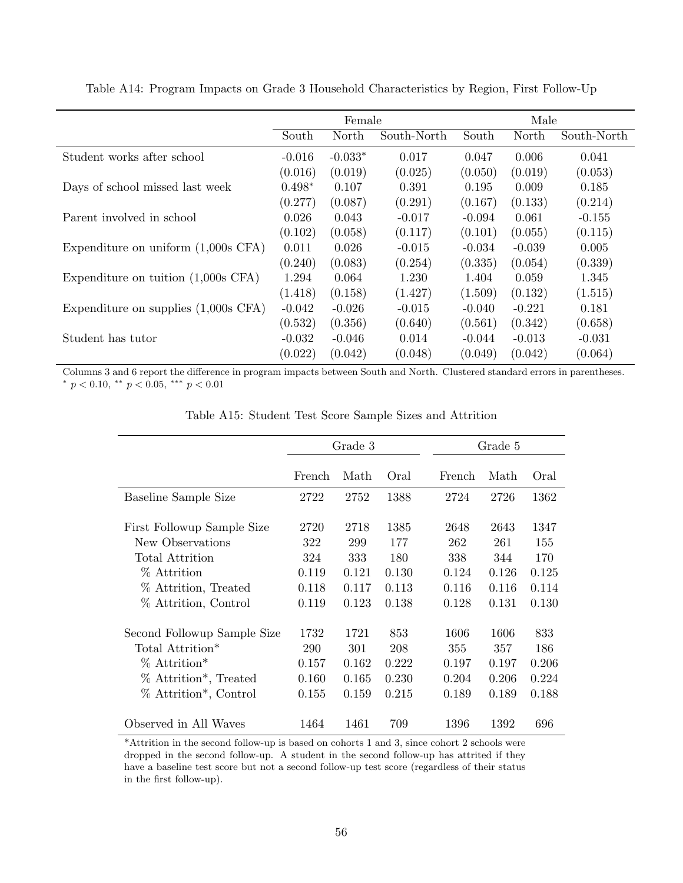Table A14: Program Impacts on Grade 3 Household Characteristics by Region, First Follow-Up

| | Female | | | Male | | |
|---|---|---|---|---|---|---|
| | South | North | South-North | South | North | South-North |
| Student works after school | -0.016 | -0.033* | 0.017 | 0.047 | 0.006 | 0.041 |
| | (0.016) | (0.019) | (0.025) | (0.050) | (0.019) | (0.053) |
| Days of school missed last week | 0.498* | 0.107 | 0.391 | 0.195 | 0.009 | 0.185 |
| | (0.277) | (0.087) | (0.291) | (0.167) | (0.133) | (0.214) |
| Parent involved in school | 0.026 | 0.043 | -0.017 | -0.094 | 0.061 | -0.155 |
| | (0.102) | (0.058) | (0.117) | (0.101) | (0.055) | (0.115) |
| Expenditure on uniform (1,000s CFA) | 0.011 | 0.026 | -0.015 | -0.034 | -0.039 | 0.005 |
| | (0.240) | (0.083) | (0.254) | (0.335) | (0.054) | (0.339) |
| Expenditure on tuition (1,000s CFA) | 1.294 | 0.064 | 1.230 | 1.404 | 0.059 | 1.345 |
| | (1.418) | (0.158) | (1.427) | (1.509) | (0.132) | (1.515) |
| Expenditure on supplies (1,000s CFA) | -0.042 | -0.026 | -0.015 | -0.040 | -0.221 | 0.181 |
| | (0.532) | (0.356) | (0.640) | (0.561) | (0.342) | (0.658) |
| Student has tutor | -0.032 | -0.046 | 0.014 | -0.044 | -0.013 | -0.031 |
| | (0.022) | (0.042) | (0.048) | (0.049) | (0.042) | (0.064) |

Columns 3 and 6 report the difference in program impacts between South and North. Clustered standard errors in parentheses.
* $p < 0.10$, ** $p < 0.05$, *** $p < 0.01$

Table A15: Student Test Score Sample Sizes and Attrition

| | Grade 3 | | | Grade 5 | | |
|---|---|---|---|---|---|---|
| | French | Math | Oral | French | Math | Oral |
| Baseline Sample Size | 2722 | 2752 | 1388 | 2724 | 2726 | 1362 |
| First Followup Sample Size | 2720 | 2718 | 1385 | 2648 | 2643 | 1347 |
| New Observations | 322 | 299 | 177 | 262 | 261 | 155 |
| Total Attrition | 324 | 333 | 180 | 338 | 344 | 170 |
| % Attrition | 0.119 | 0.121 | 0.130 | 0.124 | 0.126 | 0.125 |
| % Attrition, Treated | 0.118 | 0.117 | 0.113 | 0.116 | 0.116 | 0.114 |
| % Attrition, Control | 0.119 | 0.123 | 0.138 | 0.128 | 0.131 | 0.130 |
| Second Followup Sample Size | 1732 | 1721 | 853 | 1606 | 1606 | 833 |
| Total Attrition* | 290 | 301 | 208 | 355 | 357 | 186 |
| % Attrition* | 0.157 | 0.162 | 0.222 | 0.197 | 0.197 | 0.206 |
| % Attrition*, Treated | 0.160 | 0.165 | 0.230 | 0.204 | 0.206 | 0.224 |
| % Attrition*, Control | 0.155 | 0.159 | 0.215 | 0.189 | 0.189 | 0.188 |
| Observed in All Waves | 1464 | 1461 | 709 | 1396 | 1392 | 696 |

*Attrition in the second follow-up is based on cohorts 1 and 3, since cohort 2 schools were dropped in the second follow-up. A student in the second follow-up has attrited if they have a baseline test score but not a second follow-up test score (regardless of their status in the first follow-up).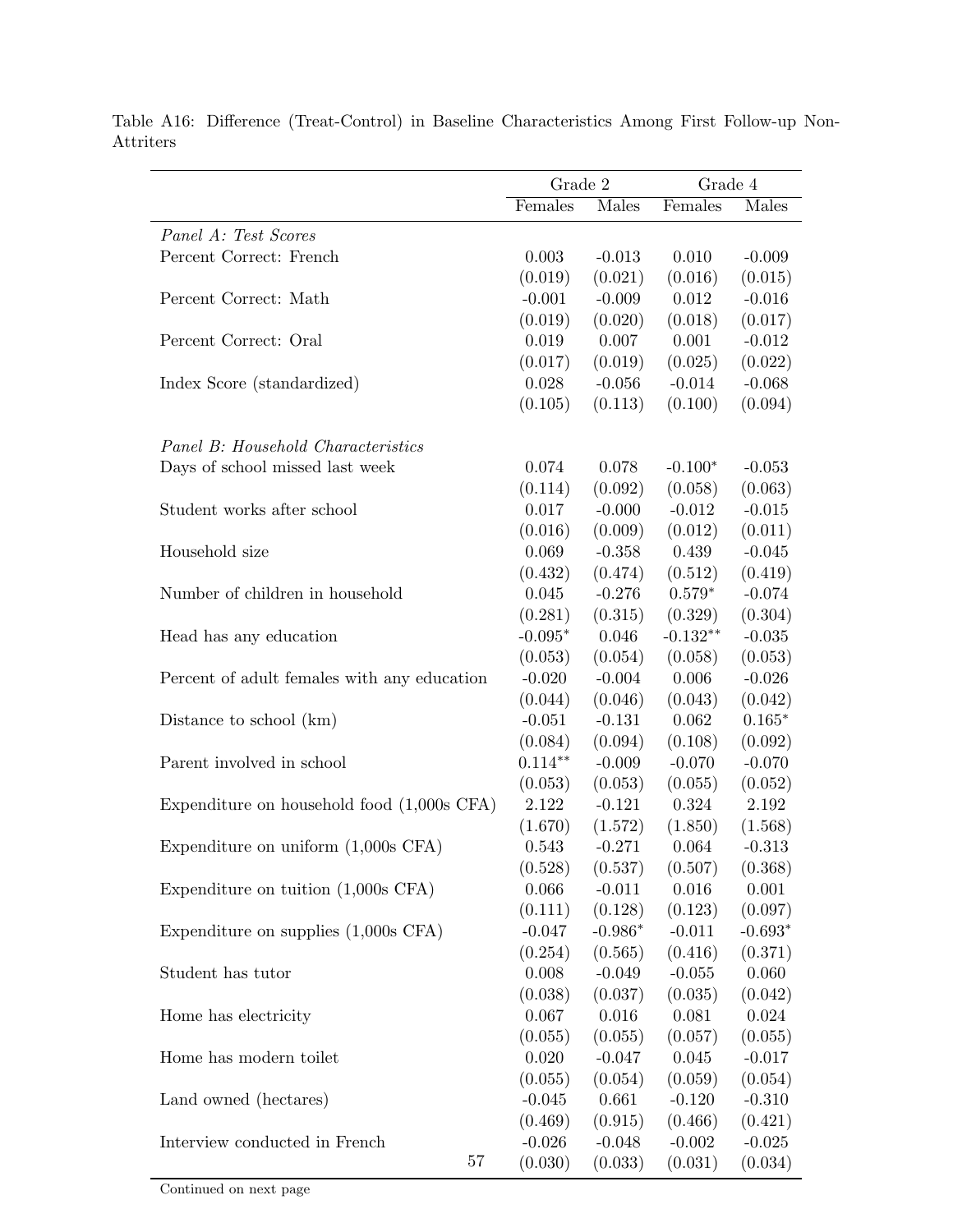Table A16: Difference (Treat-Control) in Baseline Characteristics Among First Follow-up Non-Attriters

| | Grade 2 | | Grade 4 | |
|---|---|---|---|---|
| | Females | Males | Females | Males |
| *Panel A: Test Scores* | | | | |
| Percent Correct: French | 0.003 | -0.013 | 0.010 | -0.009 |
| | (0.019) | (0.021) | (0.016) | (0.015) |
| Percent Correct: Math | -0.001 | -0.009 | 0.012 | -0.016 |
| | (0.019) | (0.020) | (0.018) | (0.017) |
| Percent Correct: Oral | 0.019 | 0.007 | 0.001 | -0.012 |
| | (0.017) | (0.019) | (0.025) | (0.022) |
| Index Score (standardized) | 0.028 | -0.056 | -0.014 | -0.068 |
| | (0.105) | (0.113) | (0.100) | (0.094) |
| *Panel B: Household Characteristics* | | | | |
| Days of school missed last week | 0.074 | 0.078 | -0.100* | -0.053 |
| | (0.114) | (0.092) | (0.058) | (0.063) |
| Student works after school | 0.017 | -0.000 | -0.012 | -0.015 |
| | (0.016) | (0.009) | (0.012) | (0.011) |
| Household size | 0.069 | -0.358 | 0.439 | -0.045 |
| | (0.432) | (0.474) | (0.512) | (0.419) |
| Number of children in household | 0.045 | -0.276 | 0.579* | -0.074 |
| | (0.281) | (0.315) | (0.329) | (0.304) |
| Head has any education | -0.095* | 0.046 | -0.132** | -0.035 |
| | (0.053) | (0.054) | (0.058) | (0.053) |
| Percent of adult females with any education | -0.020 | -0.004 | 0.006 | -0.026 |
| | (0.044) | (0.046) | (0.043) | (0.042) |
| Distance to school (km) | -0.051 | -0.131 | 0.062 | 0.165* |
| | (0.084) | (0.094) | (0.108) | (0.092) |
| Parent involved in school | 0.114** | -0.009 | -0.070 | -0.070 |
| | (0.053) | (0.053) | (0.055) | (0.052) |
| Expenditure on household food (1,000s CFA) | 2.122 | -0.121 | 0.324 | 2.192 |
| | (1.670) | (1.572) | (1.850) | (1.568) |
| Expenditure on uniform (1,000s CFA) | 0.543 | -0.271 | 0.064 | -0.313 |
| | (0.528) | (0.537) | (0.507) | (0.368) |
| Expenditure on tuition (1,000s CFA) | 0.066 | -0.011 | 0.016 | 0.001 |
| | (0.111) | (0.128) | (0.123) | (0.097) |
| Expenditure on supplies (1,000s CFA) | -0.047 | -0.986* | -0.011 | -0.693* |
| | (0.254) | (0.565) | (0.416) | (0.371) |
| Student has tutor | 0.008 | -0.049 | -0.055 | 0.060 |
| | (0.038) | (0.037) | (0.035) | (0.042) |
| Home has electricity | 0.067 | 0.016 | 0.081 | 0.024 |
| | (0.055) | (0.055) | (0.057) | (0.055) |
| Home has modern toilet | 0.020 | -0.047 | 0.045 | -0.017 |
| | (0.055) | (0.054) | (0.059) | (0.054) |
| Land owned (hectares) | -0.045 | 0.661 | -0.120 | -0.310 |
| | (0.469) | (0.915) | (0.466) | (0.421) |
| Interview conducted in French | -0.026 | -0.048 | -0.002 | -0.025 |
| | (0.030) | (0.033) | (0.031) | (0.034) |

Continued on next page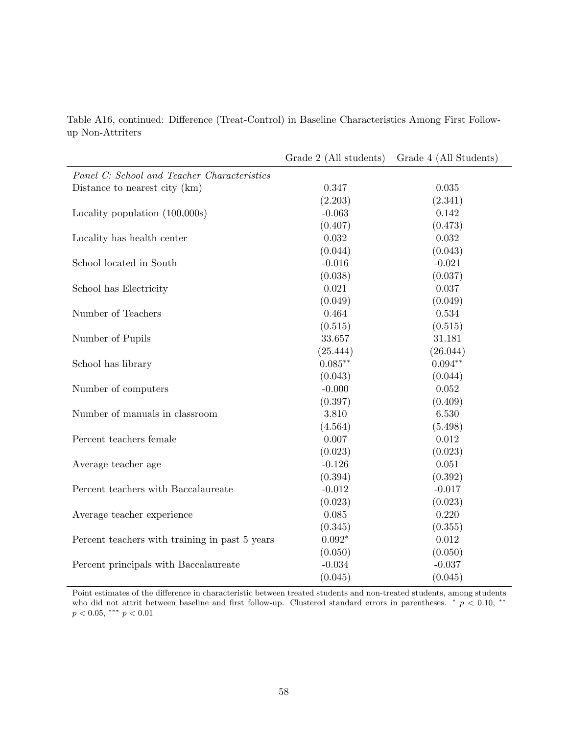Table A16, continued: Difference (Treat-Control) in Baseline Characteristics Among First Follow-up Non-Attriters

| | Grade 2 (All students) | Grade 4 (All Students) |
|---|---|---|
| *Panel C: School and Teacher Characteristics* | | |
| Distance to nearest city (km) | 0.347 | 0.035 |
| | (2.203) | (2.341) |
| Locality population (100,000s) | -0.063 | 0.142 |
| | (0.407) | (0.473) |
| Locality has health center | 0.032 | 0.032 |
| | (0.044) | (0.043) |
| School located in South | -0.016 | -0.021 |
| | (0.038) | (0.037) |
| School has Electricity | 0.021 | 0.037 |
| | (0.049) | (0.049) |
| Number of Teachers | 0.464 | 0.534 |
| | (0.515) | (0.515) |
| Number of Pupils | 33.657 | 31.181 |
| | (25.444) | (26.044) |
| School has library | $0.085^{**}$ | $0.094^{**}$ |
| | (0.043) | (0.044) |
| Number of computers | -0.000 | 0.052 |
| | (0.397) | (0.409) |
| Number of manuals in classroom | 3.810 | 6.530 |
| | (4.564) | (5.498) |
| Percent teachers female | 0.007 | 0.012 |
| | (0.023) | (0.023) |
| Average teacher age | -0.126 | 0.051 |
| | (0.394) | (0.392) |
| Percent teachers with Baccalaureate | -0.012 | -0.017 |
| | (0.023) | (0.023) |
| Average teacher experience | 0.085 | 0.220 |
| | (0.345) | (0.355) |
| Percent teachers with training in past 5 years | $0.092^{*}$ | 0.012 |
| | (0.050) | (0.050) |
| Percent principals with Baccalaureate | -0.034 | -0.037 |
| | (0.045) | (0.045) |

Point estimates of the difference in characteristic between treated students and non-treated students, among students who did not attrit between baseline and first follow-up. Clustered standard errors in parentheses. $^{*}$ $p < 0.10$, $^{**}$ $p < 0.05$, $^{***}$ $p < 0.01$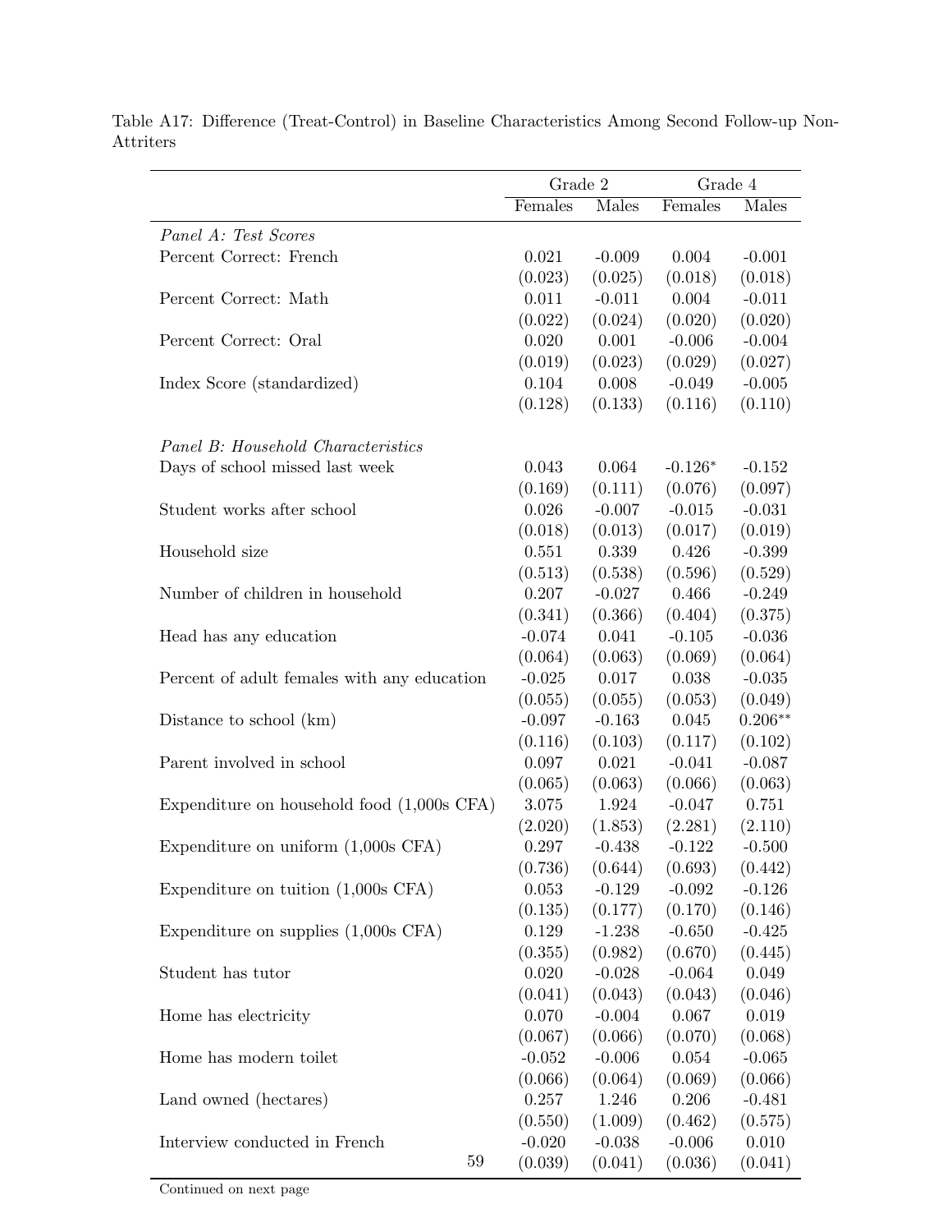Table A17: Difference (Treat-Control) in Baseline Characteristics Among Second Follow-up Non-Attriters

| | Grade 2 | | Grade 4 | |
|---|---|---|---|---|
| | Females | Males | Females | Males |
| *Panel A: Test Scores* | | | | |
| Percent Correct: French | 0.021 | -0.009 | 0.004 | -0.001 |
| | (0.023) | (0.025) | (0.018) | (0.018) |
| Percent Correct: Math | 0.011 | -0.011 | 0.004 | -0.011 |
| | (0.022) | (0.024) | (0.020) | (0.020) |
| Percent Correct: Oral | 0.020 | 0.001 | -0.006 | -0.004 |
| | (0.019) | (0.023) | (0.029) | (0.027) |
| Index Score (standardized) | 0.104 | 0.008 | -0.049 | -0.005 |
| | (0.128) | (0.133) | (0.116) | (0.110) |
| *Panel B: Household Characteristics* | | | | |
| Days of school missed last week | 0.043 | 0.064 | -0.126* | -0.152 |
| | (0.169) | (0.111) | (0.076) | (0.097) |
| Student works after school | 0.026 | -0.007 | -0.015 | -0.031 |
| | (0.018) | (0.013) | (0.017) | (0.019) |
| Household size | 0.551 | 0.339 | 0.426 | -0.399 |
| | (0.513) | (0.538) | (0.596) | (0.529) |
| Number of children in household | 0.207 | -0.027 | 0.466 | -0.249 |
| | (0.341) | (0.366) | (0.404) | (0.375) |
| Head has any education | -0.074 | 0.041 | -0.105 | -0.036 |
| | (0.064) | (0.063) | (0.069) | (0.064) |
| Percent of adult females with any education | -0.025 | 0.017 | 0.038 | -0.035 |
| | (0.055) | (0.055) | (0.053) | (0.049) |
| Distance to school (km) | -0.097 | -0.163 | 0.045 | 0.206** |
| | (0.116) | (0.103) | (0.117) | (0.102) |
| Parent involved in school | 0.097 | 0.021 | -0.041 | -0.087 |
| | (0.065) | (0.063) | (0.066) | (0.063) |
| Expenditure on household food (1,000s CFA) | 3.075 | 1.924 | -0.047 | 0.751 |
| | (2.020) | (1.853) | (2.281) | (2.110) |
| Expenditure on uniform (1,000s CFA) | 0.297 | -0.438 | -0.122 | -0.500 |
| | (0.736) | (0.644) | (0.693) | (0.442) |
| Expenditure on tuition (1,000s CFA) | 0.053 | -0.129 | -0.092 | -0.126 |
| | (0.135) | (0.177) | (0.170) | (0.146) |
| Expenditure on supplies (1,000s CFA) | 0.129 | -1.238 | -0.650 | -0.425 |
| | (0.355) | (0.982) | (0.670) | (0.445) |
| Student has tutor | 0.020 | -0.028 | -0.064 | 0.049 |
| | (0.041) | (0.043) | (0.043) | (0.046) |
| Home has electricity | 0.070 | -0.004 | 0.067 | 0.019 |
| | (0.067) | (0.066) | (0.070) | (0.068) |
| Home has modern toilet | -0.052 | -0.006 | 0.054 | -0.065 |
| | (0.066) | (0.064) | (0.069) | (0.066) |
| Land owned (hectares) | 0.257 | 1.246 | 0.206 | -0.481 |
| | (0.550) | (1.009) | (0.462) | (0.575) |
| Interview conducted in French | -0.020 | -0.038 | -0.006 | 0.010 |
| | (0.039) | (0.041) | (0.036) | (0.041) |

Continued on next page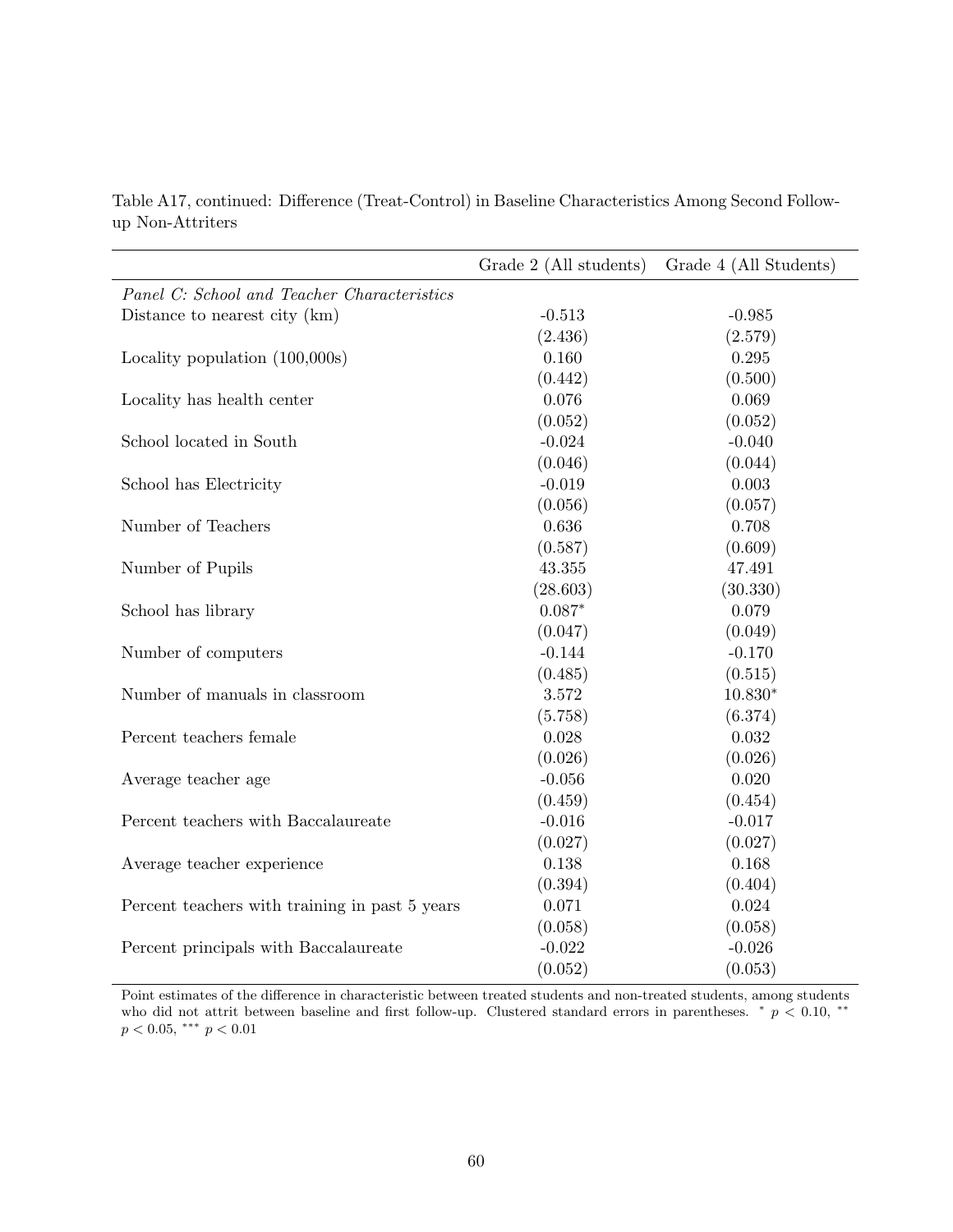Table A17, continued: Difference (Treat-Control) in Baseline Characteristics Among Second Follow-up Non-Attriters

| | Grade 2 (All students) | Grade 4 (All Students) |
|---|---|---|
| *Panel C: School and Teacher Characteristics* | | |
| Distance to nearest city (km) | -0.513 | -0.985 |
| | (2.436) | (2.579) |
| Locality population (100,000s) | 0.160 | 0.295 |
| | (0.442) | (0.500) |
| Locality has health center | 0.076 | 0.069 |
| | (0.052) | (0.052) |
| School located in South | -0.024 | -0.040 |
| | (0.046) | (0.044) |
| School has Electricity | -0.019 | 0.003 |
| | (0.056) | (0.057) |
| Number of Teachers | 0.636 | 0.708 |
| | (0.587) | (0.609) |
| Number of Pupils | 43.355 | 47.491 |
| | (28.603) | (30.330) |
| School has library | $0.087^{*}$ | 0.079 |
| | (0.047) | (0.049) |
| Number of computers | -0.144 | -0.170 |
| | (0.485) | (0.515) |
| Number of manuals in classroom | 3.572 | $10.830^{*}$ |
| | (5.758) | (6.374) |
| Percent teachers female | 0.028 | 0.032 |
| | (0.026) | (0.026) |
| Average teacher age | -0.056 | 0.020 |
| | (0.459) | (0.454) |
| Percent teachers with Baccalaureate | -0.016 | -0.017 |
| | (0.027) | (0.027) |
| Average teacher experience | 0.138 | 0.168 |
| | (0.394) | (0.404) |
| Percent teachers with training in past 5 years | 0.071 | 0.024 |
| | (0.058) | (0.058) |
| Percent principals with Baccalaureate | -0.022 | -0.026 |
| | (0.052) | (0.053) |

Point estimates of the difference in characteristic between treated students and non-treated students, among students who did not attrit between baseline and first follow-up. Clustered standard errors in parentheses. $^{*}$ $p < 0.10$, $^{**}$ $p < 0.05$, $^{***}$ $p < 0.01$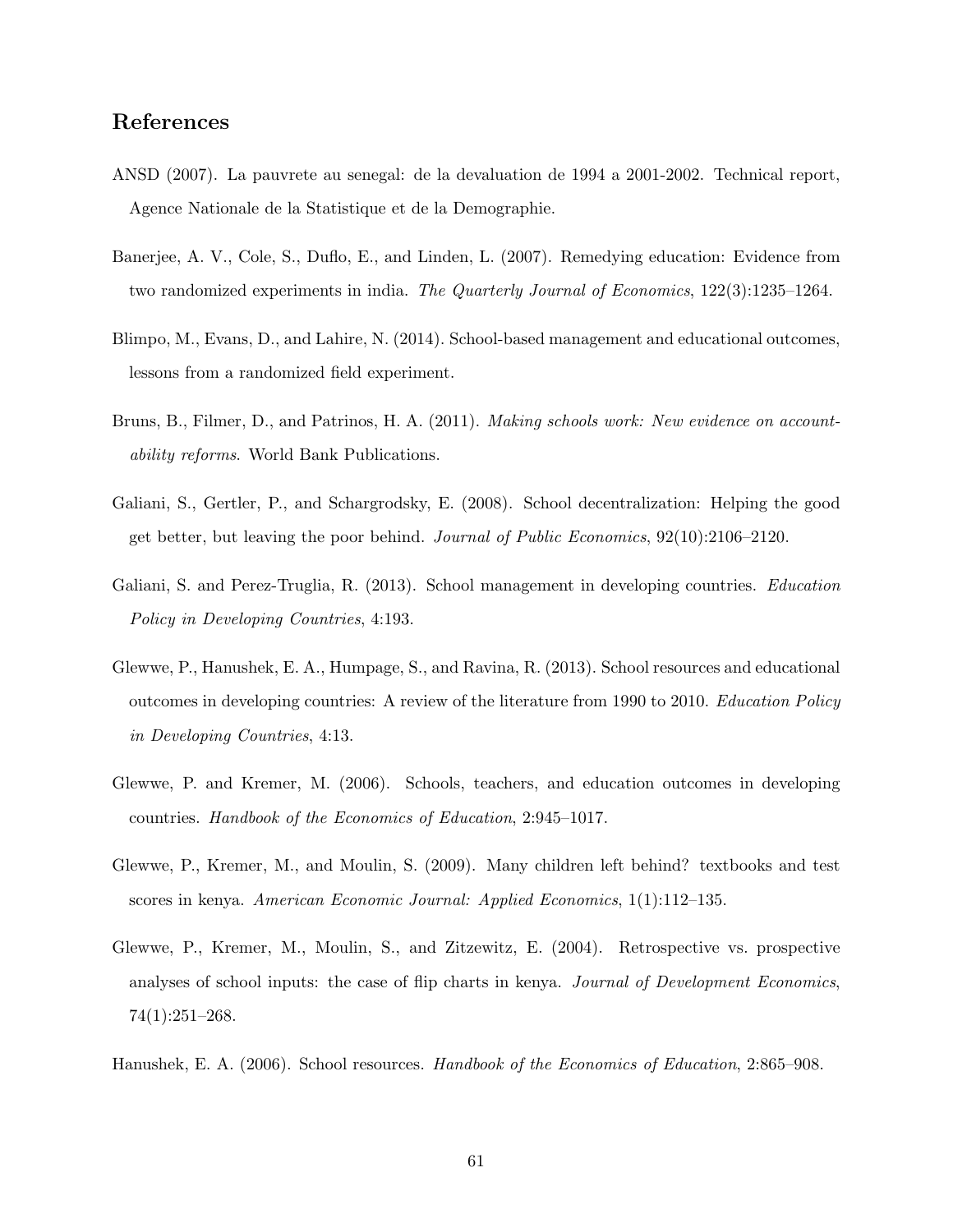## References

ANSD (2007). La pauvrete au senegal: de la devaluation de 1994 a 2001-2002. Technical report, Agence Nationale de la Statistique et de la Demographie.

Banerjee, A. V., Cole, S., Duflo, E., and Linden, L. (2007). Remedying education: Evidence from two randomized experiments in india. *The Quarterly Journal of Economics*, 122(3):1235–1264.

Blimpo, M., Evans, D., and Lahire, N. (2014). School-based management and educational outcomes, lessons from a randomized field experiment.

Bruns, B., Filmer, D., and Patrinos, H. A. (2011). *Making schools work: New evidence on accountability reforms*. World Bank Publications.

Galiani, S., Gertler, P., and Schargrodsky, E. (2008). School decentralization: Helping the good get better, but leaving the poor behind. *Journal of Public Economics*, 92(10):2106–2120.

Galiani, S. and Perez-Truglia, R. (2013). School management in developing countries. *Education Policy in Developing Countries*, 4:193.

Glewwe, P., Hanushek, E. A., Humpage, S., and Ravina, R. (2013). School resources and educational outcomes in developing countries: A review of the literature from 1990 to 2010. *Education Policy in Developing Countries*, 4:13.

Glewwe, P. and Kremer, M. (2006). Schools, teachers, and education outcomes in developing countries. *Handbook of the Economics of Education*, 2:945–1017.

Glewwe, P., Kremer, M., and Moulin, S. (2009). Many children left behind? textbooks and test scores in kenya. *American Economic Journal: Applied Economics*, 1(1):112–135.

Glewwe, P., Kremer, M., Moulin, S., and Zitzewitz, E. (2004). Retrospective vs. prospective analyses of school inputs: the case of flip charts in kenya. *Journal of Development Economics*, 74(1):251–268.

Hanushek, E. A. (2006). School resources. *Handbook of the Economics of Education*, 2:865–908.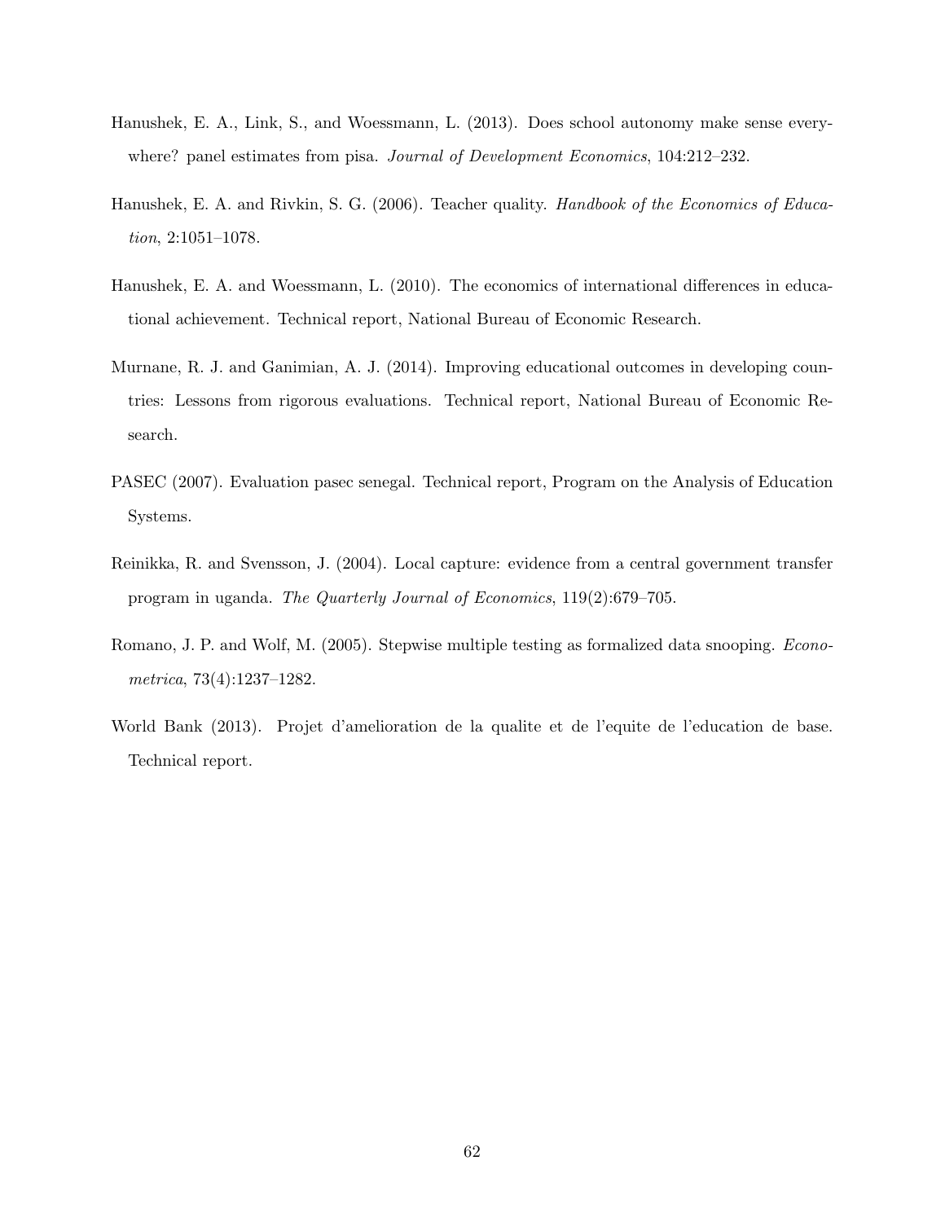Hanushek, E. A., Link, S., and Woessmann, L. (2013). Does school autonomy make sense everywhere? panel estimates from pisa. *Journal of Development Economics*, 104:212–232.

Hanushek, E. A. and Rivkin, S. G. (2006). Teacher quality. *Handbook of the Economics of Education*, 2:1051–1078.

Hanushek, E. A. and Woessmann, L. (2010). The economics of international differences in educational achievement. Technical report, National Bureau of Economic Research.

Murnane, R. J. and Ganimian, A. J. (2014). Improving educational outcomes in developing countries: Lessons from rigorous evaluations. Technical report, National Bureau of Economic Research.

PASEC (2007). Evaluation pasec senegal. Technical report, Program on the Analysis of Education Systems.

Reinikka, R. and Svensson, J. (2004). Local capture: evidence from a central government transfer program in uganda. *The Quarterly Journal of Economics*, 119(2):679–705.

Romano, J. P. and Wolf, M. (2005). Stepwise multiple testing as formalized data snooping. *Econometrica*, 73(4):1237–1282.

World Bank (2013). Projet d'amelioration de la qualite et de l'equite de l'education de base. Technical report.